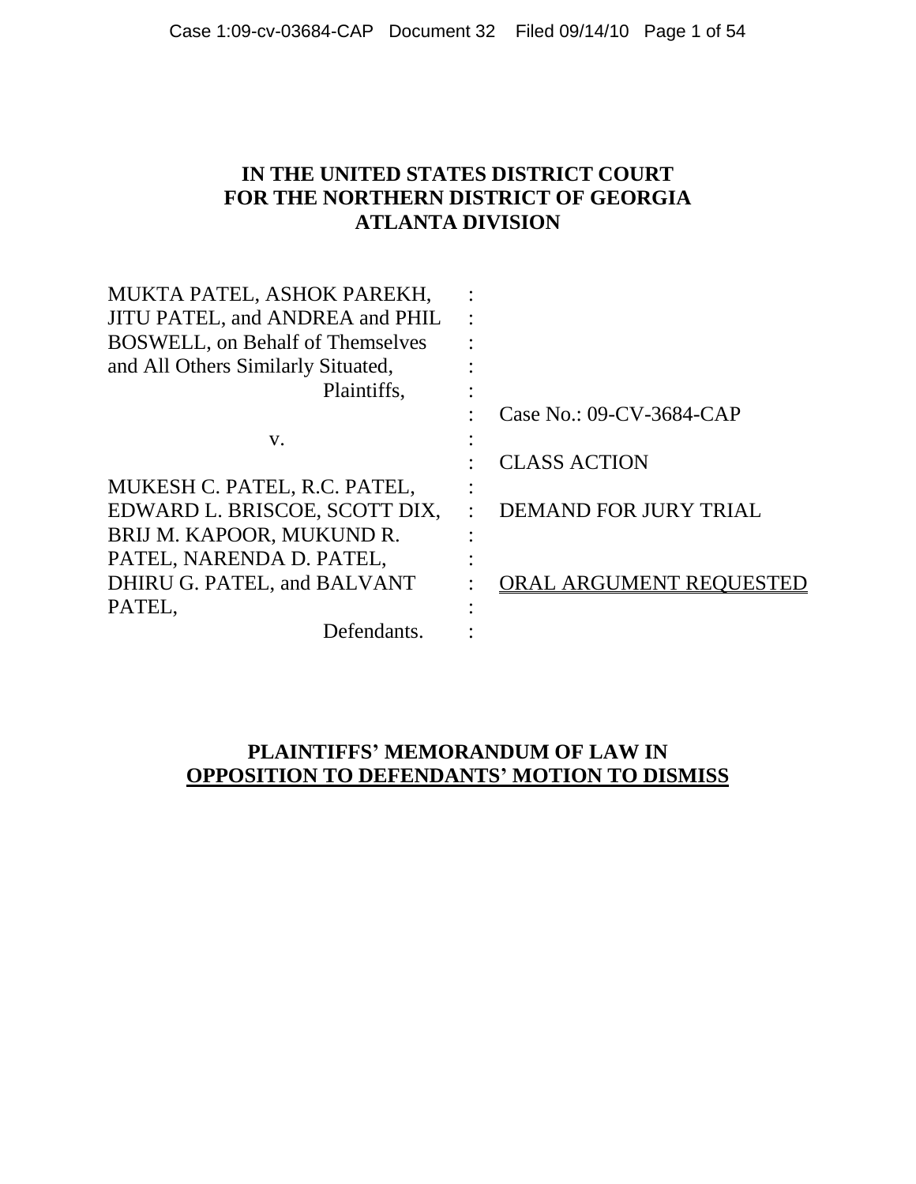# IN THE UNITED STATES DISTRICT COURT FOR THE NORTHERN DISTRICT OF GEORGIA ATLANTA DIVISION

| | | |
|---|---|---|
| MUKTA PATEL, ASHOK PAREKH, JITU PATEL, and ANDREA and PHIL BOSWELL, on Behalf of Themselves and All Others Similarly Situated, | : | |
| Plaintiffs, | : | |
| | : | Case No.: 09-CV-3684-CAP |
| v. | : | |
| | : | CLASS ACTION |
| MUKESH C. PATEL, R.C. PATEL, EDWARD L. BRISCOE, SCOTT DIX, BRIJ M. KAPOOR, MUKUND R. PATEL, NARENDA D. PATEL, DHIRU G. PATEL, and BALVANT PATEL, | : | DEMAND FOR JURY TRIAL |
| | : | <u>ORAL ARGUMENT REQUESTED</u> |
| Defendants. | : | |

## PLAINTIFFS' MEMORANDUM OF LAW IN <u>OPPOSITION TO DEFENDANTS' MOTION TO DISMISS</u>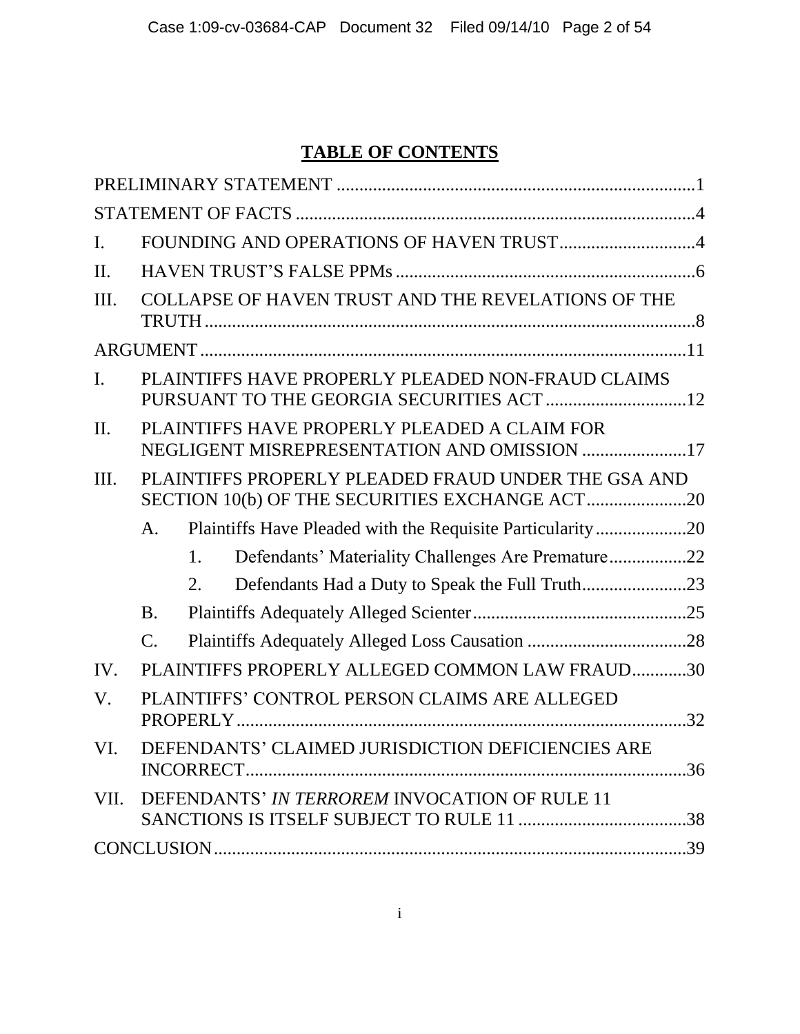## TABLE OF CONTENTS

PRELIMINARY STATEMENT ....................................................................................1

STATEMENT OF FACTS ........................................................................................4

I. FOUNDING AND OPERATIONS OF HAVEN TRUST ..............................4

II. HAVEN TRUST'S FALSE PPMs ..................................................................6

III. COLLAPSE OF HAVEN TRUST AND THE REVELATIONS OF THE TRUTH ............................................................................................................8

ARGUMENT ...........................................................................................................11

I. PLAINTIFFS HAVE PROPERLY PLEADED NON-FRAUD CLAIMS PURSUANT TO THE GEORGIA SECURITIES ACT ................................12

II. PLAINTIFFS HAVE PROPERLY PLEADED A CLAIM FOR NEGLIGENT MISREPRESENTATION AND OMISSION .......................17

III. PLAINTIFFS PROPERLY PLEADED FRAUD UNDER THE GSA AND SECTION 10(b) OF THE SECURITIES EXCHANGE ACT......................20

   A. Plaintiffs Have Pleaded with the Requisite Particularity....................20

      1. Defendants' Materiality Challenges Are Premature.................22

      2. Defendants Had a Duty to Speak the Full Truth.......................23

   B. Plaintiffs Adequately Alleged Scienter................................................25

   C. Plaintiffs Adequately Alleged Loss Causation ....................................28

IV. PLAINTIFFS PROPERLY ALLEGED COMMON LAW FRAUD............30

V. PLAINTIFFS' CONTROL PERSON CLAIMS ARE ALLEGED PROPERLY...................................................................................................32

VI. DEFENDANTS' CLAIMED JURISDICTION DEFICIENCIES ARE INCORRECT.................................................................................................36

VII. DEFENDANTS' *IN TERROREM* INVOCATION OF RULE 11 SANCTIONS IS ITSELF SUBJECT TO RULE 11 .....................................38

CONCLUSION........................................................................................................39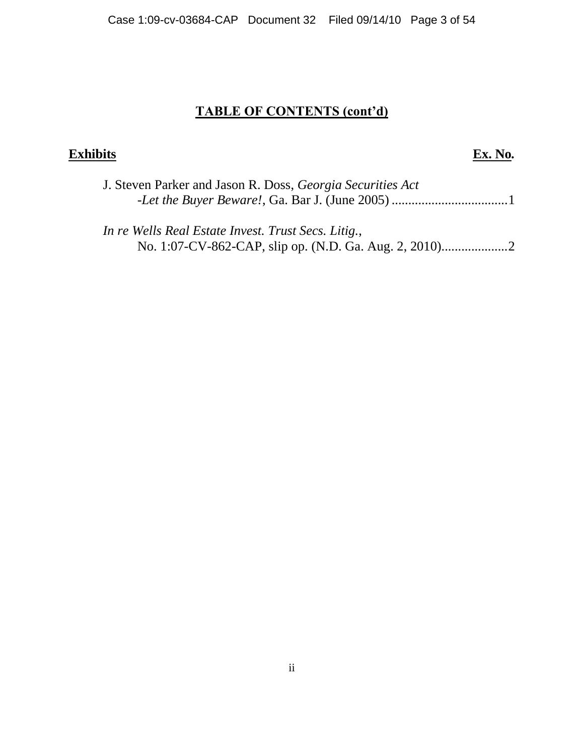# **TABLE OF CONTENTS (cont'd)**

| **Exhibits** | **Ex. No.** |
| --- | --- |
| J. Steven Parker and Jason R. Doss, *Georgia Securities Act -Let the Buyer Beware!*, Ga. Bar J. (June 2005) | 1 |
| *In re Wells Real Estate Invest. Trust Secs. Litig.*, No. 1:07-CV-862-CAP, slip op. (N.D. Ga. Aug. 2, 2010) | 2 |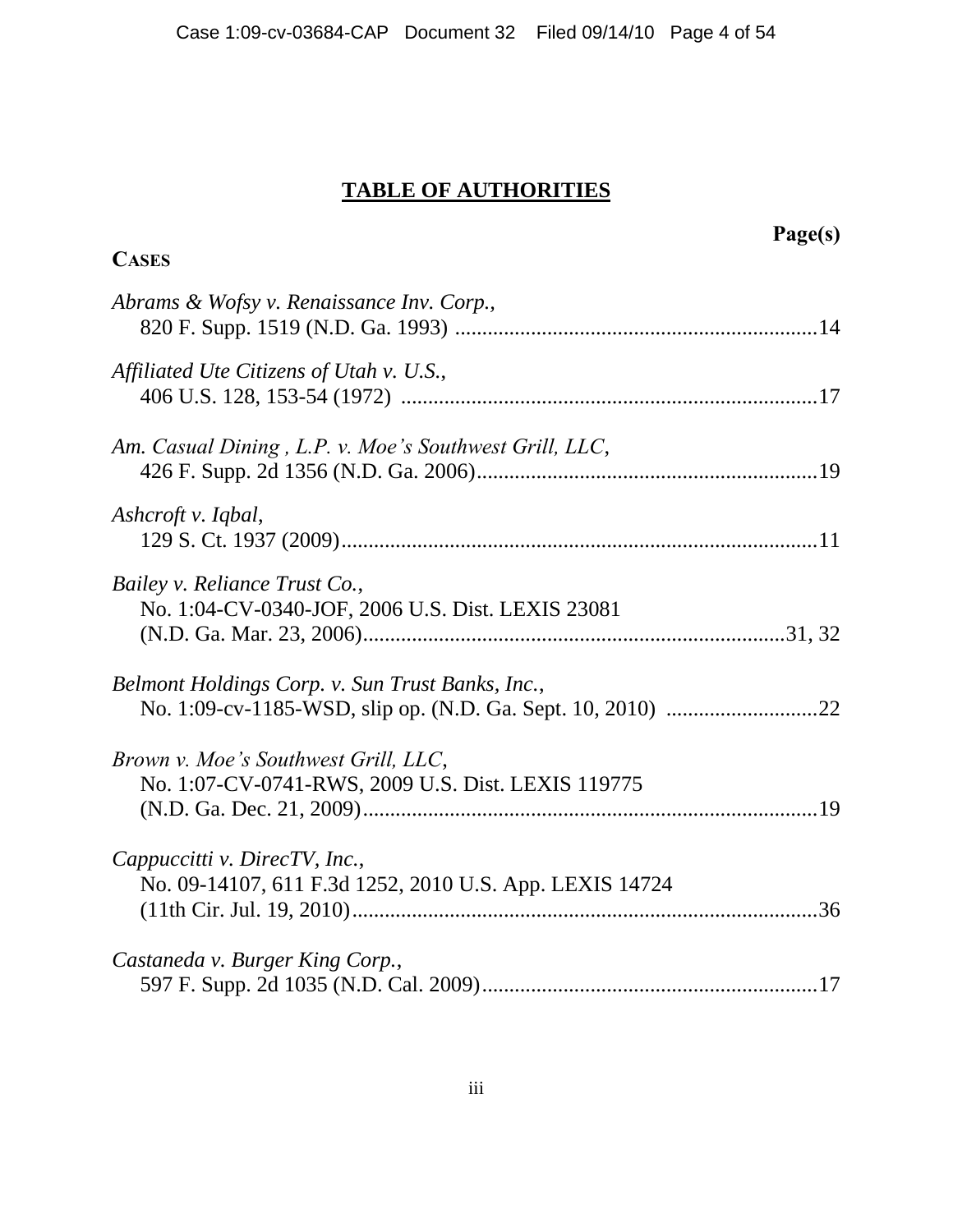# TABLE OF AUTHORITIES

**Page(s)**

**CASES**

*Abrams & Wofsy v. Renaissance Inv. Corp.*,
820 F. Supp. 1519 (N.D. Ga. 1993) ....................................................................14

*Affiliated Ute Citizens of Utah v. U.S.*,
406 U.S. 128, 153-54 (1972) ..............................................................................17

*Am. Casual Dining , L.P. v. Moe's Southwest Grill, LLC*,
426 F. Supp. 2d 1356 (N.D. Ga. 2006)................................................................19

*Ashcroft v. Iqbal*,
129 S. Ct. 1937 (2009).........................................................................................11

*Bailey v. Reliance Trust Co.*,
No. 1:04-CV-0340-JOF, 2006 U.S. Dist. LEXIS 23081
(N.D. Ga. Mar. 23, 2006)..............................................................................31, 32

*Belmont Holdings Corp. v. Sun Trust Banks, Inc.*,
No. 1:09-cv-1185-WSD, slip op. (N.D. Ga. Sept. 10, 2010) ............................22

*Brown v. Moe's Southwest Grill, LLC*,
No. 1:07-CV-0741-RWS, 2009 U.S. Dist. LEXIS 119775
(N.D. Ga. Dec. 21, 2009).....................................................................................19

*Cappuccitti v. DirecTV, Inc.*,
No. 09-14107, 611 F.3d 1252, 2010 U.S. App. LEXIS 14724
(11th Cir. Jul. 19, 2010).......................................................................................36

*Castaneda v. Burger King Corp.*,
597 F. Supp. 2d 1035 (N.D. Cal. 2009)...............................................................17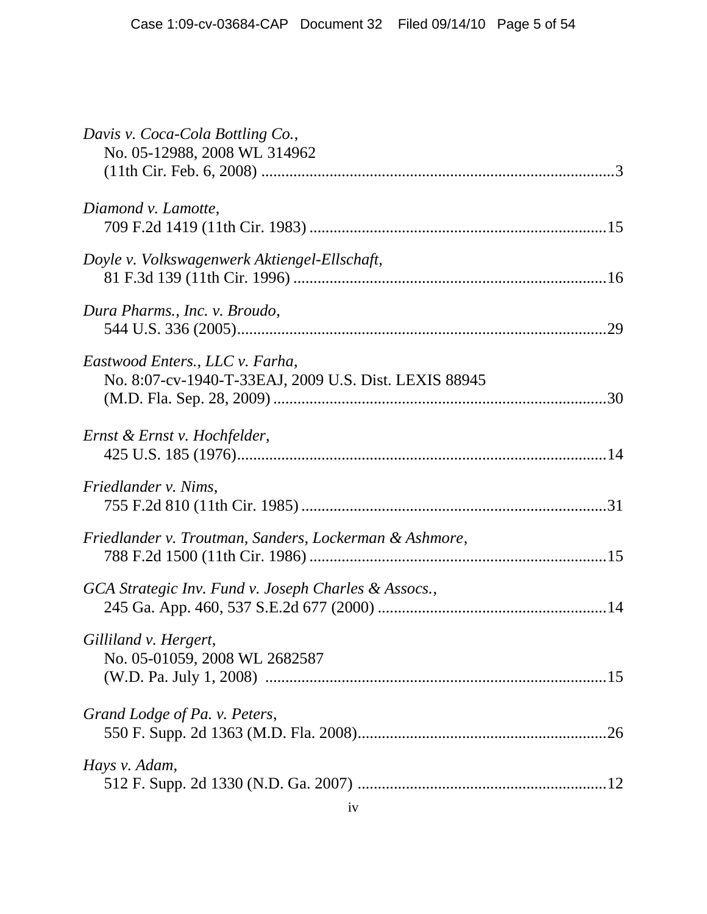*Davis v. Coca-Cola Bottling Co.*,
No. 05-12988, 2008 WL 314962
(11th Cir. Feb. 6, 2008) ....................................................................................3

*Diamond v. Lamotte*,
709 F.2d 1419 (11th Cir. 1983) .........................................................................15

*Doyle v. Volkswagenwerk Aktiengel-Ellschaft*,
81 F.3d 139 (11th Cir. 1996) .............................................................................16

*Dura Pharms., Inc. v. Broudo*,
544 U.S. 336 (2005)...........................................................................................29

*Eastwood Enters., LLC v. Farha*,
No. 8:07-cv-1940-T-33EAJ, 2009 U.S. Dist. LEXIS 88945
(M.D. Fla. Sep. 28, 2009) ..................................................................................30

*Ernst & Ernst v. Hochfelder*,
425 U.S. 185 (1976)...........................................................................................14

*Friedlander v. Nims*,
755 F.2d 810 (11th Cir. 1985) ...........................................................................31

*Friedlander v. Troutman, Sanders, Lockerman & Ashmore*,
788 F.2d 1500 (11th Cir. 1986) .........................................................................15

*GCA Strategic Inv. Fund v. Joseph Charles & Assocs.*,
245 Ga. App. 460, 537 S.E.2d 677 (2000) .........................................................14

*Gilliland v. Hergert*,
No. 05-01059, 2008 WL 2682587
(W.D. Pa. July 1, 2008) ....................................................................................15

*Grand Lodge of Pa. v. Peters*,
550 F. Supp. 2d 1363 (M.D. Fla. 2008)..............................................................26

*Hays v. Adam*,
512 F. Supp. 2d 1330 (N.D. Ga. 2007) ..............................................................12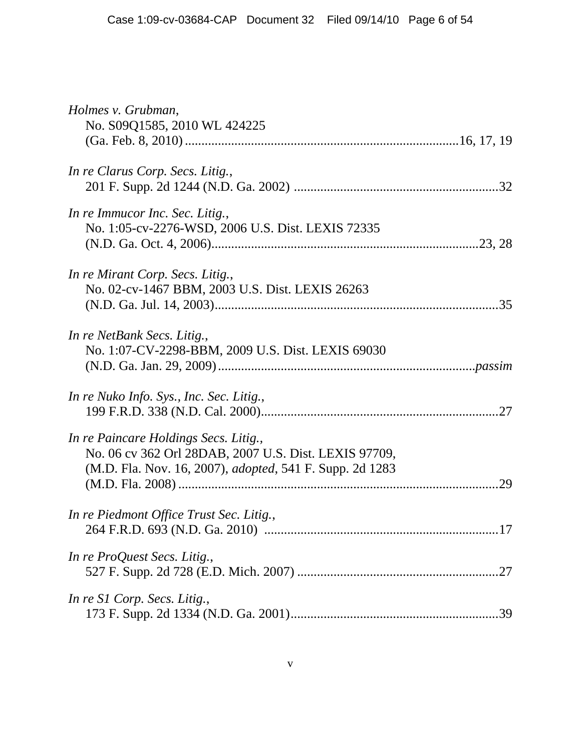*Holmes v. Grubman*,
No. S09Q1585, 2010 WL 424225
(Ga. Feb. 8, 2010) ................................................................................16, 17, 19

*In re Clarus Corp. Secs. Litig.*,
201 F. Supp. 2d 1244 (N.D. Ga. 2002) .............................................................32

*In re Immucor Inc. Sec. Litig.*,
No. 1:05-cv-2276-WSD, 2006 U.S. Dist. LEXIS 72335
(N.D. Ga. Oct. 4, 2006)...............................................................................23, 28

*In re Mirant Corp. Secs. Litig.*,
No. 02-cv-1467 BBM, 2003 U.S. Dist. LEXIS 26263
(N.D. Ga. Jul. 14, 2003).....................................................................................35

*In re NetBank Secs. Litig.*,
No. 1:07-CV-2298-BBM, 2009 U.S. Dist. LEXIS 69030
(N.D. Ga. Jan. 29, 2009) ............................................................................*passim*

*In re Nuko Info. Sys., Inc. Sec. Litig.*,
199 F.R.D. 338 (N.D. Cal. 2000)......................................................................27

*In re Paincare Holdings Secs. Litig.*,
No. 06 cv 362 Orl 28DAB, 2007 U.S. Dist. LEXIS 97709,
(M.D. Fla. Nov. 16, 2007), *adopted*, 541 F. Supp. 2d 1283
(M.D. Fla. 2008) ................................................................................................29

*In re Piedmont Office Trust Sec. Litig.*,
264 F.R.D. 693 (N.D. Ga. 2010) .......................................................................17

*In re ProQuest Secs. Litig.*,
527 F. Supp. 2d 728 (E.D. Mich. 2007) .............................................................27

*In re S1 Corp. Secs. Litig.*,
173 F. Supp. 2d 1334 (N.D. Ga. 2001)...............................................................39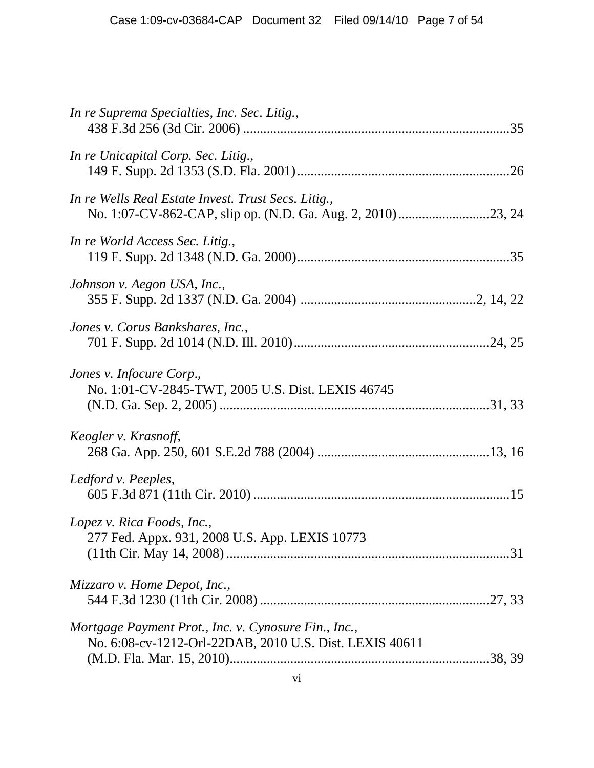*In re Suprema Specialties, Inc. Sec. Litig.*,
438 F.3d 256 (3d Cir. 2006) ..............................................................................35

*In re Unicapital Corp. Sec. Litig.*,
149 F. Supp. 2d 1353 (S.D. Fla. 2001)...............................................................26

*In re Wells Real Estate Invest. Trust Secs. Litig.*,
No. 1:07-CV-862-CAP, slip op. (N.D. Ga. Aug. 2, 2010)..........................23, 24

*In re World Access Sec. Litig.*,
119 F. Supp. 2d 1348 (N.D. Ga. 2000)...............................................................35

*Johnson v. Aegon USA, Inc.*,
355 F. Supp. 2d 1337 (N.D. Ga. 2004) ...................................................2, 14, 22

*Jones v. Corus Bankshares, Inc.*,
701 F. Supp. 2d 1014 (N.D. Ill. 2010).........................................................24, 25

*Jones v. Infocure Corp.*,
No. 1:01-CV-2845-TWT, 2005 U.S. Dist. LEXIS 46745
(N.D. Ga. Sep. 2, 2005) ................................................................................31, 33

*Keogler v. Krasnoff*,
268 Ga. App. 250, 601 S.E.2d 788 (2004) ..................................................13, 16

*Ledford v. Peeples*,
605 F.3d 871 (11th Cir. 2010) ...........................................................................15

*Lopez v. Rica Foods, Inc.*,
277 Fed. Appx. 931, 2008 U.S. App. LEXIS 10773
(11th Cir. May 14, 2008) ...................................................................................31

*Mizzaro v. Home Depot, Inc.*,
544 F.3d 1230 (11th Cir. 2008) ...................................................................27, 33

*Mortgage Payment Prot., Inc. v. Cynosure Fin., Inc.*,
No. 6:08-cv-1212-Orl-22DAB, 2010 U.S. Dist. LEXIS 40611
(M.D. Fla. Mar. 15, 2010)...........................................................................38, 39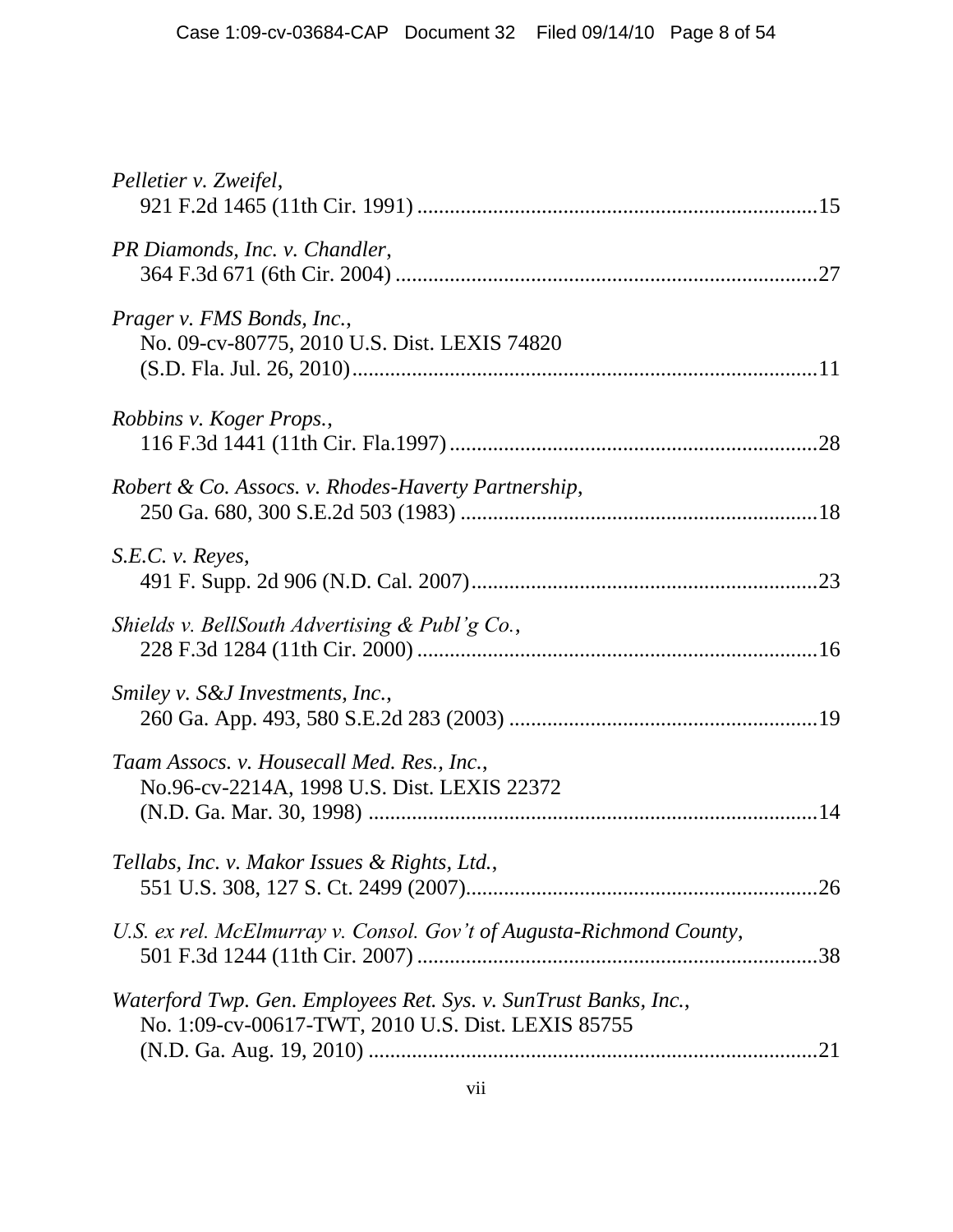*Pelletier v. Zweifel*,
921 F.2d 1465 (11th Cir. 1991) .......................................................................15

*PR Diamonds, Inc. v. Chandler*,
364 F.3d 671 (6th Cir. 2004) ...........................................................................27

*Prager v. FMS Bonds, Inc.*,
No. 09-cv-80775, 2010 U.S. Dist. LEXIS 74820
(S.D. Fla. Jul. 26, 2010)...................................................................................11

*Robbins v. Koger Props.*,
116 F.3d 1441 (11th Cir. Fla.1997)..................................................................28

*Robert & Co. Assocs. v. Rhodes-Haverty Partnership*,
250 Ga. 680, 300 S.E.2d 503 (1983) ................................................................18

*S.E.C. v. Reyes*,
491 F. Supp. 2d 906 (N.D. Cal. 2007)..............................................................23

*Shields v. BellSouth Advertising & Publ'g Co.*,
228 F.3d 1284 (11th Cir. 2000) .......................................................................16

*Smiley v. S&J Investments, Inc.*,
260 Ga. App. 493, 580 S.E.2d 283 (2003) .......................................................19

*Taam Assocs. v. Housecall Med. Res., Inc.*,
No.96-cv-2214A, 1998 U.S. Dist. LEXIS 22372
(N.D. Ga. Mar. 30, 1998) .................................................................................14

*Tellabs, Inc. v. Makor Issues & Rights, Ltd.*,
551 U.S. 308, 127 S. Ct. 2499 (2007)..............................................................26

*U.S. ex rel. McElmurray v. Consol. Gov't of Augusta-Richmond County*,
501 F.3d 1244 (11th Cir. 2007) .......................................................................38

*Waterford Twp. Gen. Employees Ret. Sys. v. SunTrust Banks, Inc.*,
No. 1:09-cv-00617-TWT, 2010 U.S. Dist. LEXIS 85755
(N.D. Ga. Aug. 19, 2010) .................................................................................21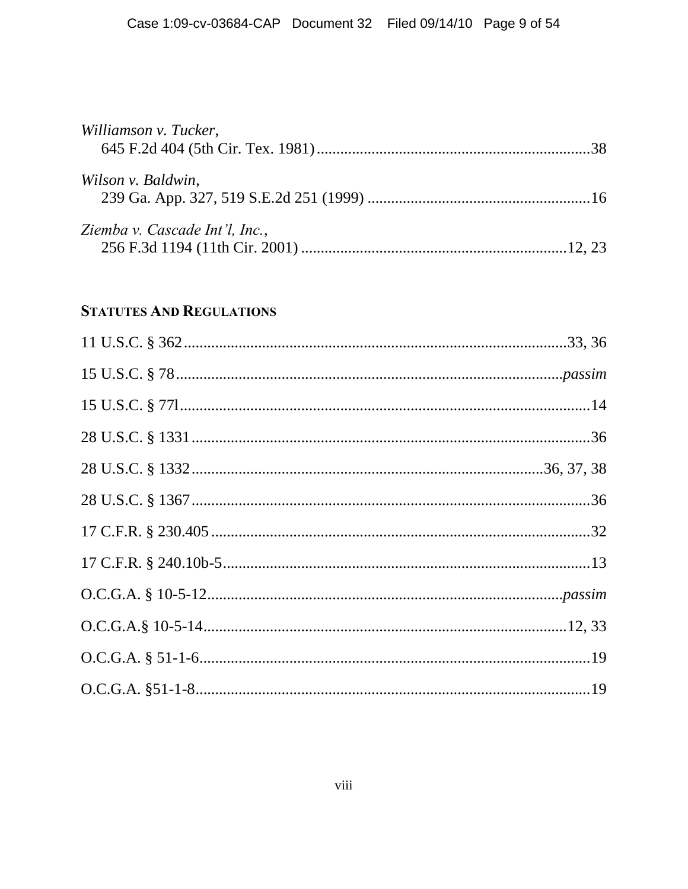*Williamson v. Tucker*,
645 F.2d 404 (5th Cir. Tex. 1981) ....................................................................38

*Wilson v. Baldwin*,
239 Ga. App. 327, 519 S.E.2d 251 (1999) ........................................................16

*Ziemba v. Cascade Int'l, Inc.*,
256 F.3d 1194 (11th Cir. 2001) ...................................................................12, 23

## STATUTES AND REGULATIONS

11 U.S.C. § 362 .................................................................................................33, 36

15 U.S.C. § 78 .................................................................................................*passim*

15 U.S.C. § 77l.........................................................................................................14

28 U.S.C. § 1331 .....................................................................................................36

28 U.S.C. § 1332 .........................................................................................36, 37, 38

28 U.S.C. § 1367 .....................................................................................................36

17 C.F.R. § 230.405 .................................................................................................32

17 C.F.R. § 240.10b-5..............................................................................................13

O.C.G.A. § 10-5-12.........................................................................................*passim*

O.C.G.A.§ 10-5-14............................................................................................12, 33

O.C.G.A. § 51-1-6....................................................................................................19

O.C.G.A. §51-1-8.....................................................................................................19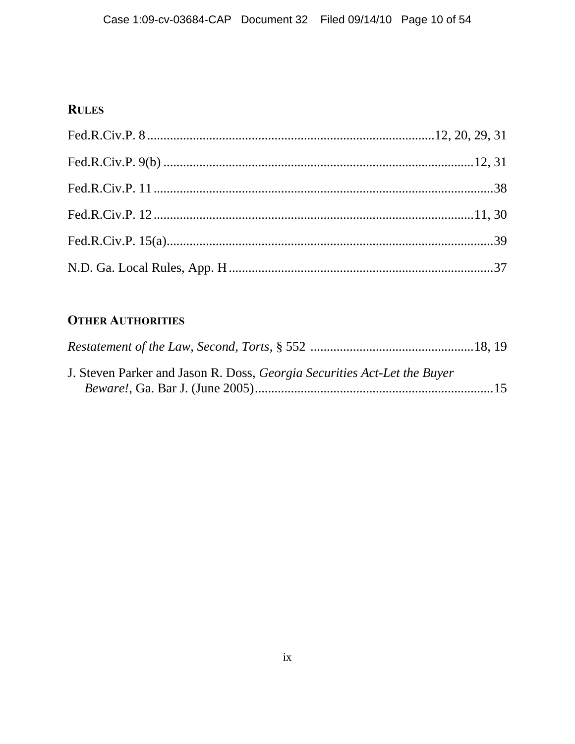**RULES**

Fed.R.Civ.P. 8 .......................................................................................12, 20, 29, 31

Fed.R.Civ.P. 9(b) ................................................................................................12, 31

Fed.R.Civ.P. 11 ........................................................................................................38

Fed.R.Civ.P. 12 ...................................................................................................11, 30

Fed.R.Civ.P. 15(a)....................................................................................................39

N.D. Ga. Local Rules, App. H .................................................................................37

**OTHER AUTHORITIES**

*Restatement of the Law, Second, Torts*, § 552 ..................................................18, 19

J. Steven Parker and Jason R. Doss, *Georgia Securities Act-Let the Buyer Beware!*, Ga. Bar J. (June 2005)..........................................................................15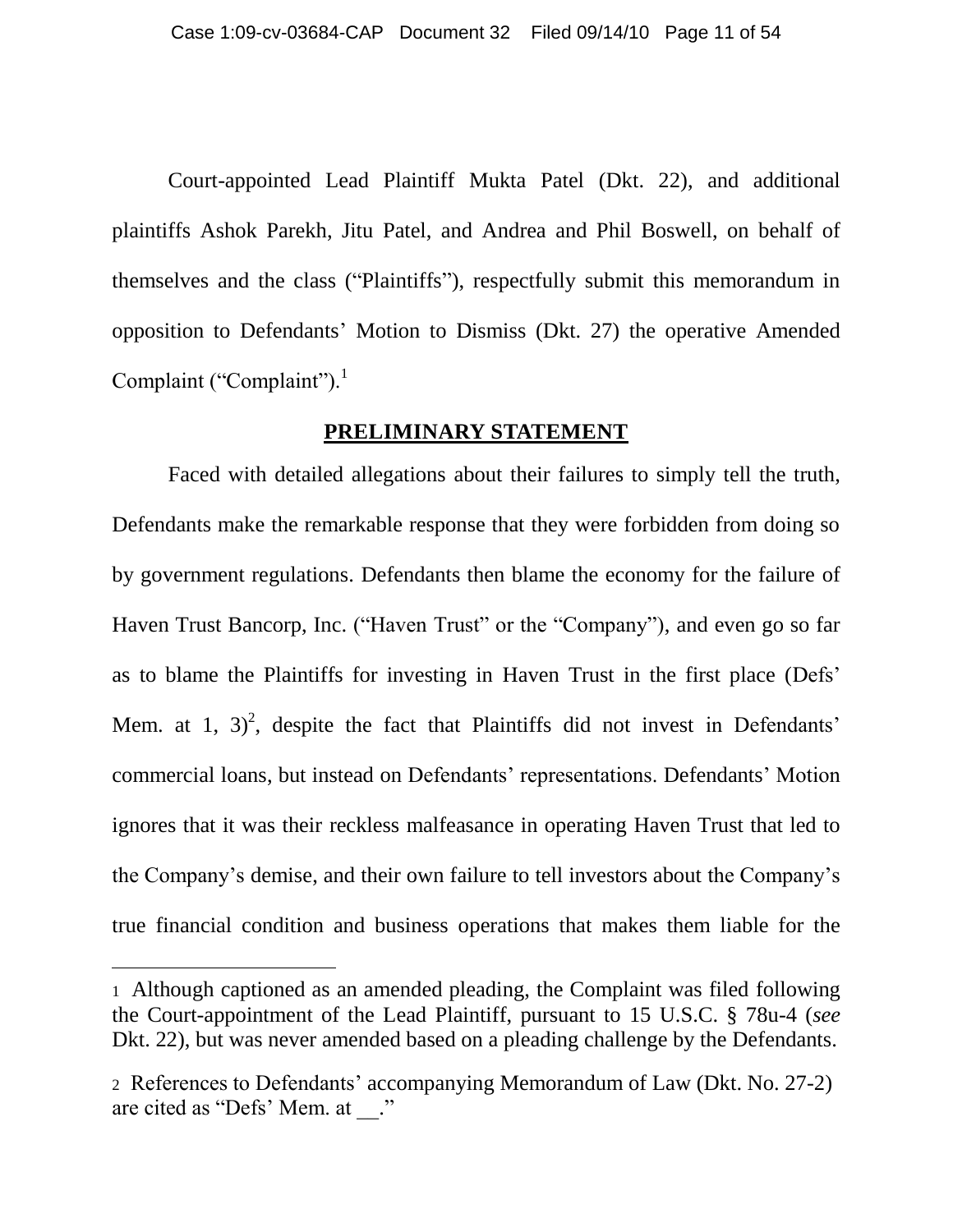Court-appointed Lead Plaintiff Mukta Patel (Dkt. 22), and additional plaintiffs Ashok Parekh, Jitu Patel, and Andrea and Phil Boswell, on behalf of themselves and the class ("Plaintiffs"), respectfully submit this memorandum in opposition to Defendants' Motion to Dismiss (Dkt. 27) the operative Amended Complaint ("Complaint").[1]

## PRELIMINARY STATEMENT

Faced with detailed allegations about their failures to simply tell the truth, Defendants make the remarkable response that they were forbidden from doing so by government regulations. Defendants then blame the economy for the failure of Haven Trust Bancorp, Inc. ("Haven Trust" or the "Company"), and even go so far as to blame the Plaintiffs for investing in Haven Trust in the first place (Defs' Mem. at 1, 3)[2], despite the fact that Plaintiffs did not invest in Defendants' commercial loans, but instead on Defendants' representations. Defendants' Motion ignores that it was their reckless malfeasance in operating Haven Trust that led to the Company's demise, and their own failure to tell investors about the Company's true financial condition and business operations that makes them liable for the

---

1 Although captioned as an amended pleading, the Complaint was filed following the Court-appointment of the Lead Plaintiff, pursuant to 15 U.S.C. § 78u-4 (*see* Dkt. 22), but was never amended based on a pleading challenge by the Defendants.

2 References to Defendants' accompanying Memorandum of Law (Dkt. No. 27-2) are cited as "Defs' Mem. at __."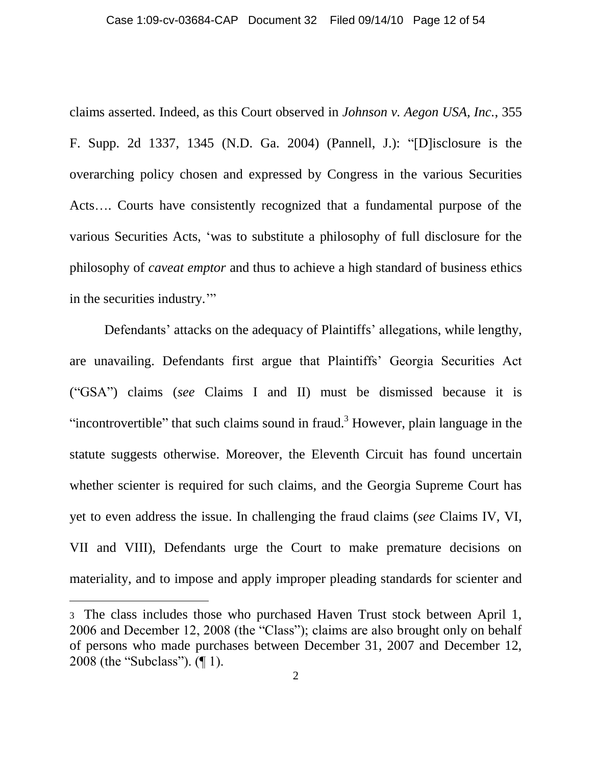claims asserted. Indeed, as this Court observed in *Johnson v. Aegon USA, Inc.*, 355 F. Supp. 2d 1337, 1345 (N.D. Ga. 2004) (Pannell, J.): "[D]isclosure is the overarching policy chosen and expressed by Congress in the various Securities Acts…. Courts have consistently recognized that a fundamental purpose of the various Securities Acts, 'was to substitute a philosophy of full disclosure for the philosophy of *caveat emptor* and thus to achieve a high standard of business ethics in the securities industry.'"

Defendants' attacks on the adequacy of Plaintiffs' allegations, while lengthy, are unavailing. Defendants first argue that Plaintiffs' Georgia Securities Act ("GSA") claims (*see* Claims I and II) must be dismissed because it is "incontrovertible" that such claims sound in fraud.[3] However, plain language in the statute suggests otherwise. Moreover, the Eleventh Circuit has found uncertain whether scienter is required for such claims, and the Georgia Supreme Court has yet to even address the issue. In challenging the fraud claims (*see* Claims IV, VI, VII and VIII), Defendants urge the Court to make premature decisions on materiality, and to impose and apply improper pleading standards for scienter and

---

[3] The class includes those who purchased Haven Trust stock between April 1, 2006 and December 12, 2008 (the "Class"); claims are also brought only on behalf of persons who made purchases between December 31, 2007 and December 12, 2008 (the "Subclass"). (¶ 1).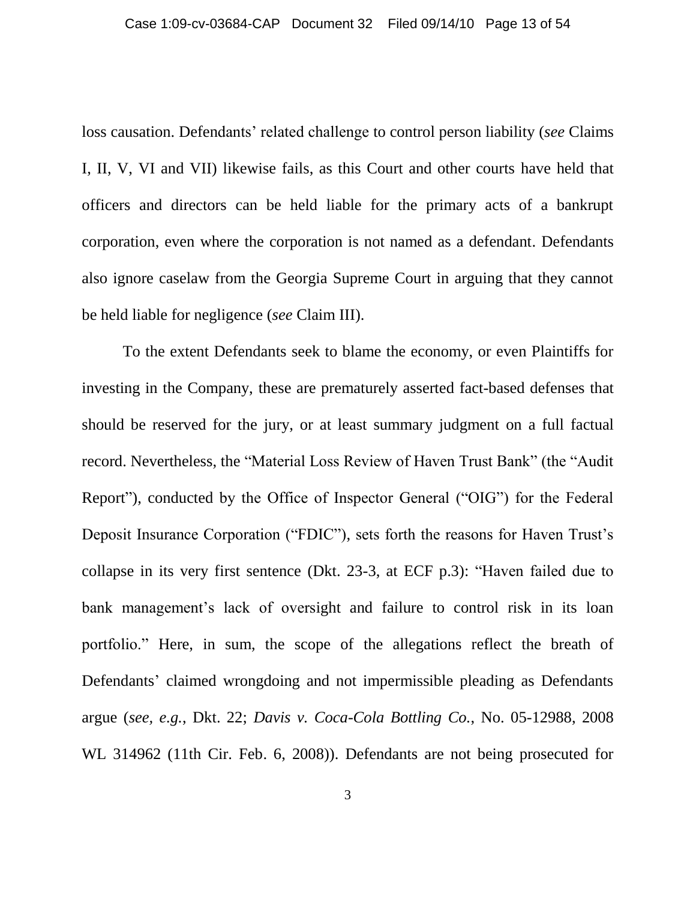loss causation. Defendants' related challenge to control person liability (*see* Claims I, II, V, VI and VII) likewise fails, as this Court and other courts have held that officers and directors can be held liable for the primary acts of a bankrupt corporation, even where the corporation is not named as a defendant. Defendants also ignore caselaw from the Georgia Supreme Court in arguing that they cannot be held liable for negligence (*see* Claim III).

To the extent Defendants seek to blame the economy, or even Plaintiffs for investing in the Company, these are prematurely asserted fact-based defenses that should be reserved for the jury, or at least summary judgment on a full factual record. Nevertheless, the "Material Loss Review of Haven Trust Bank" (the "Audit Report"), conducted by the Office of Inspector General ("OIG") for the Federal Deposit Insurance Corporation ("FDIC"), sets forth the reasons for Haven Trust's collapse in its very first sentence (Dkt. 23-3, at ECF p.3): "Haven failed due to bank management's lack of oversight and failure to control risk in its loan portfolio." Here, in sum, the scope of the allegations reflect the breath of Defendants' claimed wrongdoing and not impermissible pleading as Defendants argue (*see, e.g.*, Dkt. 22; *Davis v. Coca-Cola Bottling Co.*, No. 05-12988, 2008 WL 314962 (11th Cir. Feb. 6, 2008)). Defendants are not being prosecuted for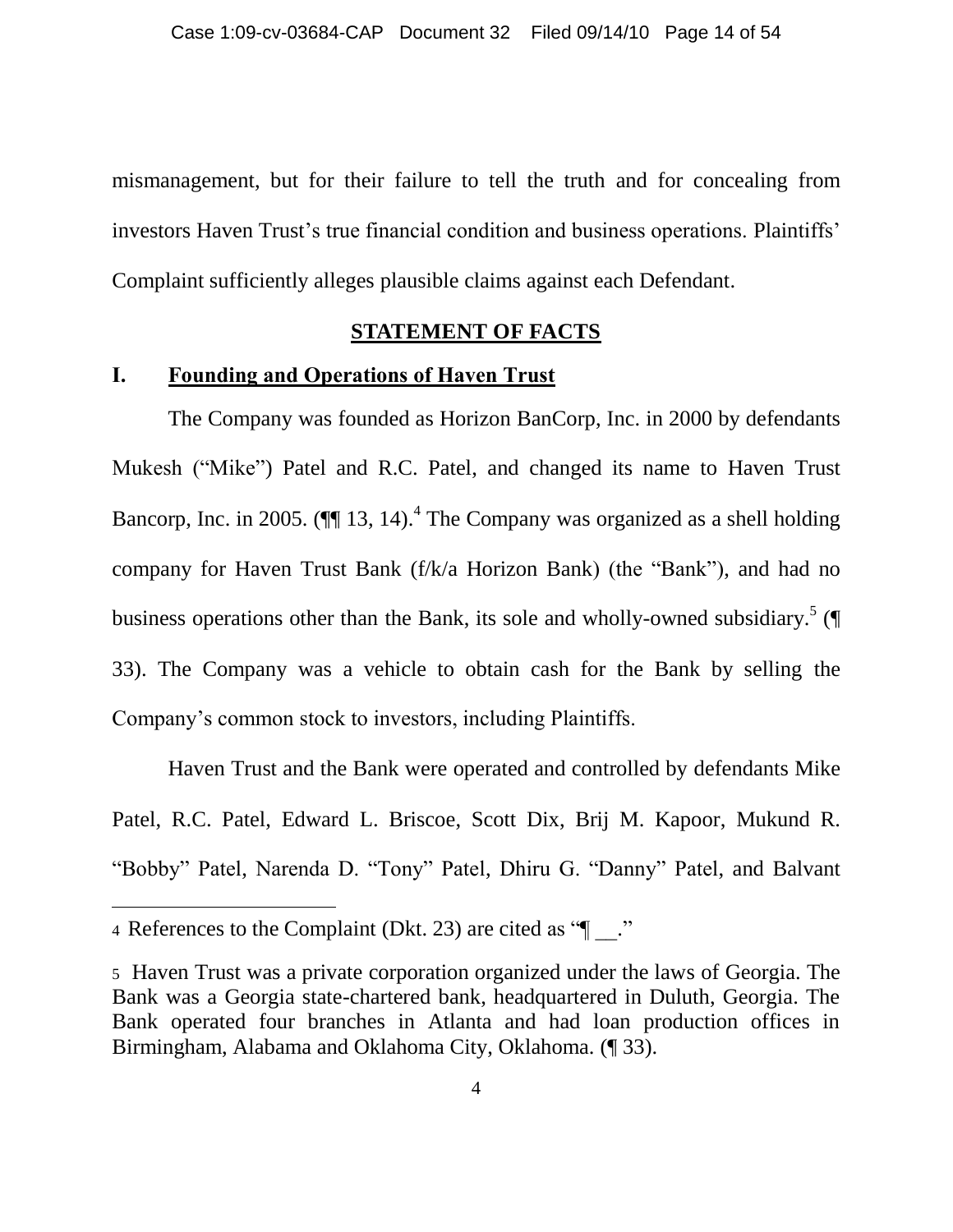mismanagement, but for their failure to tell the truth and for concealing from investors Haven Trust's true financial condition and business operations. Plaintiffs' Complaint sufficiently alleges plausible claims against each Defendant.

## STATEMENT OF FACTS

### I. Founding and Operations of Haven Trust

The Company was founded as Horizon BanCorp, Inc. in 2000 by defendants Mukesh ("Mike") Patel and R.C. Patel, and changed its name to Haven Trust Bancorp, Inc. in 2005. (¶¶ 13, 14).[4] The Company was organized as a shell holding company for Haven Trust Bank (f/k/a Horizon Bank) (the "Bank"), and had no business operations other than the Bank, its sole and wholly-owned subsidiary.[5] (¶ 33). The Company was a vehicle to obtain cash for the Bank by selling the Company's common stock to investors, including Plaintiffs.

Haven Trust and the Bank were operated and controlled by defendants Mike Patel, R.C. Patel, Edward L. Briscoe, Scott Dix, Brij M. Kapoor, Mukund R. "Bobby" Patel, Narenda D. "Tony" Patel, Dhiru G. "Danny" Patel, and Balvant

---

4 References to the Complaint (Dkt. 23) are cited as "¶ __."

5 Haven Trust was a private corporation organized under the laws of Georgia. The Bank was a Georgia state-chartered bank, headquartered in Duluth, Georgia. The Bank operated four branches in Atlanta and had loan production offices in Birmingham, Alabama and Oklahoma City, Oklahoma. (¶ 33).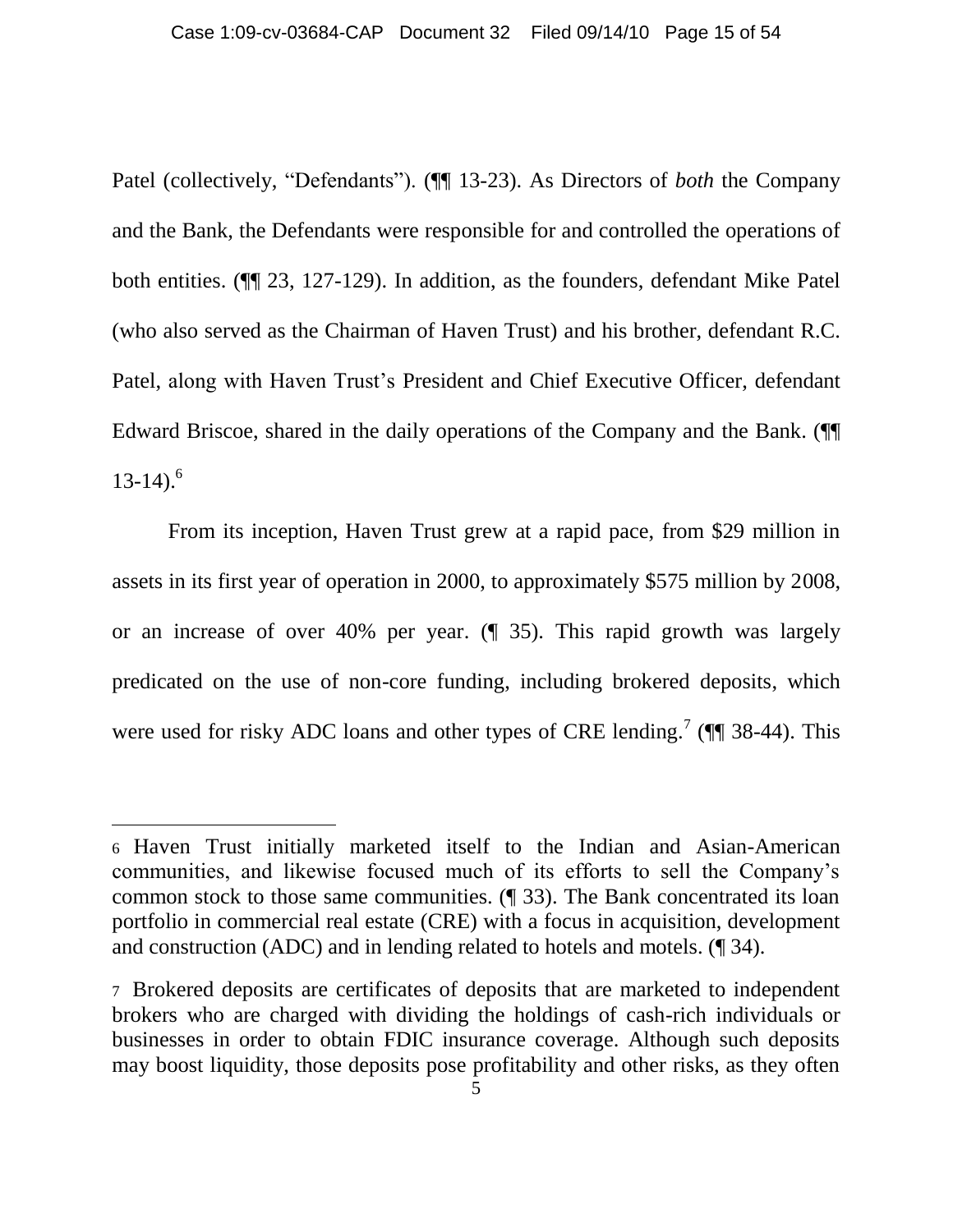Patel (collectively, "Defendants"). (¶¶ 13-23). As Directors of *both* the Company and the Bank, the Defendants were responsible for and controlled the operations of both entities. (¶¶ 23, 127-129). In addition, as the founders, defendant Mike Patel (who also served as the Chairman of Haven Trust) and his brother, defendant R.C. Patel, along with Haven Trust's President and Chief Executive Officer, defendant Edward Briscoe, shared in the daily operations of the Company and the Bank. (¶¶ 13-14).[6]

From its inception, Haven Trust grew at a rapid pace, from $29 million in assets in its first year of operation in 2000, to approximately $575 million by 2008, or an increase of over 40% per year. (¶ 35). This rapid growth was largely predicated on the use of non-core funding, including brokered deposits, which were used for risky ADC loans and other types of CRE lending.[7] (¶¶ 38-44). This

---

[6] Haven Trust initially marketed itself to the Indian and Asian-American communities, and likewise focused much of its efforts to sell the Company's common stock to those same communities. (¶ 33). The Bank concentrated its loan portfolio in commercial real estate (CRE) with a focus in acquisition, development and construction (ADC) and in lending related to hotels and motels. (¶ 34).

[7] Brokered deposits are certificates of deposits that are marketed to independent brokers who are charged with dividing the holdings of cash-rich individuals or businesses in order to obtain FDIC insurance coverage. Although such deposits may boost liquidity, those deposits pose profitability and other risks, as they often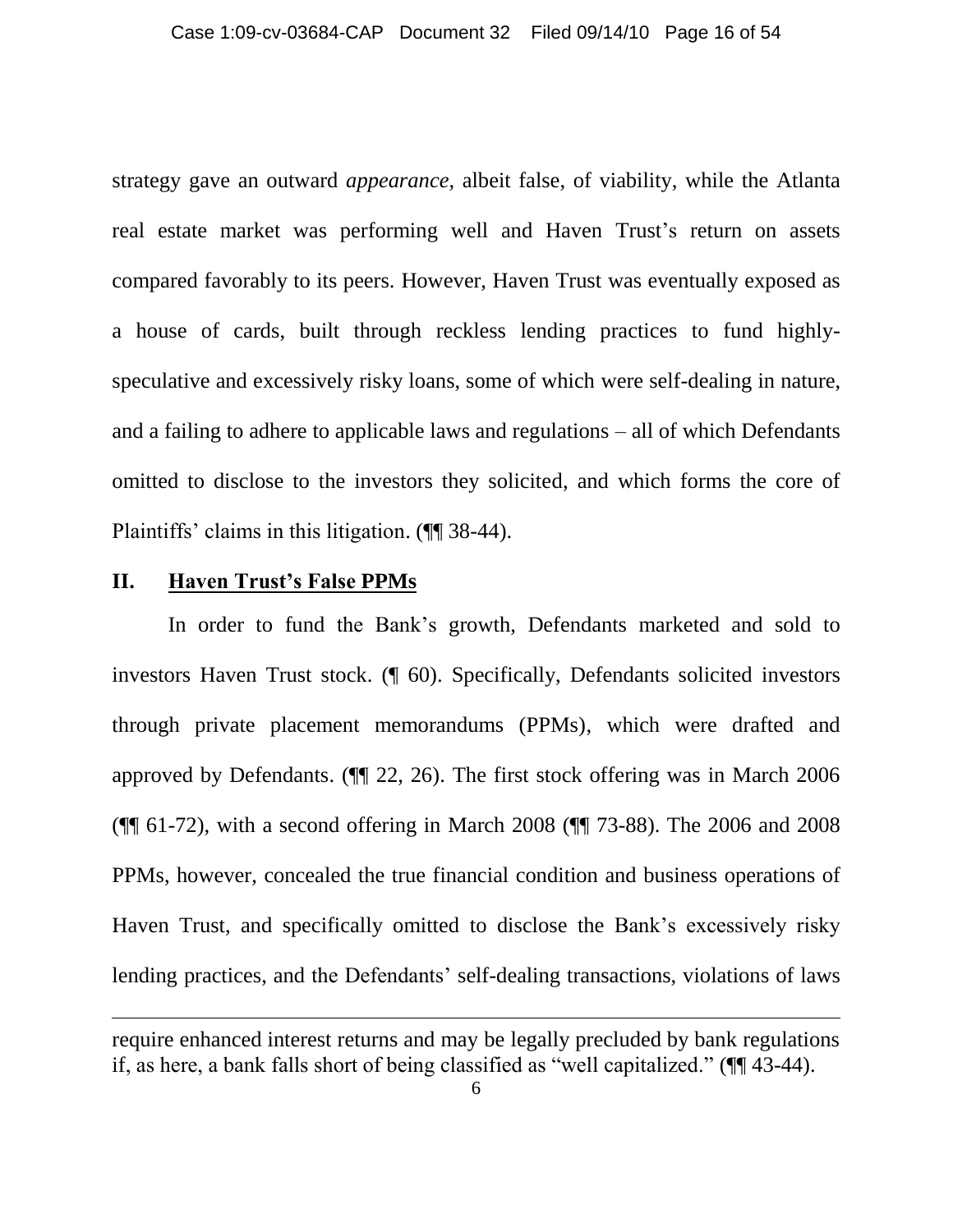strategy gave an outward *appearance*, albeit false, of viability, while the Atlanta real estate market was performing well and Haven Trust's return on assets compared favorably to its peers. However, Haven Trust was eventually exposed as a house of cards, built through reckless lending practices to fund highly-speculative and excessively risky loans, some of which were self-dealing in nature, and a failing to adhere to applicable laws and regulations – all of which Defendants omitted to disclose to the investors they solicited, and which forms the core of Plaintiffs' claims in this litigation. (¶¶ 38-44).

## II. Haven Trust's False PPMs

In order to fund the Bank's growth, Defendants marketed and sold to investors Haven Trust stock. (¶ 60). Specifically, Defendants solicited investors through private placement memorandums (PPMs), which were drafted and approved by Defendants. (¶¶ 22, 26). The first stock offering was in March 2006 (¶¶ 61-72), with a second offering in March 2008 (¶¶ 73-88). The 2006 and 2008 PPMs, however, concealed the true financial condition and business operations of Haven Trust, and specifically omitted to disclose the Bank's excessively risky lending practices, and the Defendants' self-dealing transactions, violations of laws

---

require enhanced interest returns and may be legally precluded by bank regulations if, as here, a bank falls short of being classified as "well capitalized." (¶¶ 43-44).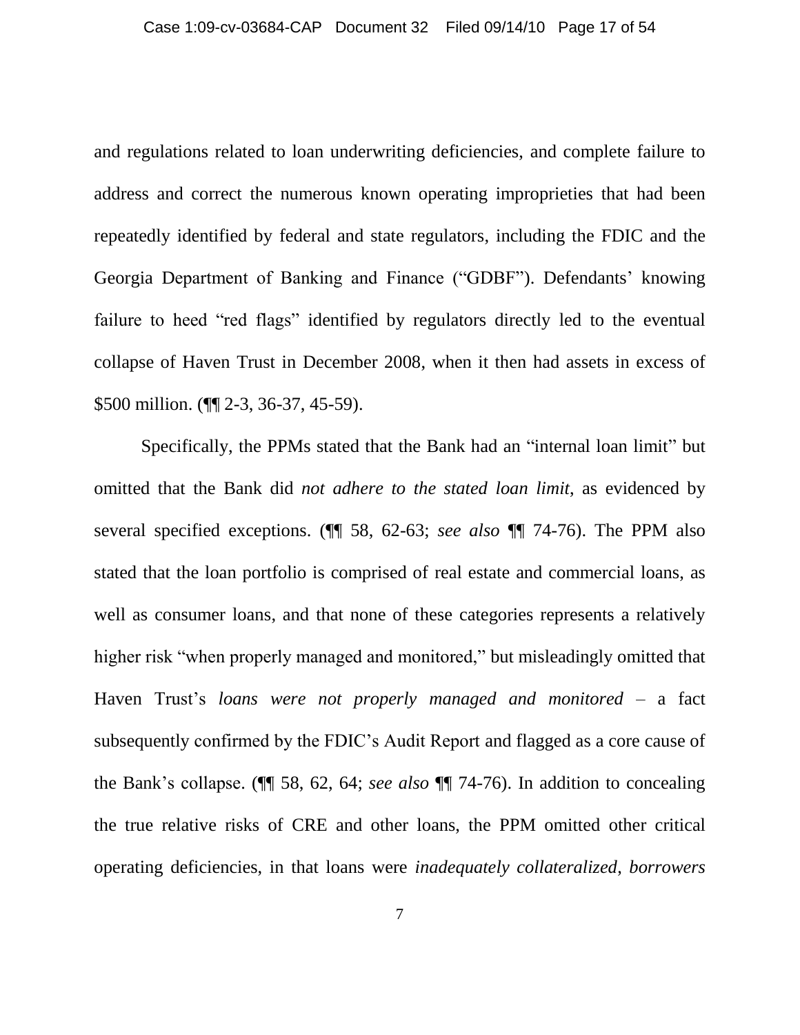and regulations related to loan underwriting deficiencies, and complete failure to address and correct the numerous known operating improprieties that had been repeatedly identified by federal and state regulators, including the FDIC and the Georgia Department of Banking and Finance ("GDBF"). Defendants' knowing failure to heed "red flags" identified by regulators directly led to the eventual collapse of Haven Trust in December 2008, when it then had assets in excess of $500 million. (¶¶ 2-3, 36-37, 45-59).

Specifically, the PPMs stated that the Bank had an "internal loan limit" but omitted that the Bank did *not adhere to the stated loan limit*, as evidenced by several specified exceptions. (¶¶ 58, 62-63; *see also* ¶¶ 74-76). The PPM also stated that the loan portfolio is comprised of real estate and commercial loans, as well as consumer loans, and that none of these categories represents a relatively higher risk "when properly managed and monitored," but misleadingly omitted that Haven Trust's *loans were not properly managed and monitored* – a fact subsequently confirmed by the FDIC's Audit Report and flagged as a core cause of the Bank's collapse. (¶¶ 58, 62, 64; *see also* ¶¶ 74-76). In addition to concealing the true relative risks of CRE and other loans, the PPM omitted other critical operating deficiencies, in that loans were *inadequately collateralized*, *borrowers*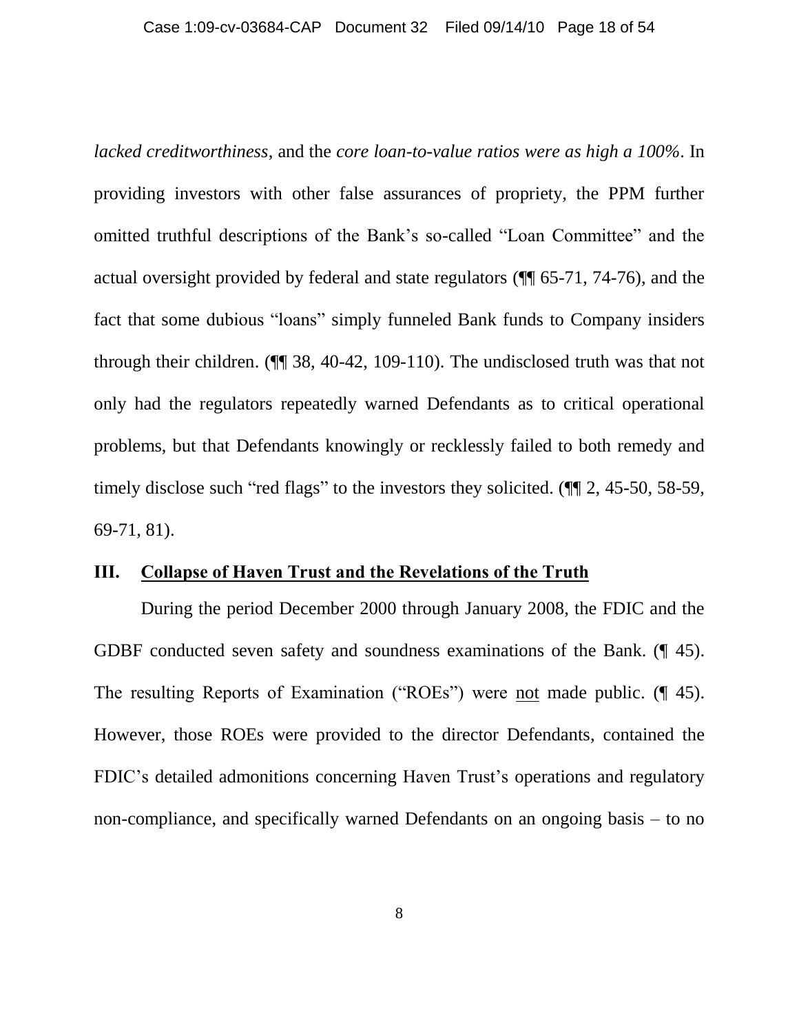*lacked creditworthiness*, and the *core loan-to-value ratios were as high a 100%*. In providing investors with other false assurances of propriety, the PPM further omitted truthful descriptions of the Bank's so-called "Loan Committee" and the actual oversight provided by federal and state regulators (¶¶ 65-71, 74-76), and the fact that some dubious "loans" simply funneled Bank funds to Company insiders through their children. (¶¶ 38, 40-42, 109-110). The undisclosed truth was that not only had the regulators repeatedly warned Defendants as to critical operational problems, but that Defendants knowingly or recklessly failed to both remedy and timely disclose such "red flags" to the investors they solicited. (¶¶ 2, 45-50, 58-59, 69-71, 81).

## III. Collapse of Haven Trust and the Revelations of the Truth

During the period December 2000 through January 2008, the FDIC and the GDBF conducted seven safety and soundness examinations of the Bank. (¶ 45). The resulting Reports of Examination ("ROEs") were not made public. (¶ 45). However, those ROEs were provided to the director Defendants, contained the FDIC's detailed admonitions concerning Haven Trust's operations and regulatory non-compliance, and specifically warned Defendants on an ongoing basis – to no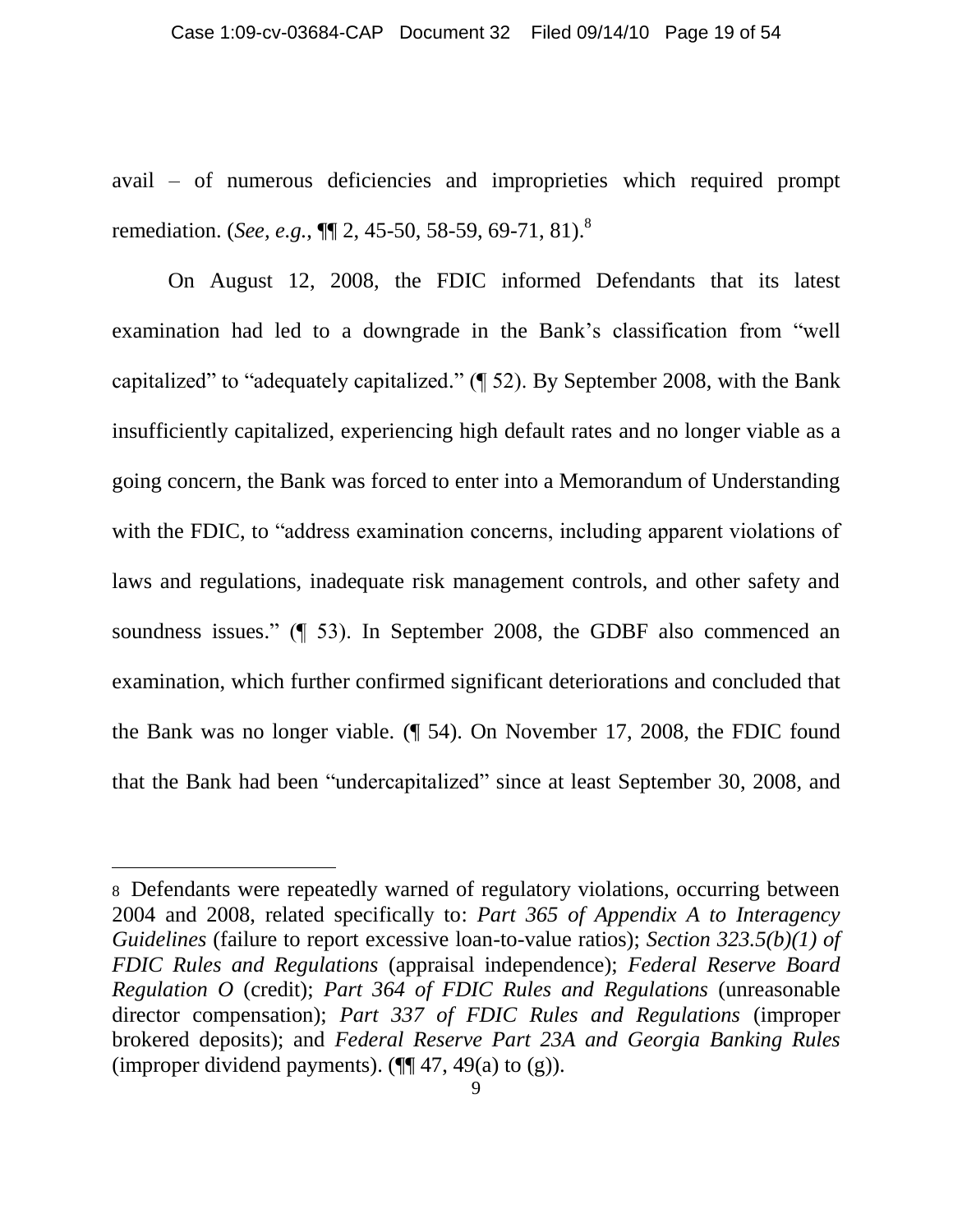avail – of numerous deficiencies and improprieties which required prompt remediation. (*See, e.g.*, ¶¶ 2, 45-50, 58-59, 69-71, 81).[8]

On August 12, 2008, the FDIC informed Defendants that its latest examination had led to a downgrade in the Bank's classification from "well capitalized" to "adequately capitalized." (¶ 52). By September 2008, with the Bank insufficiently capitalized, experiencing high default rates and no longer viable as a going concern, the Bank was forced to enter into a Memorandum of Understanding with the FDIC, to "address examination concerns, including apparent violations of laws and regulations, inadequate risk management controls, and other safety and soundness issues." (¶ 53). In September 2008, the GDBF also commenced an examination, which further confirmed significant deteriorations and concluded that the Bank was no longer viable. (¶ 54). On November 17, 2008, the FDIC found that the Bank had been "undercapitalized" since at least September 30, 2008, and

---

8 Defendants were repeatedly warned of regulatory violations, occurring between 2004 and 2008, related specifically to: *Part 365 of Appendix A to Interagency Guidelines* (failure to report excessive loan-to-value ratios); *Section 323.5(b)(1) of FDIC Rules and Regulations* (appraisal independence); *Federal Reserve Board Regulation O* (credit); *Part 364 of FDIC Rules and Regulations* (unreasonable director compensation); *Part 337 of FDIC Rules and Regulations* (improper brokered deposits); and *Federal Reserve Part 23A and Georgia Banking Rules* (improper dividend payments). (¶¶ 47, 49(a) to (g)).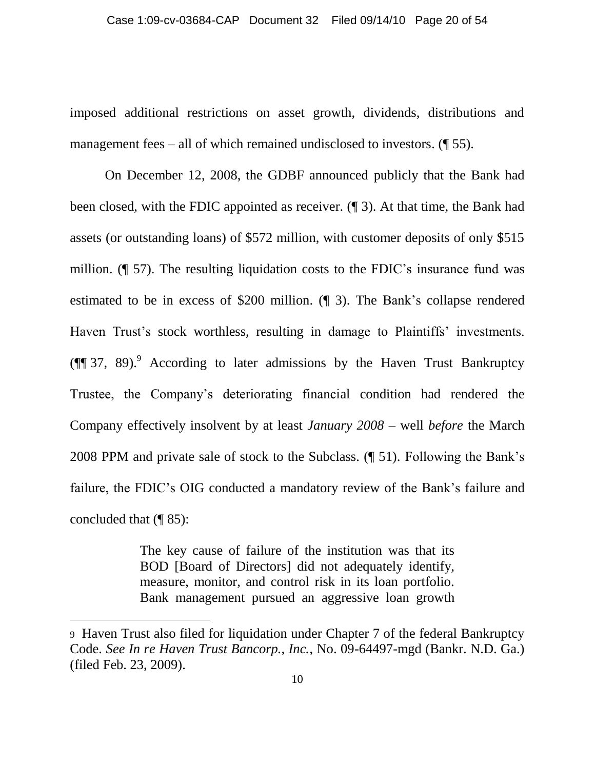imposed additional restrictions on asset growth, dividends, distributions and management fees – all of which remained undisclosed to investors. (¶ 55).

On December 12, 2008, the GDBF announced publicly that the Bank had been closed, with the FDIC appointed as receiver. (¶ 3). At that time, the Bank had assets (or outstanding loans) of $572 million, with customer deposits of only $515 million. (¶ 57). The resulting liquidation costs to the FDIC's insurance fund was estimated to be in excess of $200 million. (¶ 3). The Bank's collapse rendered Haven Trust's stock worthless, resulting in damage to Plaintiffs' investments. (¶¶ 37, 89).[9] According to later admissions by the Haven Trust Bankruptcy Trustee, the Company's deteriorating financial condition had rendered the Company effectively insolvent by at least *January 2008* – well *before* the March 2008 PPM and private sale of stock to the Subclass. (¶ 51). Following the Bank's failure, the FDIC's OIG conducted a mandatory review of the Bank's failure and concluded that (¶ 85):

> The key cause of failure of the institution was that its BOD [Board of Directors] did not adequately identify, measure, monitor, and control risk in its loan portfolio. Bank management pursued an aggressive loan growth

---

9 Haven Trust also filed for liquidation under Chapter 7 of the federal Bankruptcy Code. *See In re Haven Trust Bancorp., Inc.*, No. 09-64497-mgd (Bankr. N.D. Ga.) (filed Feb. 23, 2009).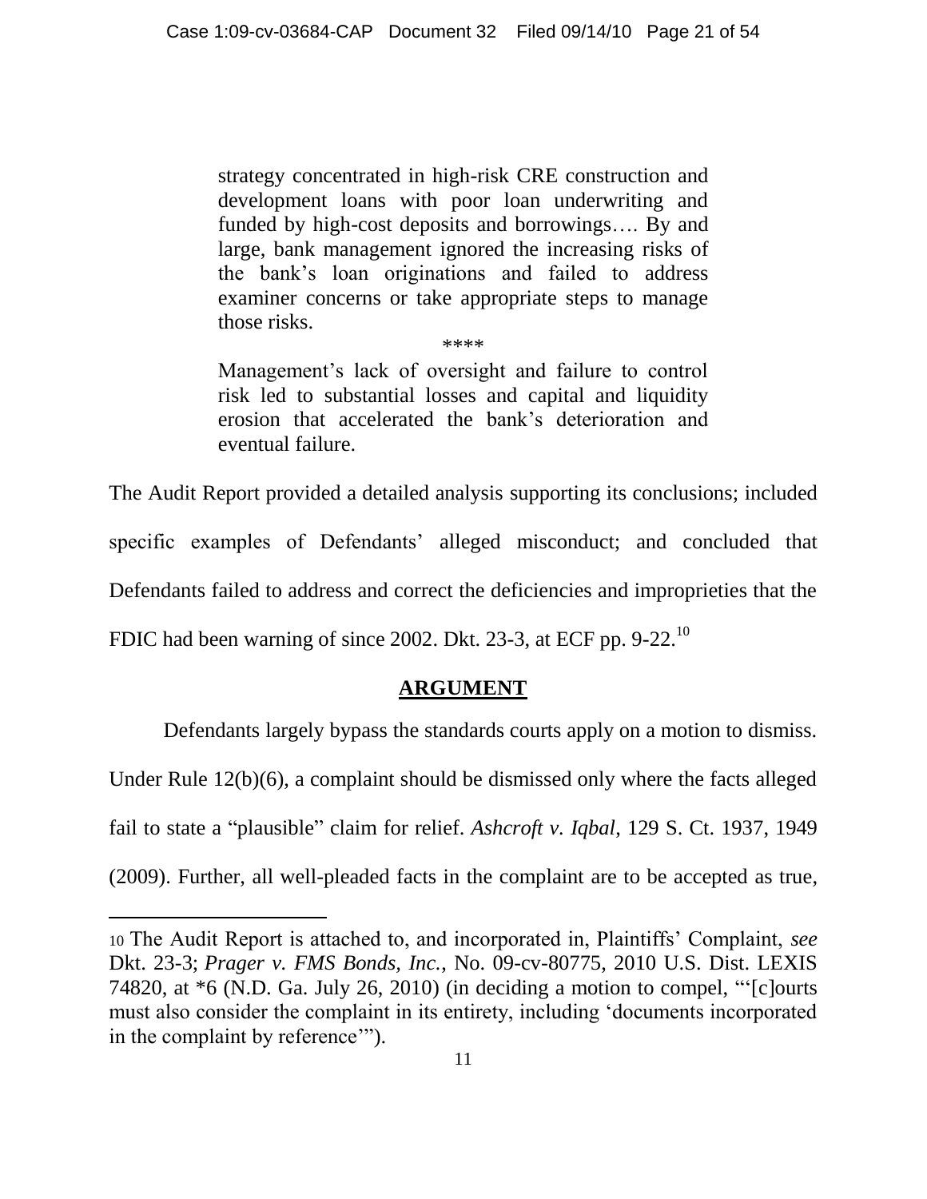> strategy concentrated in high-risk CRE construction and development loans with poor loan underwriting and funded by high-cost deposits and borrowings…. By and large, bank management ignored the increasing risks of the bank's loan originations and failed to address examiner concerns or take appropriate steps to manage those risks.
>
> \*\*\*\*
>
> Management's lack of oversight and failure to control risk led to substantial losses and capital and liquidity erosion that accelerated the bank's deterioration and eventual failure.

The Audit Report provided a detailed analysis supporting its conclusions; included specific examples of Defendants' alleged misconduct; and concluded that Defendants failed to address and correct the deficiencies and improprieties that the FDIC had been warning of since 2002. Dkt. 23-3, at ECF pp. 9-22.[10]

## ARGUMENT

Defendants largely bypass the standards courts apply on a motion to dismiss. Under Rule 12(b)(6), a complaint should be dismissed only where the facts alleged fail to state a "plausible" claim for relief. *Ashcroft v. Iqbal*, 129 S. Ct. 1937, 1949 (2009). Further, all well-pleaded facts in the complaint are to be accepted as true,

---

[10] The Audit Report is attached to, and incorporated in, Plaintiffs' Complaint, *see* Dkt. 23-3; *Prager v. FMS Bonds, Inc.*, No. 09-cv-80775, 2010 U.S. Dist. LEXIS 74820, at \*6 (N.D. Ga. July 26, 2010) (in deciding a motion to compel, "'[c]ourts must also consider the complaint in its entirety, including 'documents incorporated in the complaint by reference'").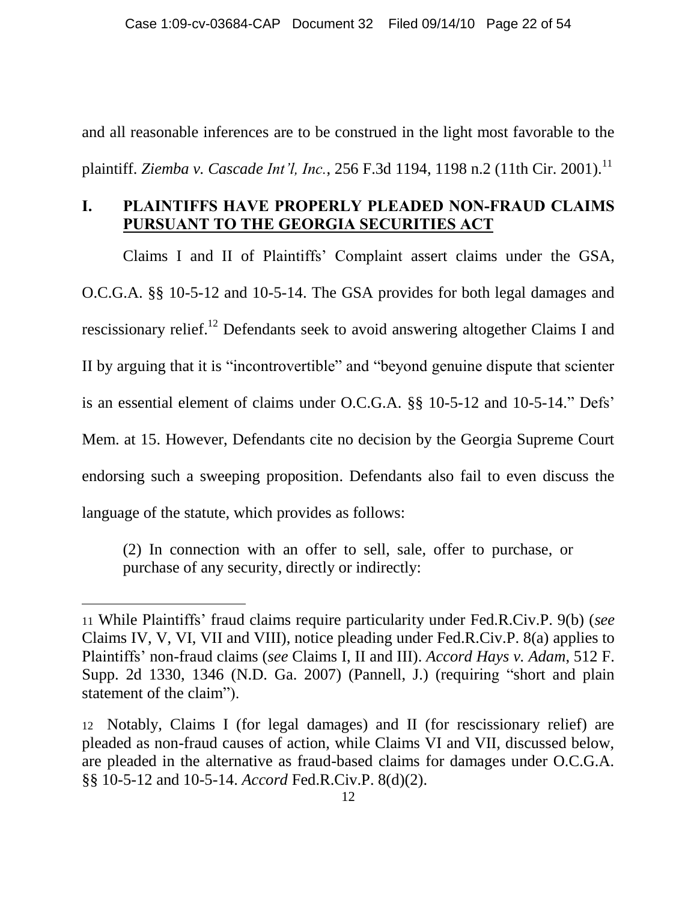and all reasonable inferences are to be construed in the light most favorable to the plaintiff. *Ziemba v. Cascade Int'l, Inc.*, 256 F.3d 1194, 1198 n.2 (11th Cir. 2001).[11]

## I. PLAINTIFFS HAVE PROPERLY PLEADED NON-FRAUD CLAIMS PURSUANT TO THE GEORGIA SECURITIES ACT

Claims I and II of Plaintiffs' Complaint assert claims under the GSA, O.C.G.A. §§ 10-5-12 and 10-5-14. The GSA provides for both legal damages and rescissionary relief.[12] Defendants seek to avoid answering altogether Claims I and II by arguing that it is "incontrovertible" and "beyond genuine dispute that scienter is an essential element of claims under O.C.G.A. §§ 10-5-12 and 10-5-14." Defs' Mem. at 15. However, Defendants cite no decision by the Georgia Supreme Court endorsing such a sweeping proposition. Defendants also fail to even discuss the language of the statute, which provides as follows:

> (2) In connection with an offer to sell, sale, offer to purchase, or purchase of any security, directly or indirectly:

---

11 While Plaintiffs' fraud claims require particularity under Fed.R.Civ.P. 9(b) (*see* Claims IV, V, VI, VII and VIII), notice pleading under Fed.R.Civ.P. 8(a) applies to Plaintiffs' non-fraud claims (*see* Claims I, II and III). *Accord Hays v. Adam*, 512 F. Supp. 2d 1330, 1346 (N.D. Ga. 2007) (Pannell, J.) (requiring "short and plain statement of the claim").

12 Notably, Claims I (for legal damages) and II (for rescissionary relief) are pleaded as non-fraud causes of action, while Claims VI and VII, discussed below, are pleaded in the alternative as fraud-based claims for damages under O.C.G.A. §§ 10-5-12 and 10-5-14. *Accord* Fed.R.Civ.P. 8(d)(2).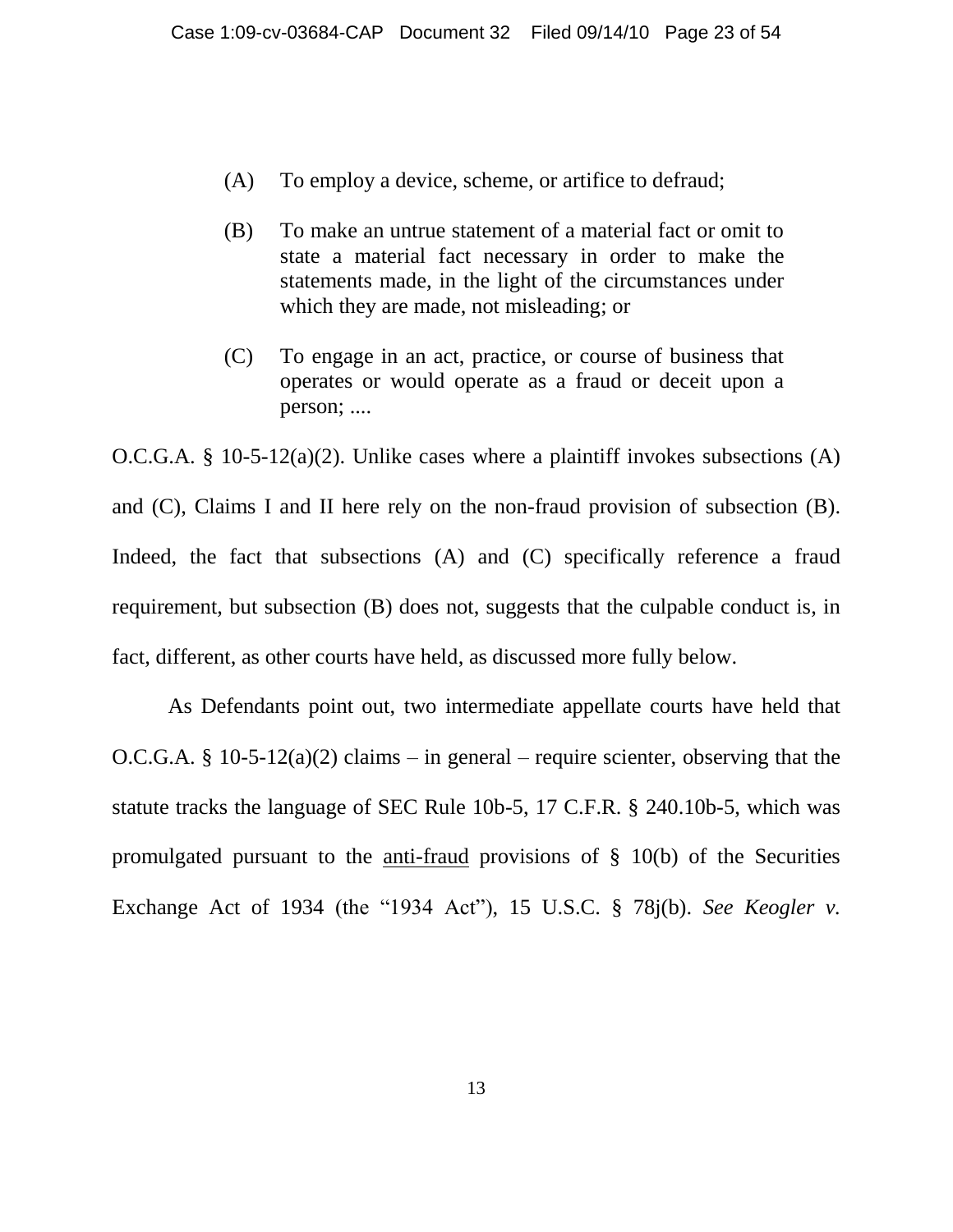> (A) To employ a device, scheme, or artifice to defraud;
>
> (B) To make an untrue statement of a material fact or omit to state a material fact necessary in order to make the statements made, in the light of the circumstances under which they are made, not misleading; or
>
> (C) To engage in an act, practice, or course of business that operates or would operate as a fraud or deceit upon a person; ....

O.C.G.A. § 10-5-12(a)(2). Unlike cases where a plaintiff invokes subsections (A) and (C), Claims I and II here rely on the non-fraud provision of subsection (B). Indeed, the fact that subsections (A) and (C) specifically reference a fraud requirement, but subsection (B) does not, suggests that the culpable conduct is, in fact, different, as other courts have held, as discussed more fully below.

As Defendants point out, two intermediate appellate courts have held that O.C.G.A. § 10-5-12(a)(2) claims – in general – require scienter, observing that the statute tracks the language of SEC Rule 10b-5, 17 C.F.R. § 240.10b-5, which was promulgated pursuant to the anti-fraud provisions of § 10(b) of the Securities Exchange Act of 1934 (the "1934 Act"), 15 U.S.C. § 78j(b). *See Keogler v.*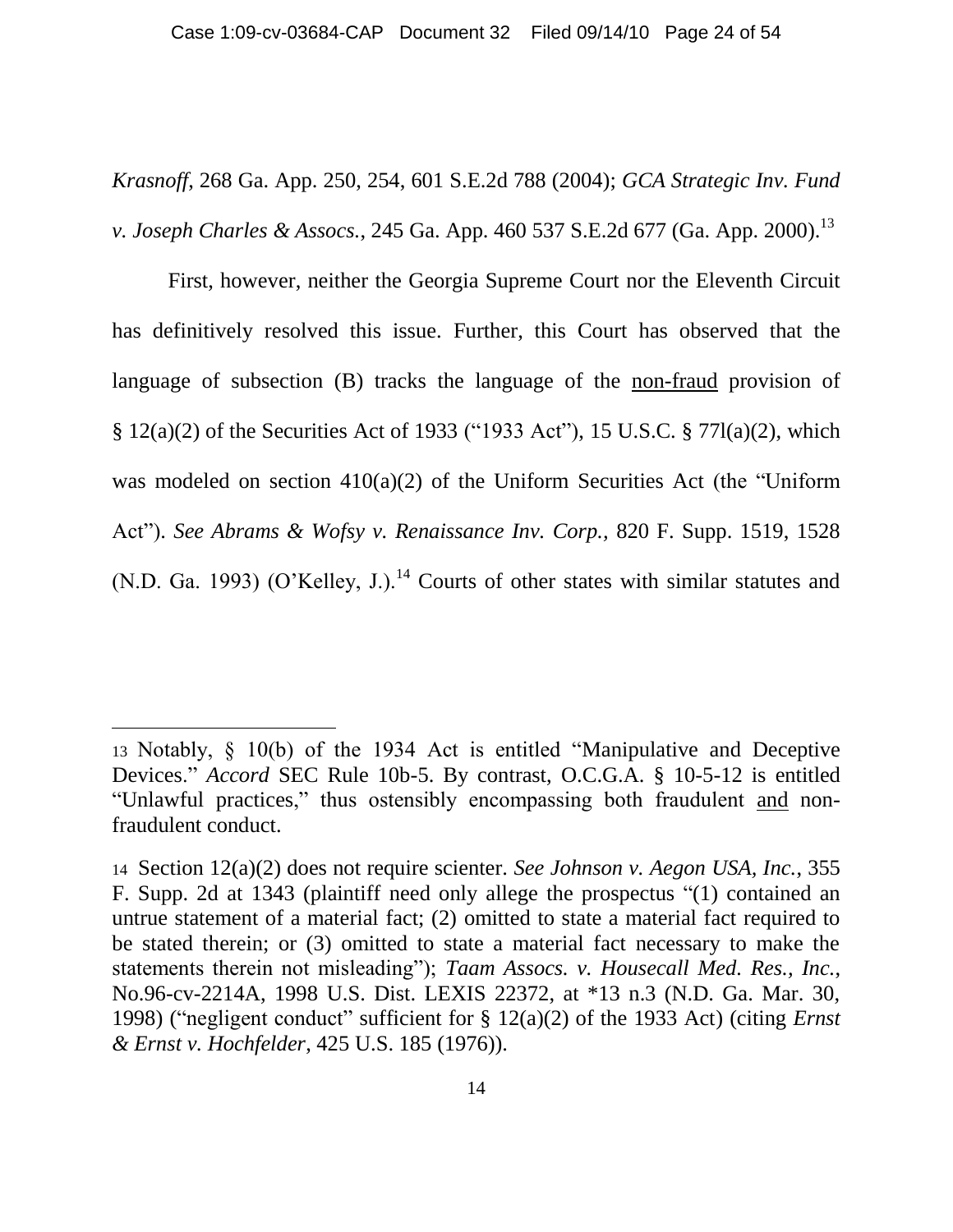*Krasnoff*, 268 Ga. App. 250, 254, 601 S.E.2d 788 (2004); *GCA Strategic Inv. Fund v. Joseph Charles & Assocs.*, 245 Ga. App. 460 537 S.E.2d 677 (Ga. App. 2000).[13]

First, however, neither the Georgia Supreme Court nor the Eleventh Circuit has definitively resolved this issue. Further, this Court has observed that the language of subsection (B) tracks the language of the non-fraud provision of § 12(a)(2) of the Securities Act of 1933 ("1933 Act"), 15 U.S.C. § 77l(a)(2), which was modeled on section 410(a)(2) of the Uniform Securities Act (the "Uniform Act"). *See Abrams & Wofsy v. Renaissance Inv. Corp.*, 820 F. Supp. 1519, 1528 (N.D. Ga. 1993) (O'Kelley, J.).[14] Courts of other states with similar statutes and

---

[13] Notably, § 10(b) of the 1934 Act is entitled "Manipulative and Deceptive Devices." *Accord* SEC Rule 10b-5. By contrast, O.C.G.A. § 10-5-12 is entitled "Unlawful practices," thus ostensibly encompassing both fraudulent and non-fraudulent conduct.

[14] Section 12(a)(2) does not require scienter. *See Johnson v. Aegon USA, Inc.*, 355 F. Supp. 2d at 1343 (plaintiff need only allege the prospectus "(1) contained an untrue statement of a material fact; (2) omitted to state a material fact required to be stated therein; or (3) omitted to state a material fact necessary to make the statements therein not misleading"); *Taam Assocs. v. Housecall Med. Res., Inc.*, No.96-cv-2214A, 1998 U.S. Dist. LEXIS 22372, at *13 n.3 (N.D. Ga. Mar. 30, 1998) ("negligent conduct" sufficient for § 12(a)(2) of the 1933 Act) (citing *Ernst & Ernst v. Hochfelder*, 425 U.S. 185 (1976)).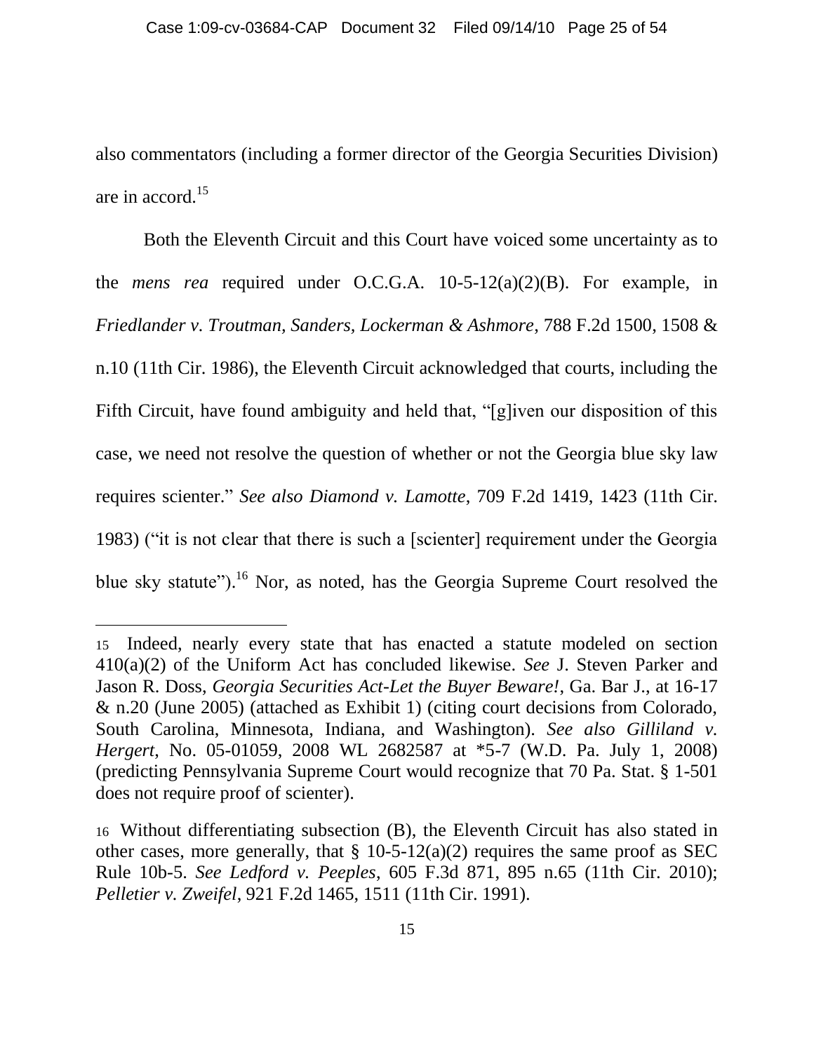also commentators (including a former director of the Georgia Securities Division) are in accord.[15]

Both the Eleventh Circuit and this Court have voiced some uncertainty as to the *mens rea* required under O.C.G.A. 10-5-12(a)(2)(B). For example, in *Friedlander v. Troutman, Sanders, Lockerman & Ashmore*, 788 F.2d 1500, 1508 & n.10 (11th Cir. 1986), the Eleventh Circuit acknowledged that courts, including the Fifth Circuit, have found ambiguity and held that, "[g]iven our disposition of this case, we need not resolve the question of whether or not the Georgia blue sky law requires scienter." *See also Diamond v. Lamotte*, 709 F.2d 1419, 1423 (11th Cir. 1983) ("it is not clear that there is such a [scienter] requirement under the Georgia blue sky statute").[16] Nor, as noted, has the Georgia Supreme Court resolved the

---

15 Indeed, nearly every state that has enacted a statute modeled on section 410(a)(2) of the Uniform Act has concluded likewise. *See* J. Steven Parker and Jason R. Doss, *Georgia Securities Act-Let the Buyer Beware!*, Ga. Bar J., at 16-17 & n.20 (June 2005) (attached as Exhibit 1) (citing court decisions from Colorado, South Carolina, Minnesota, Indiana, and Washington). *See also Gilliland v. Hergert*, No. 05-01059, 2008 WL 2682587 at *5-7 (W.D. Pa. July 1, 2008) (predicting Pennsylvania Supreme Court would recognize that 70 Pa. Stat. § 1-501 does not require proof of scienter).

16 Without differentiating subsection (B), the Eleventh Circuit has also stated in other cases, more generally, that § 10-5-12(a)(2) requires the same proof as SEC Rule 10b-5. *See Ledford v. Peeples*, 605 F.3d 871, 895 n.65 (11th Cir. 2010); *Pelletier v. Zweifel*, 921 F.2d 1465, 1511 (11th Cir. 1991).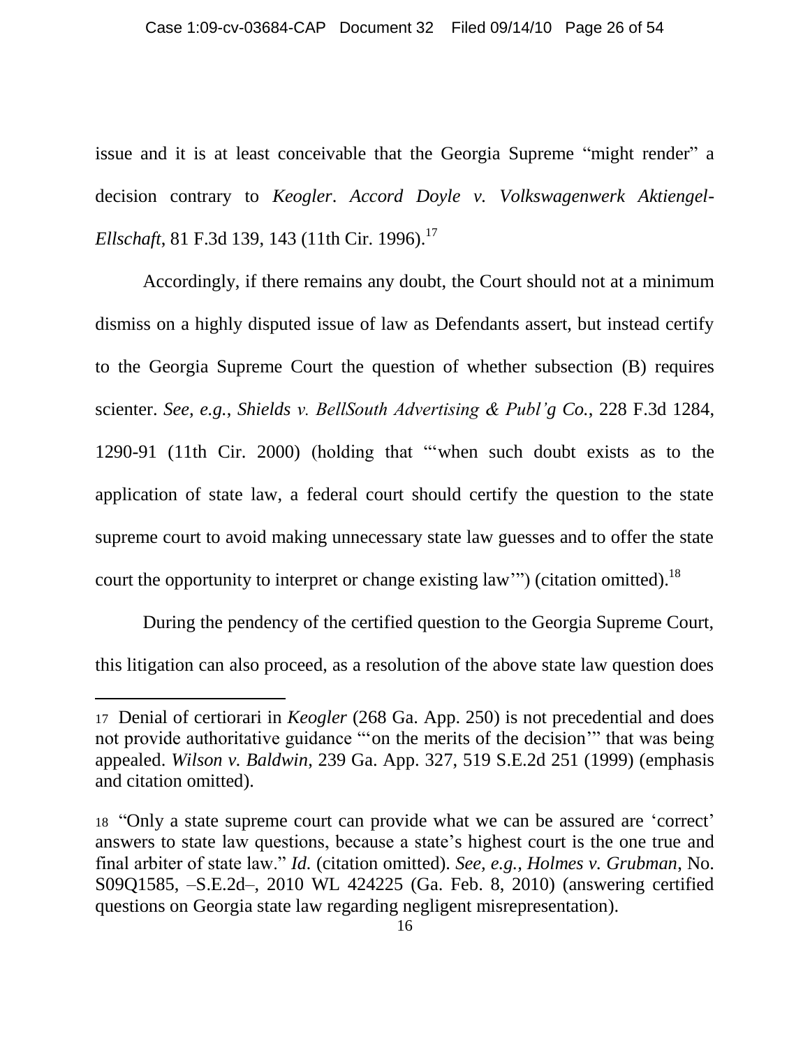issue and it is at least conceivable that the Georgia Supreme "might render" a decision contrary to *Keogler*. *Accord Doyle v. Volkswagenwerk Aktiengel-Ellschaft*, 81 F.3d 139, 143 (11th Cir. 1996).[17]

Accordingly, if there remains any doubt, the Court should not at a minimum dismiss on a highly disputed issue of law as Defendants assert, but instead certify to the Georgia Supreme Court the question of whether subsection (B) requires scienter. *See, e.g., Shields v. BellSouth Advertising & Publ'g Co.*, 228 F.3d 1284, 1290-91 (11th Cir. 2000) (holding that "'when such doubt exists as to the application of state law, a federal court should certify the question to the state supreme court to avoid making unnecessary state law guesses and to offer the state court the opportunity to interpret or change existing law'") (citation omitted).[18]

During the pendency of the certified question to the Georgia Supreme Court, this litigation can also proceed, as a resolution of the above state law question does

---

[17] Denial of certiorari in *Keogler* (268 Ga. App. 250) is not precedential and does not provide authoritative guidance "'on the merits of the decision'" that was being appealed. *Wilson v. Baldwin*, 239 Ga. App. 327, 519 S.E.2d 251 (1999) (emphasis and citation omitted).

[18] "Only a state supreme court can provide what we can be assured are 'correct' answers to state law questions, because a state's highest court is the one true and final arbiter of state law." *Id.* (citation omitted). *See, e.g., Holmes v. Grubman*, No. S09Q1585, –S.E.2d–, 2010 WL 424225 (Ga. Feb. 8, 2010) (answering certified questions on Georgia state law regarding negligent misrepresentation).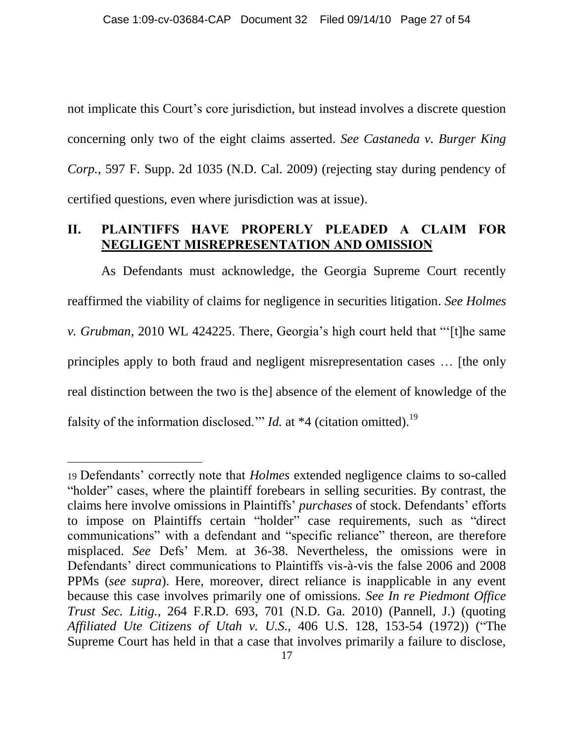not implicate this Court's core jurisdiction, but instead involves a discrete question concerning only two of the eight claims asserted. *See Castaneda v. Burger King Corp.*, 597 F. Supp. 2d 1035 (N.D. Cal. 2009) (rejecting stay during pendency of certified questions, even where jurisdiction was at issue).

## II. PLAINTIFFS HAVE PROPERLY PLEADED A CLAIM FOR NEGLIGENT MISREPRESENTATION AND OMISSION

As Defendants must acknowledge, the Georgia Supreme Court recently reaffirmed the viability of claims for negligence in securities litigation. *See Holmes v. Grubman*, 2010 WL 424225. There, Georgia's high court held that "'[t]he same principles apply to both fraud and negligent misrepresentation cases … [the only real distinction between the two is the] absence of the element of knowledge of the falsity of the information disclosed.'" *Id.* at *4 (citation omitted).[19]

---

[19] Defendants' correctly note that *Holmes* extended negligence claims to so-called "holder" cases, where the plaintiff forebears in selling securities. By contrast, the claims here involve omissions in Plaintiffs' *purchases* of stock. Defendants' efforts to impose on Plaintiffs certain "holder" case requirements, such as "direct communications" with a defendant and "specific reliance" thereon, are therefore misplaced. *See* Defs' Mem. at 36-38. Nevertheless, the omissions were in Defendants' direct communications to Plaintiffs vis-à-vis the false 2006 and 2008 PPMs (*see supra*). Here, moreover, direct reliance is inapplicable in any event because this case involves primarily one of omissions. *See In re Piedmont Office Trust Sec. Litig.*, 264 F.R.D. 693, 701 (N.D. Ga. 2010) (Pannell, J.) (quoting *Affiliated Ute Citizens of Utah v. U.S.*, 406 U.S. 128, 153-54 (1972)) ("The Supreme Court has held in that a case that involves primarily a failure to disclose,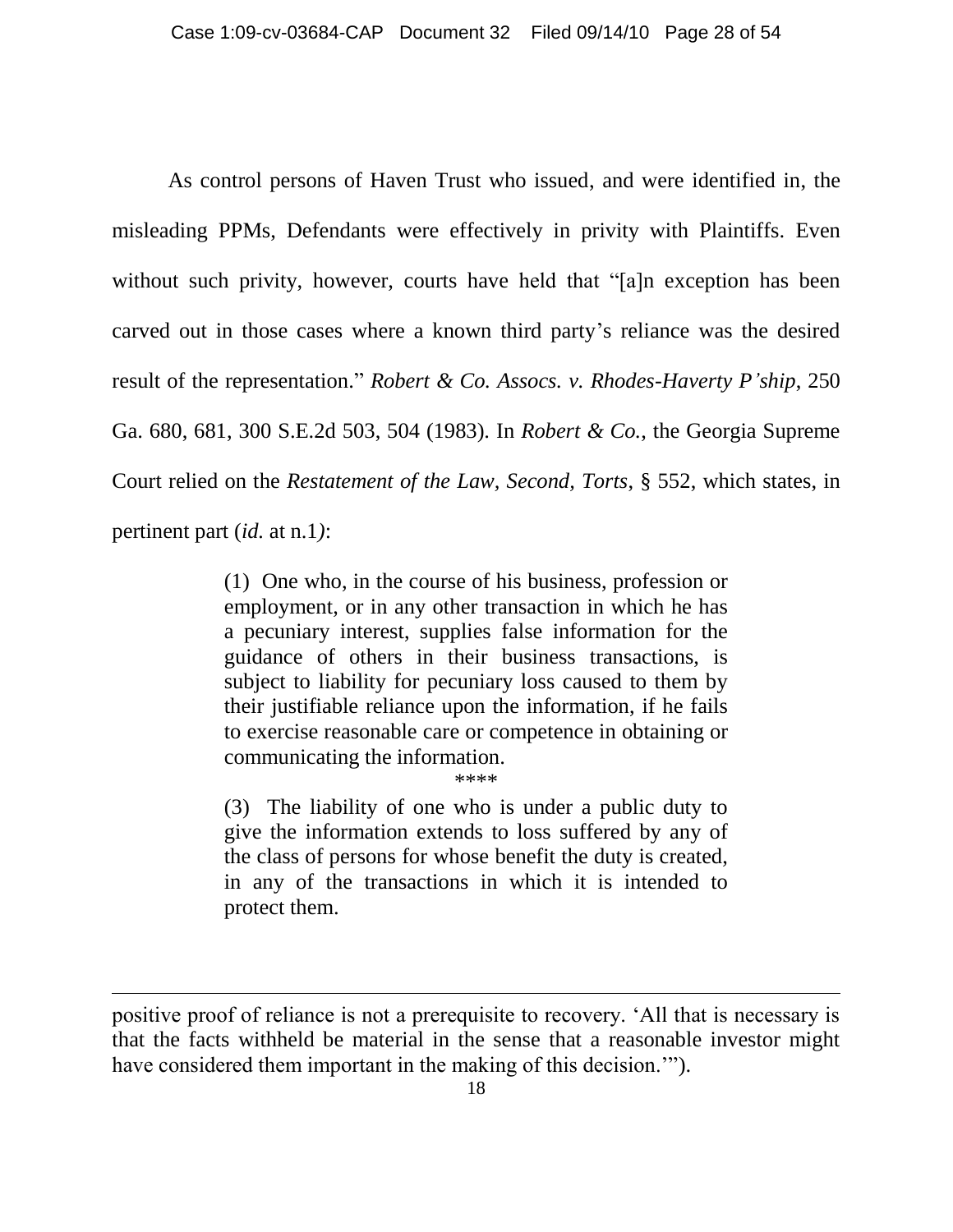As control persons of Haven Trust who issued, and were identified in, the misleading PPMs, Defendants were effectively in privity with Plaintiffs. Even without such privity, however, courts have held that "[a]n exception has been carved out in those cases where a known third party's reliance was the desired result of the representation." *Robert & Co. Assocs. v. Rhodes-Haverty P'ship*, 250 Ga. 680, 681, 300 S.E.2d 503, 504 (1983). In *Robert & Co.*, the Georgia Supreme Court relied on the *Restatement of the Law, Second, Torts*, § 552, which states, in pertinent part (*id.* at n.1*)*:

> (1) One who, in the course of his business, profession or employment, or in any other transaction in which he has a pecuniary interest, supplies false information for the guidance of others in their business transactions, is subject to liability for pecuniary loss caused to them by their justifiable reliance upon the information, if he fails to exercise reasonable care or competence in obtaining or communicating the information.
>
> \*\*\*\*
>
> (3) The liability of one who is under a public duty to give the information extends to loss suffered by any of the class of persons for whose benefit the duty is created, in any of the transactions in which it is intended to protect them.

---

positive proof of reliance is not a prerequisite to recovery. 'All that is necessary is that the facts withheld be material in the sense that a reasonable investor might have considered them important in the making of this decision.'").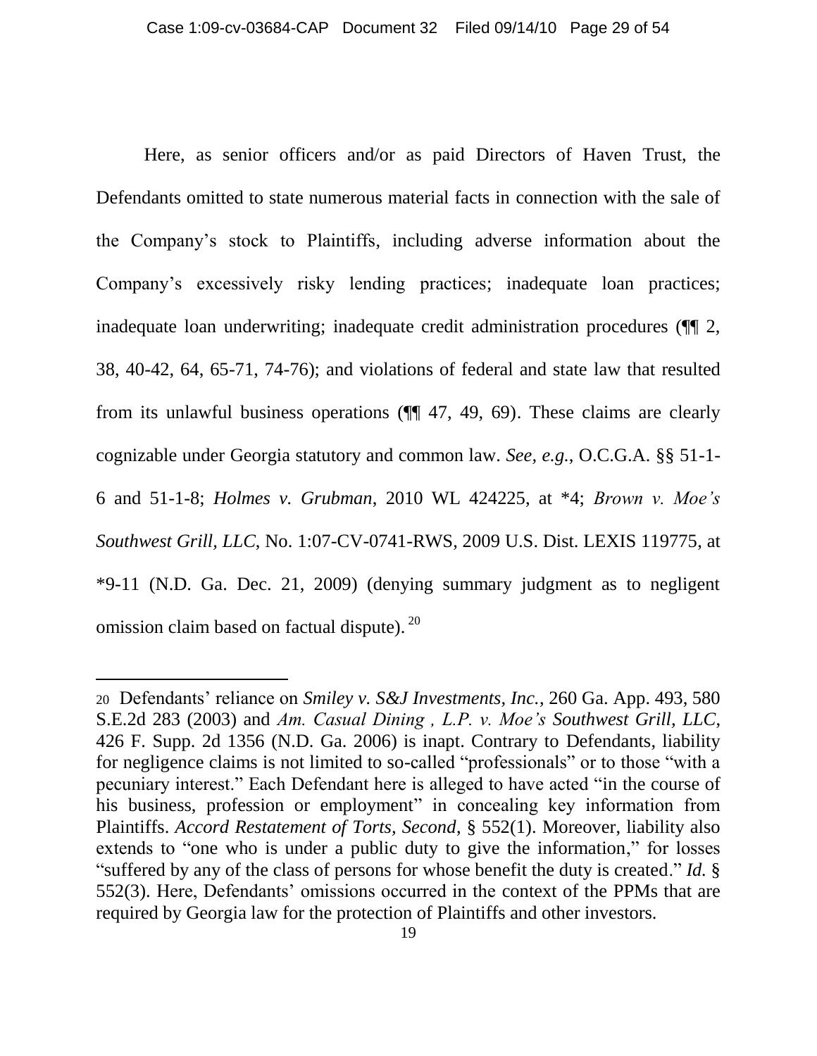Here, as senior officers and/or as paid Directors of Haven Trust, the Defendants omitted to state numerous material facts in connection with the sale of the Company's stock to Plaintiffs, including adverse information about the Company's excessively risky lending practices; inadequate loan practices; inadequate loan underwriting; inadequate credit administration procedures (¶¶ 2, 38, 40-42, 64, 65-71, 74-76); and violations of federal and state law that resulted from its unlawful business operations (¶¶ 47, 49, 69). These claims are clearly cognizable under Georgia statutory and common law. *See, e.g.*, O.C.G.A. §§ 51-1-6 and 51-1-8; *Holmes v. Grubman*, 2010 WL 424225, at *4; *Brown v. Moe's Southwest Grill, LLC*, No. 1:07-CV-0741-RWS, 2009 U.S. Dist. LEXIS 119775, at *9-11 (N.D. Ga. Dec. 21, 2009) (denying summary judgment as to negligent omission claim based on factual dispute).[20]

---

[20] Defendants' reliance on *Smiley v. S&J Investments, Inc.*, 260 Ga. App. 493, 580 S.E.2d 283 (2003) and *Am. Casual Dining , L.P. v. Moe's Southwest Grill, LLC*, 426 F. Supp. 2d 1356 (N.D. Ga. 2006) is inapt. Contrary to Defendants, liability for negligence claims is not limited to so-called "professionals" or to those "with a pecuniary interest." Each Defendant here is alleged to have acted "in the course of his business, profession or employment" in concealing key information from Plaintiffs. *Accord Restatement of Torts, Second*, § 552(1). Moreover, liability also extends to "one who is under a public duty to give the information," for losses "suffered by any of the class of persons for whose benefit the duty is created." *Id.* § 552(3). Here, Defendants' omissions occurred in the context of the PPMs that are required by Georgia law for the protection of Plaintiffs and other investors.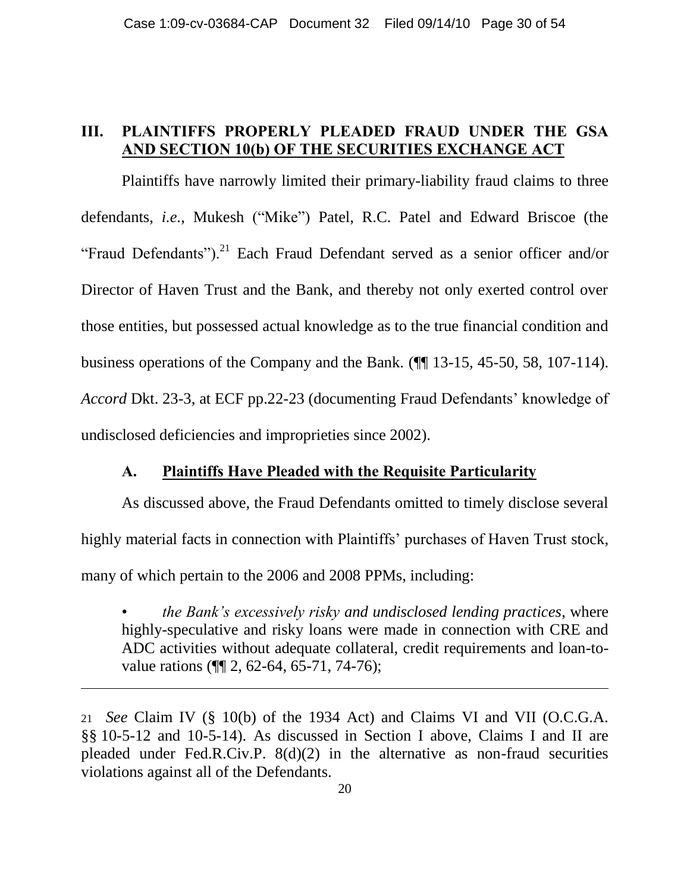## III. PLAINTIFFS PROPERLY PLEADED FRAUD UNDER THE GSA AND SECTION 10(b) OF THE SECURITIES EXCHANGE ACT

Plaintiffs have narrowly limited their primary-liability fraud claims to three defendants, *i.e.*, Mukesh ("Mike") Patel, R.C. Patel and Edward Briscoe (the "Fraud Defendants").[21] Each Fraud Defendant served as a senior officer and/or Director of Haven Trust and the Bank, and thereby not only exerted control over those entities, but possessed actual knowledge as to the true financial condition and business operations of the Company and the Bank. (¶¶ 13-15, 45-50, 58, 107-114). *Accord* Dkt. 23-3, at ECF pp.22-23 (documenting Fraud Defendants' knowledge of undisclosed deficiencies and improprieties since 2002).

### A. Plaintiffs Have Pleaded with the Requisite Particularity

As discussed above, the Fraud Defendants omitted to timely disclose several highly material facts in connection with Plaintiffs' purchases of Haven Trust stock, many of which pertain to the 2006 and 2008 PPMs, including:

- *the Bank's excessively risky and undisclosed lending practices*, where highly-speculative and risky loans were made in connection with CRE and ADC activities without adequate collateral, credit requirements and loan-to-value rations (¶¶ 2, 62-64, 65-71, 74-76);

---

21 *See* Claim IV (§ 10(b) of the 1934 Act) and Claims VI and VII (O.C.G.A. §§ 10-5-12 and 10-5-14). As discussed in Section I above, Claims I and II are pleaded under Fed.R.Civ.P. 8(d)(2) in the alternative as non-fraud securities violations against all of the Defendants.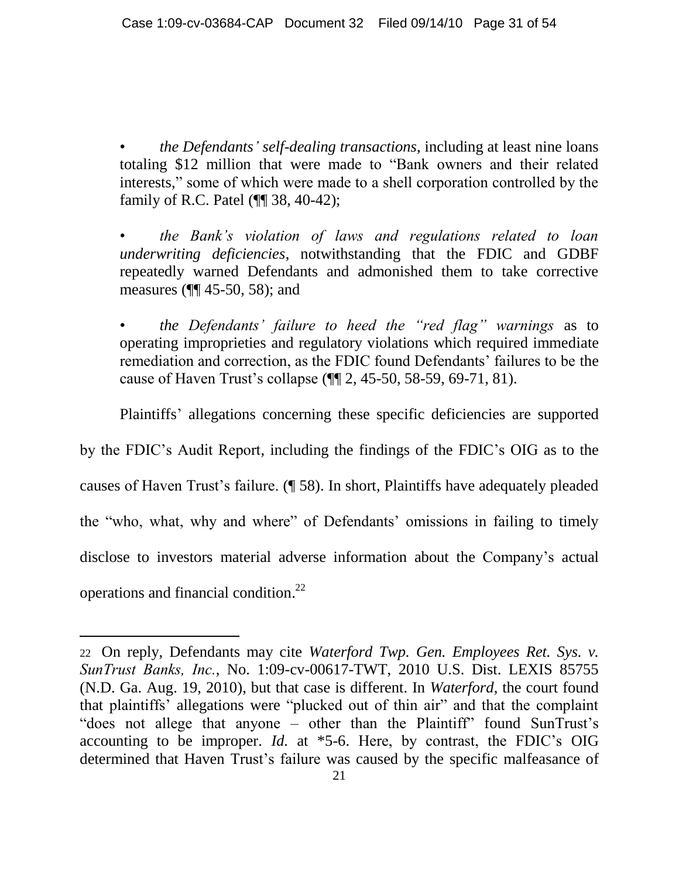- *the Defendants' self-dealing transactions*, including at least nine loans totaling $12 million that were made to "Bank owners and their related interests," some of which were made to a shell corporation controlled by the family of R.C. Patel (¶¶ 38, 40-42);

- *the Bank's violation of laws and regulations related to loan underwriting deficiencies*, notwithstanding that the FDIC and GDBF repeatedly warned Defendants and admonished them to take corrective measures (¶¶ 45-50, 58); and

- *the Defendants' failure to heed the "red flag" warnings* as to operating improprieties and regulatory violations which required immediate remediation and correction, as the FDIC found Defendants' failures to be the cause of Haven Trust's collapse (¶¶ 2, 45-50, 58-59, 69-71, 81).

Plaintiffs' allegations concerning these specific deficiencies are supported by the FDIC's Audit Report, including the findings of the FDIC's OIG as to the causes of Haven Trust's failure. (¶ 58). In short, Plaintiffs have adequately pleaded the "who, what, why and where" of Defendants' omissions in failing to timely disclose to investors material adverse information about the Company's actual operations and financial condition.[22]

---

[22] On reply, Defendants may cite *Waterford Twp. Gen. Employees Ret. Sys. v. SunTrust Banks, Inc.*, No. 1:09-cv-00617-TWT, 2010 U.S. Dist. LEXIS 85755 (N.D. Ga. Aug. 19, 2010), but that case is different. In *Waterford*, the court found that plaintiffs' allegations were "plucked out of thin air" and that the complaint "does not allege that anyone – other than the Plaintiff" found SunTrust's accounting to be improper. *Id.* at *5-6. Here, by contrast, the FDIC's OIG determined that Haven Trust's failure was caused by the specific malfeasance of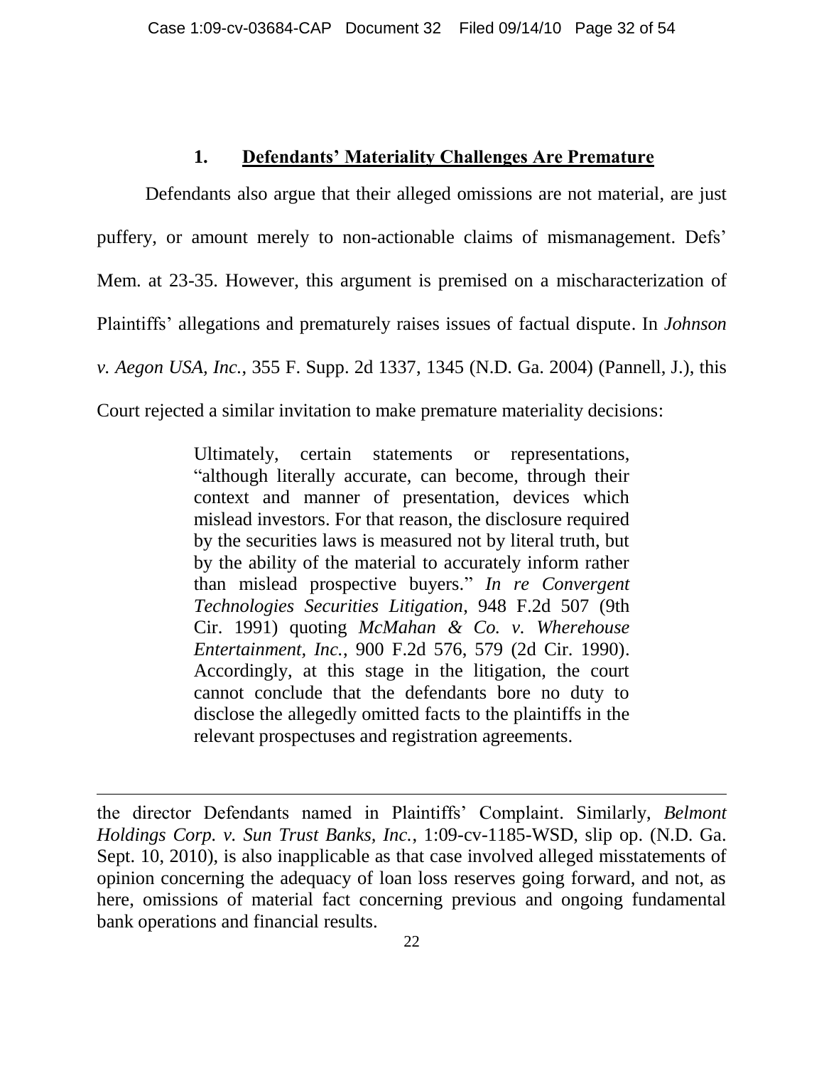### 1. **Defendants' Materiality Challenges Are Premature**

Defendants also argue that their alleged omissions are not material, are just puffery, or amount merely to non-actionable claims of mismanagement. Defs' Mem. at 23-35. However, this argument is premised on a mischaracterization of Plaintiffs' allegations and prematurely raises issues of factual dispute. In *Johnson v. Aegon USA, Inc.*, 355 F. Supp. 2d 1337, 1345 (N.D. Ga. 2004) (Pannell, J.), this Court rejected a similar invitation to make premature materiality decisions:

> Ultimately, certain statements or representations, "although literally accurate, can become, through their context and manner of presentation, devices which mislead investors. For that reason, the disclosure required by the securities laws is measured not by literal truth, but by the ability of the material to accurately inform rather than mislead prospective buyers." *In re Convergent Technologies Securities Litigation*, 948 F.2d 507 (9th Cir. 1991) quoting *McMahan & Co. v. Wherehouse Entertainment, Inc.*, 900 F.2d 576, 579 (2d Cir. 1990). Accordingly, at this stage in the litigation, the court cannot conclude that the defendants bore no duty to disclose the allegedly omitted facts to the plaintiffs in the relevant prospectuses and registration agreements.

---

the director Defendants named in Plaintiffs' Complaint. Similarly, *Belmont Holdings Corp. v. Sun Trust Banks, Inc.*, 1:09-cv-1185-WSD, slip op. (N.D. Ga. Sept. 10, 2010), is also inapplicable as that case involved alleged misstatements of opinion concerning the adequacy of loan loss reserves going forward, and not, as here, omissions of material fact concerning previous and ongoing fundamental bank operations and financial results.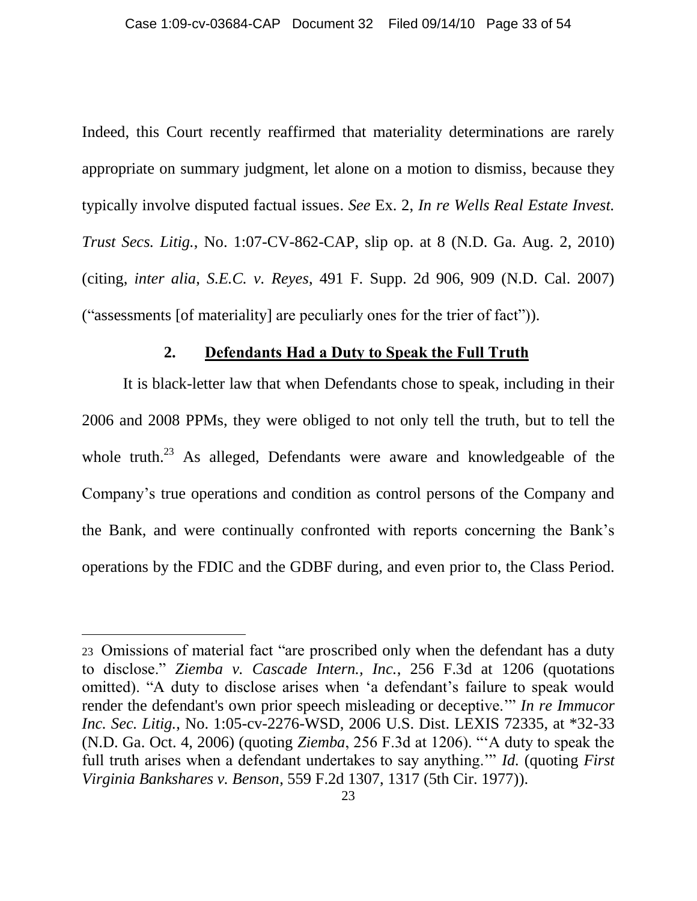Indeed, this Court recently reaffirmed that materiality determinations are rarely appropriate on summary judgment, let alone on a motion to dismiss, because they typically involve disputed factual issues. *See* Ex. 2, *In re Wells Real Estate Invest. Trust Secs. Litig.*, No. 1:07-CV-862-CAP, slip op. at 8 (N.D. Ga. Aug. 2, 2010) (citing, *inter alia*, *S.E.C. v. Reyes*, 491 F. Supp. 2d 906, 909 (N.D. Cal. 2007) ("assessments [of materiality] are peculiarly ones for the trier of fact")).

### 2. <u>Defendants Had a Duty to Speak the Full Truth</u>

It is black-letter law that when Defendants chose to speak, including in their 2006 and 2008 PPMs, they were obliged to not only tell the truth, but to tell the whole truth.[23] As alleged, Defendants were aware and knowledgeable of the Company's true operations and condition as control persons of the Company and the Bank, and were continually confronted with reports concerning the Bank's operations by the FDIC and the GDBF during, and even prior to, the Class Period.

---

23 Omissions of material fact "are proscribed only when the defendant has a duty to disclose." *Ziemba v. Cascade Intern., Inc.*, 256 F.3d at 1206 (quotations omitted). "A duty to disclose arises when 'a defendant's failure to speak would render the defendant's own prior speech misleading or deceptive.'" *In re Immucor Inc. Sec. Litig.*, No. 1:05-cv-2276-WSD, 2006 U.S. Dist. LEXIS 72335, at *32-33 (N.D. Ga. Oct. 4, 2006) (quoting *Ziemba*, 256 F.3d at 1206). "'A duty to speak the full truth arises when a defendant undertakes to say anything.'" *Id.* (quoting *First Virginia Bankshares v. Benson*, 559 F.2d 1307, 1317 (5th Cir. 1977)).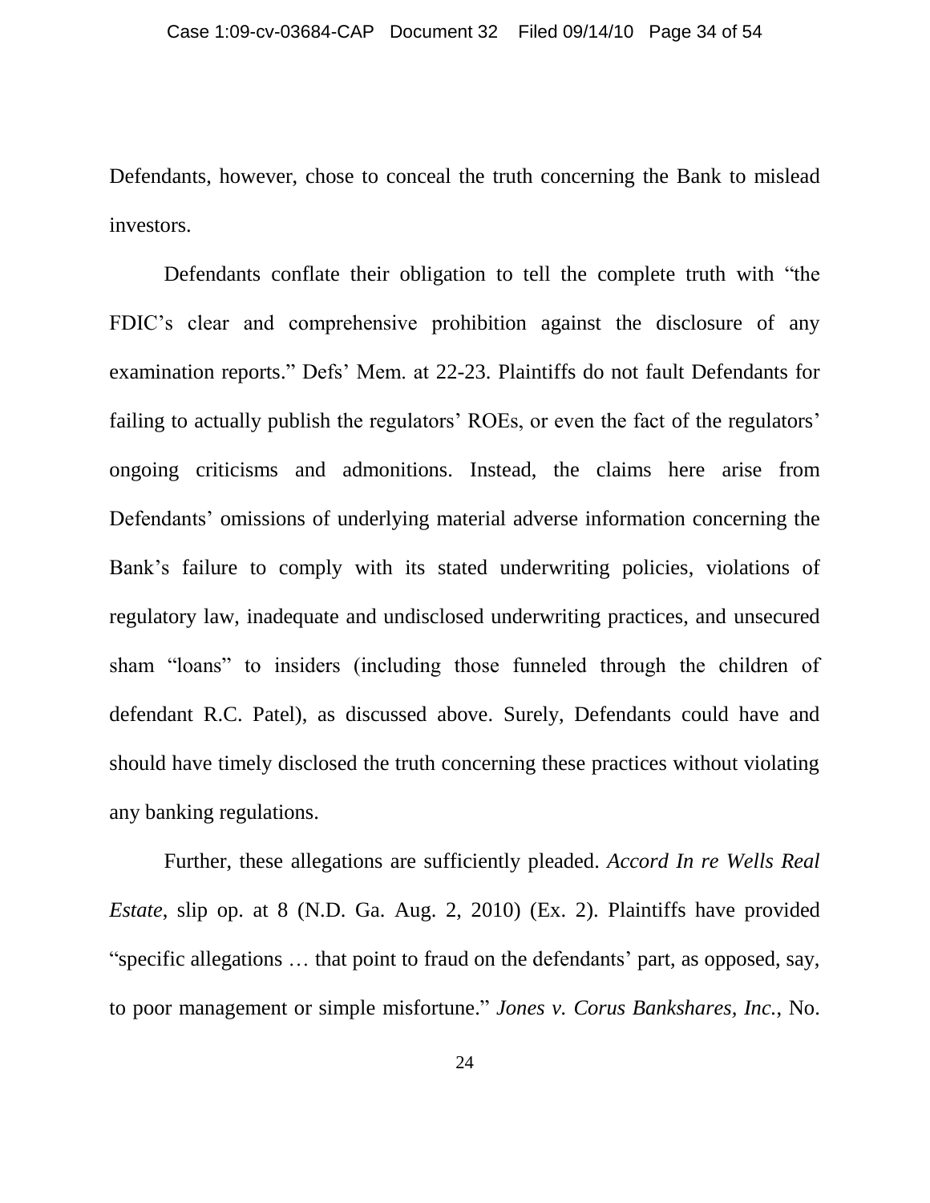Defendants, however, chose to conceal the truth concerning the Bank to mislead investors.

Defendants conflate their obligation to tell the complete truth with "the FDIC's clear and comprehensive prohibition against the disclosure of any examination reports." Defs' Mem. at 22-23. Plaintiffs do not fault Defendants for failing to actually publish the regulators' ROEs, or even the fact of the regulators' ongoing criticisms and admonitions. Instead, the claims here arise from Defendants' omissions of underlying material adverse information concerning the Bank's failure to comply with its stated underwriting policies, violations of regulatory law, inadequate and undisclosed underwriting practices, and unsecured sham "loans" to insiders (including those funneled through the children of defendant R.C. Patel), as discussed above. Surely, Defendants could have and should have timely disclosed the truth concerning these practices without violating any banking regulations.

Further, these allegations are sufficiently pleaded. *Accord In re Wells Real Estate*, slip op. at 8 (N.D. Ga. Aug. 2, 2010) (Ex. 2). Plaintiffs have provided "specific allegations … that point to fraud on the defendants' part, as opposed, say, to poor management or simple misfortune." *Jones v. Corus Bankshares, Inc.*, No.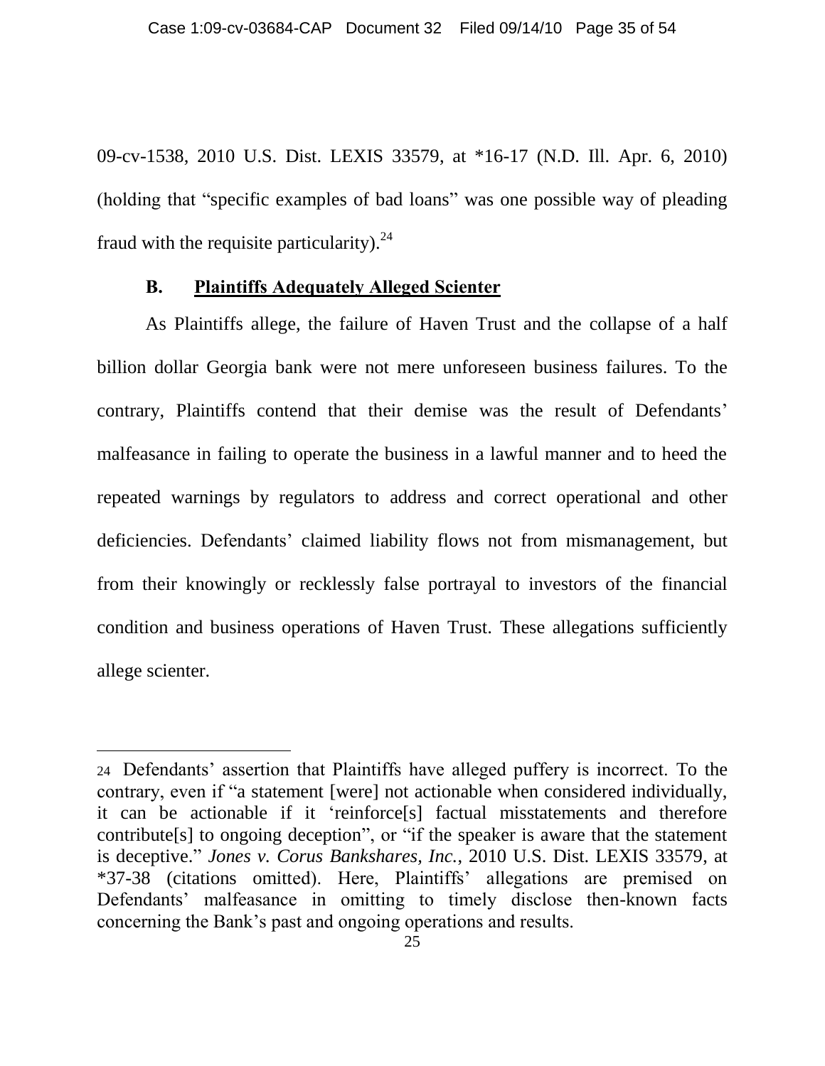09-cv-1538, 2010 U.S. Dist. LEXIS 33579, at *16-17 (N.D. Ill. Apr. 6, 2010) (holding that "specific examples of bad loans" was one possible way of pleading fraud with the requisite particularity).[24]

### B. Plaintiffs Adequately Alleged Scienter

As Plaintiffs allege, the failure of Haven Trust and the collapse of a half billion dollar Georgia bank were not mere unforeseen business failures. To the contrary, Plaintiffs contend that their demise was the result of Defendants' malfeasance in failing to operate the business in a lawful manner and to heed the repeated warnings by regulators to address and correct operational and other deficiencies. Defendants' claimed liability flows not from mismanagement, but from their knowingly or recklessly false portrayal to investors of the financial condition and business operations of Haven Trust. These allegations sufficiently allege scienter.

---

[24] Defendants' assertion that Plaintiffs have alleged puffery is incorrect. To the contrary, even if "a statement [were] not actionable when considered individually, it can be actionable if it 'reinforce[s] factual misstatements and therefore contribute[s] to ongoing deception", or "if the speaker is aware that the statement is deceptive." *Jones v. Corus Bankshares, Inc.*, 2010 U.S. Dist. LEXIS 33579, at *37-38 (citations omitted). Here, Plaintiffs' allegations are premised on Defendants' malfeasance in omitting to timely disclose then-known facts concerning the Bank's past and ongoing operations and results.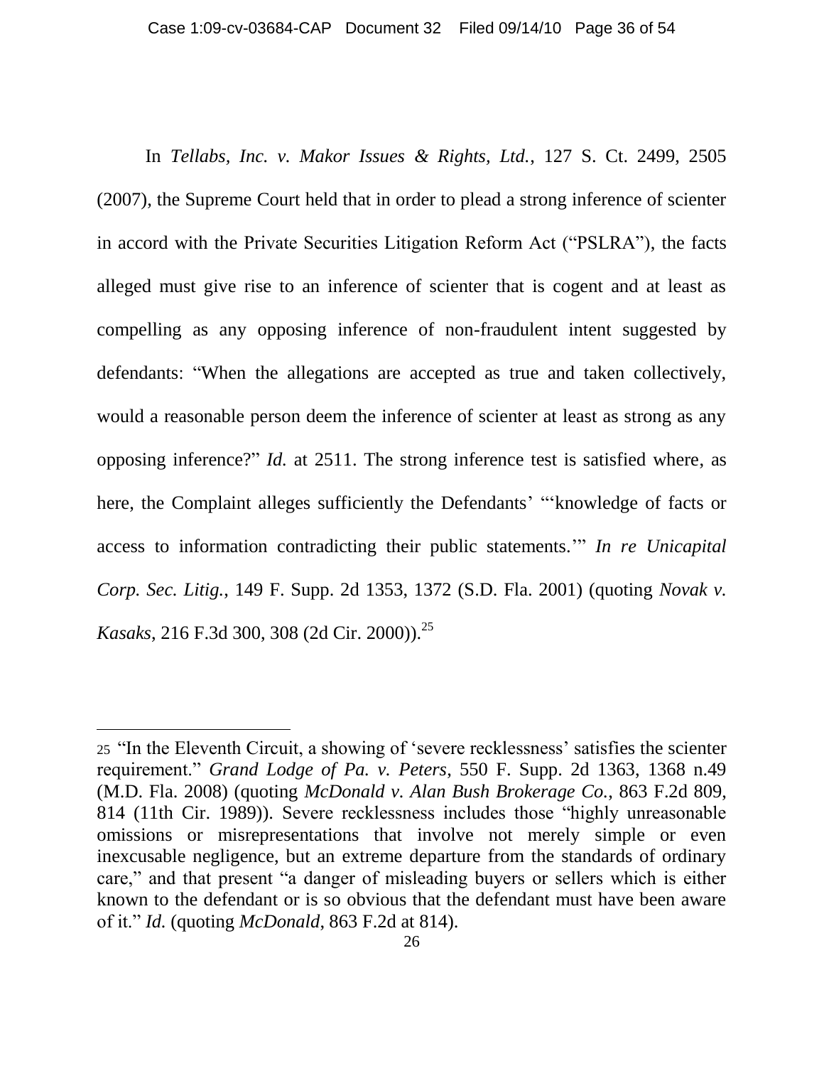In *Tellabs, Inc. v. Makor Issues & Rights, Ltd.*, 127 S. Ct. 2499, 2505 (2007), the Supreme Court held that in order to plead a strong inference of scienter in accord with the Private Securities Litigation Reform Act ("PSLRA"), the facts alleged must give rise to an inference of scienter that is cogent and at least as compelling as any opposing inference of non-fraudulent intent suggested by defendants: "When the allegations are accepted as true and taken collectively, would a reasonable person deem the inference of scienter at least as strong as any opposing inference?" *Id.* at 2511. The strong inference test is satisfied where, as here, the Complaint alleges sufficiently the Defendants' "'knowledge of facts or access to information contradicting their public statements.'" *In re Unicapital Corp. Sec. Litig.*, 149 F. Supp. 2d 1353, 1372 (S.D. Fla. 2001) (quoting *Novak v. Kasaks*, 216 F.3d 300, 308 (2d Cir. 2000)).[25]

---

25 "In the Eleventh Circuit, a showing of 'severe recklessness' satisfies the scienter requirement." *Grand Lodge of Pa. v. Peters*, 550 F. Supp. 2d 1363, 1368 n.49 (M.D. Fla. 2008) (quoting *McDonald v. Alan Bush Brokerage Co.*, 863 F.2d 809, 814 (11th Cir. 1989)). Severe recklessness includes those "highly unreasonable omissions or misrepresentations that involve not merely simple or even inexcusable negligence, but an extreme departure from the standards of ordinary care," and that present "a danger of misleading buyers or sellers which is either known to the defendant or is so obvious that the defendant must have been aware of it." *Id.* (quoting *McDonald*, 863 F.2d at 814).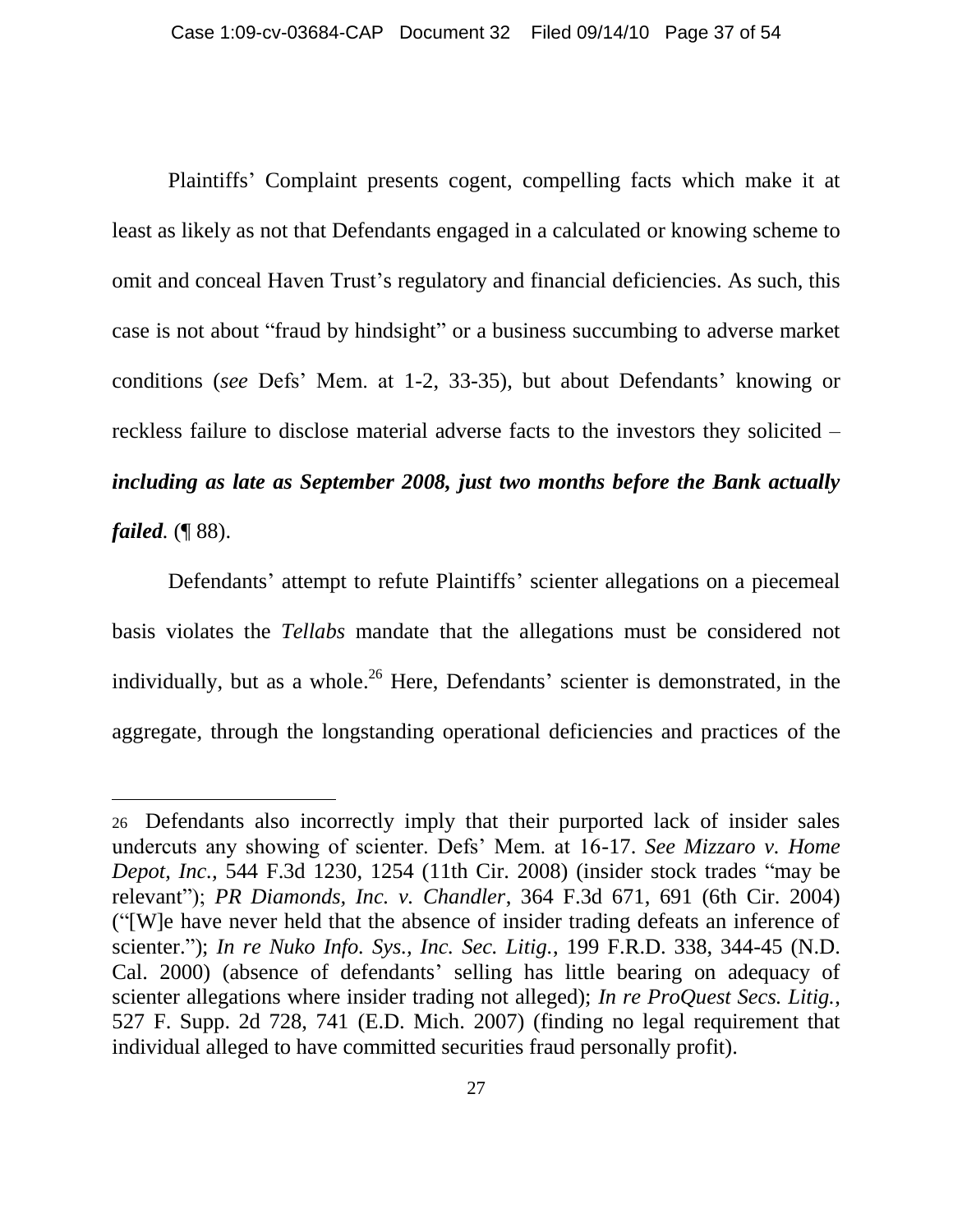Plaintiffs' Complaint presents cogent, compelling facts which make it at least as likely as not that Defendants engaged in a calculated or knowing scheme to omit and conceal Haven Trust's regulatory and financial deficiencies. As such, this case is not about "fraud by hindsight" or a business succumbing to adverse market conditions (*see* Defs' Mem. at 1-2, 33-35), but about Defendants' knowing or reckless failure to disclose material adverse facts to the investors they solicited – ***including as late as September 2008, just two months before the Bank actually failed.*** (¶ 88).

Defendants' attempt to refute Plaintiffs' scienter allegations on a piecemeal basis violates the *Tellabs* mandate that the allegations must be considered not individually, but as a whole.[26] Here, Defendants' scienter is demonstrated, in the aggregate, through the longstanding operational deficiencies and practices of the

---

[26] Defendants also incorrectly imply that their purported lack of insider sales undercuts any showing of scienter. Defs' Mem. at 16-17. *See Mizzaro v. Home Depot, Inc.*, 544 F.3d 1230, 1254 (11th Cir. 2008) (insider stock trades "may be relevant"); *PR Diamonds, Inc. v. Chandler*, 364 F.3d 671, 691 (6th Cir. 2004) ("[W]e have never held that the absence of insider trading defeats an inference of scienter."); *In re Nuko Info. Sys., Inc. Sec. Litig.*, 199 F.R.D. 338, 344-45 (N.D. Cal. 2000) (absence of defendants' selling has little bearing on adequacy of scienter allegations where insider trading not alleged); *In re ProQuest Secs. Litig.*, 527 F. Supp. 2d 728, 741 (E.D. Mich. 2007) (finding no legal requirement that individual alleged to have committed securities fraud personally profit).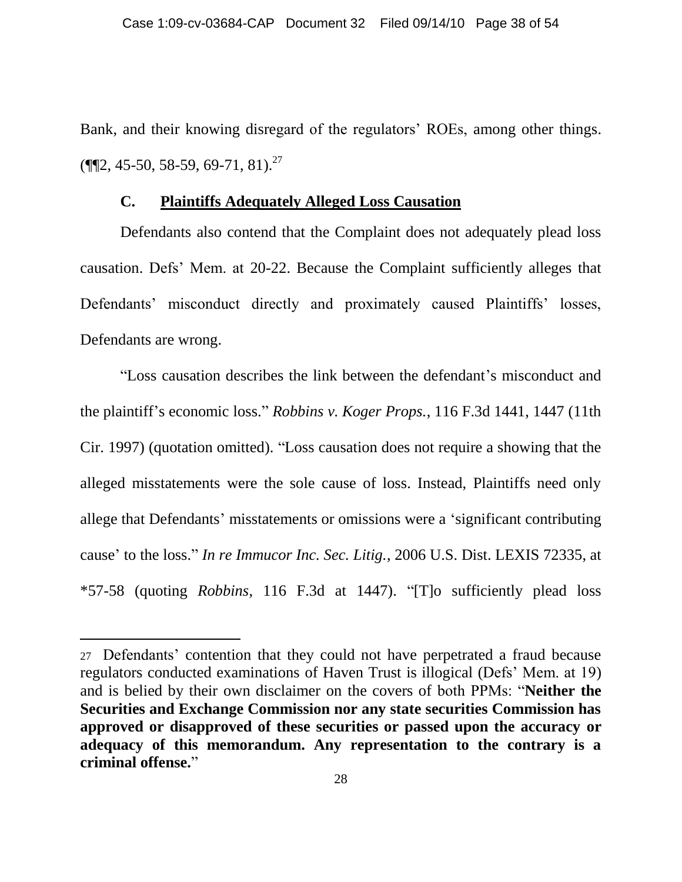Bank, and their knowing disregard of the regulators' ROEs, among other things. (¶¶2, 45-50, 58-59, 69-71, 81).[27]

### C. Plaintiffs Adequately Alleged Loss Causation

Defendants also contend that the Complaint does not adequately plead loss causation. Defs' Mem. at 20-22. Because the Complaint sufficiently alleges that Defendants' misconduct directly and proximately caused Plaintiffs' losses, Defendants are wrong.

"Loss causation describes the link between the defendant's misconduct and the plaintiff's economic loss." *Robbins v. Koger Props.*, 116 F.3d 1441, 1447 (11th Cir. 1997) (quotation omitted). "Loss causation does not require a showing that the alleged misstatements were the sole cause of loss. Instead, Plaintiffs need only allege that Defendants' misstatements or omissions were a 'significant contributing cause' to the loss." *In re Immucor Inc. Sec. Litig.*, 2006 U.S. Dist. LEXIS 72335, at *57-58 (quoting *Robbins*, 116 F.3d at 1447). "[T]o sufficiently plead loss

---

[27] Defendants' contention that they could not have perpetrated a fraud because regulators conducted examinations of Haven Trust is illogical (Defs' Mem. at 19) and is belied by their own disclaimer on the covers of both PPMs: "**Neither the Securities and Exchange Commission nor any state securities Commission has approved or disapproved of these securities or passed upon the accuracy or adequacy of this memorandum. Any representation to the contrary is a criminal offense.**"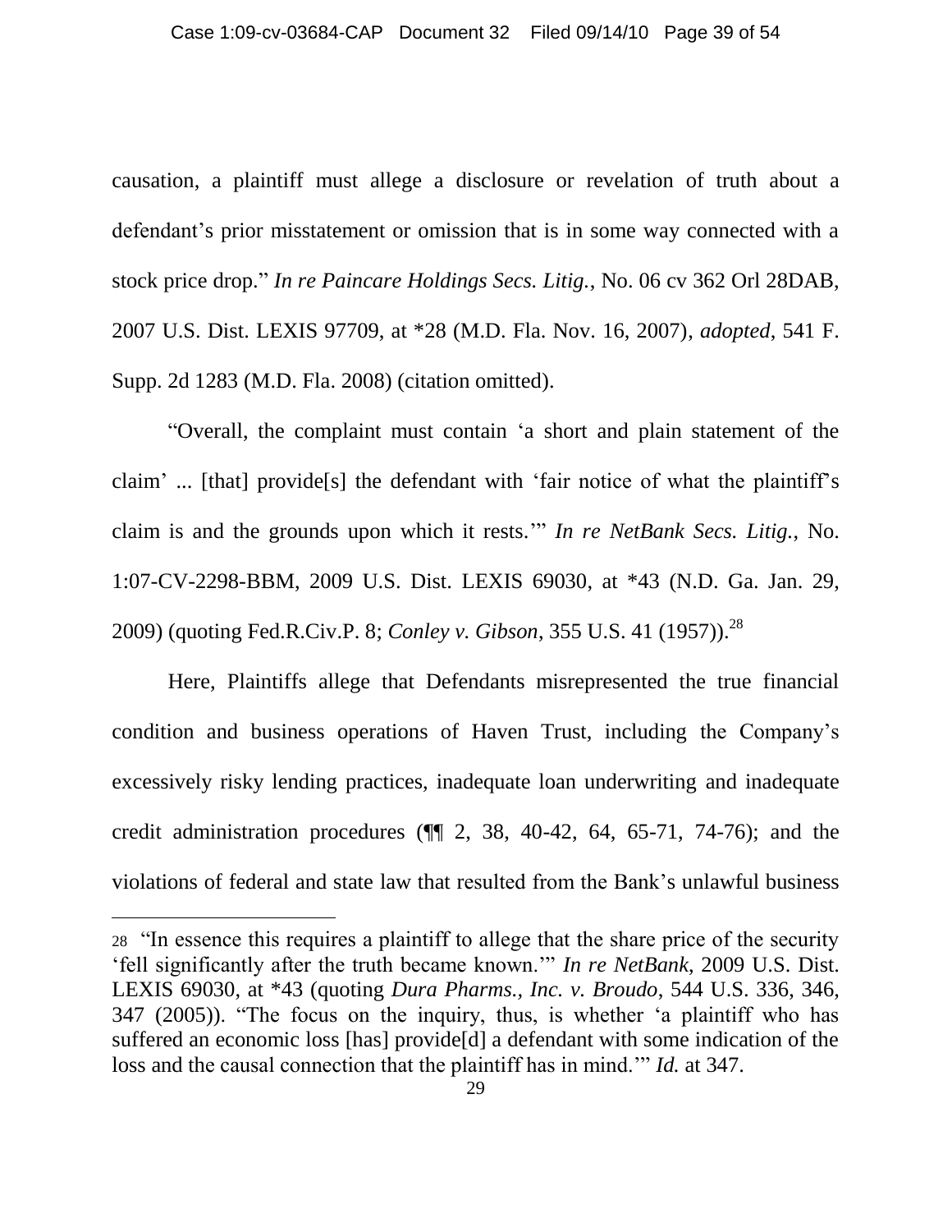causation, a plaintiff must allege a disclosure or revelation of truth about a defendant's prior misstatement or omission that is in some way connected with a stock price drop." *In re Paincare Holdings Secs. Litig.*, No. 06 cv 362 Orl 28DAB, 2007 U.S. Dist. LEXIS 97709, at *28 (M.D. Fla. Nov. 16, 2007), *adopted*, 541 F. Supp. 2d 1283 (M.D. Fla. 2008) (citation omitted).

"Overall, the complaint must contain 'a short and plain statement of the claim' ... [that] provide[s] the defendant with 'fair notice of what the plaintiff's claim is and the grounds upon which it rests.'" *In re NetBank Secs. Litig.*, No. 1:07-CV-2298-BBM, 2009 U.S. Dist. LEXIS 69030, at *43 (N.D. Ga. Jan. 29, 2009) (quoting Fed.R.Civ.P. 8; *Conley v. Gibson*, 355 U.S. 41 (1957)).[28]

Here, Plaintiffs allege that Defendants misrepresented the true financial condition and business operations of Haven Trust, including the Company's excessively risky lending practices, inadequate loan underwriting and inadequate credit administration procedures (¶¶ 2, 38, 40-42, 64, 65-71, 74-76); and the violations of federal and state law that resulted from the Bank's unlawful business

---

[28] "In essence this requires a plaintiff to allege that the share price of the security 'fell significantly after the truth became known.'" *In re NetBank*, 2009 U.S. Dist. LEXIS 69030, at *43 (quoting *Dura Pharms., Inc. v. Broudo*, 544 U.S. 336, 346, 347 (2005)). "The focus on the inquiry, thus, is whether 'a plaintiff who has suffered an economic loss [has] provide[d] a defendant with some indication of the loss and the causal connection that the plaintiff has in mind.'" *Id.* at 347.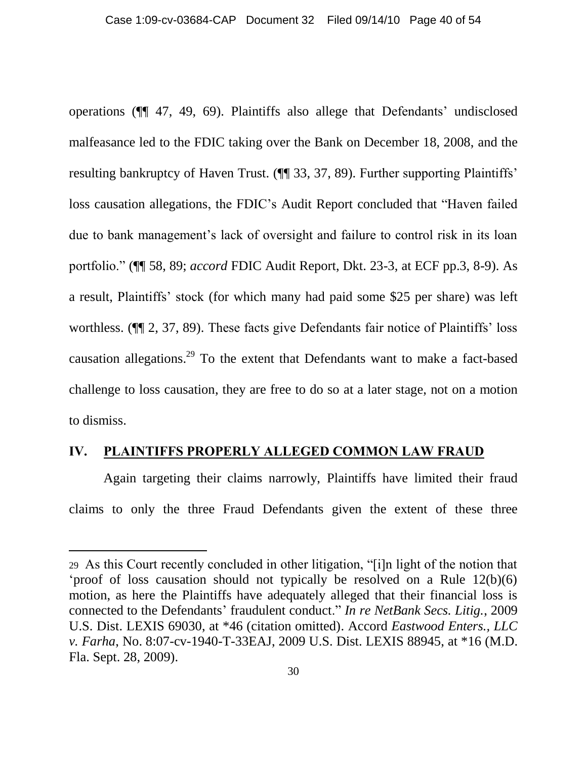operations (¶¶ 47, 49, 69). Plaintiffs also allege that Defendants' undisclosed malfeasance led to the FDIC taking over the Bank on December 18, 2008, and the resulting bankruptcy of Haven Trust. (¶¶ 33, 37, 89). Further supporting Plaintiffs' loss causation allegations, the FDIC's Audit Report concluded that "Haven failed due to bank management's lack of oversight and failure to control risk in its loan portfolio." (¶¶ 58, 89; *accord* FDIC Audit Report, Dkt. 23-3, at ECF pp.3, 8-9). As a result, Plaintiffs' stock (for which many had paid some $25 per share) was left worthless. (¶¶ 2, 37, 89). These facts give Defendants fair notice of Plaintiffs' loss causation allegations.[29] To the extent that Defendants want to make a fact-based challenge to loss causation, they are free to do so at a later stage, not on a motion to dismiss.

## IV. PLAINTIFFS PROPERLY ALLEGED COMMON LAW FRAUD

Again targeting their claims narrowly, Plaintiffs have limited their fraud claims to only the three Fraud Defendants given the extent of these three

---

29 As this Court recently concluded in other litigation, "[i]n light of the notion that 'proof of loss causation should not typically be resolved on a Rule 12(b)(6) motion, as here the Plaintiffs have adequately alleged that their financial loss is connected to the Defendants' fraudulent conduct." *In re NetBank Secs. Litig.*, 2009 U.S. Dist. LEXIS 69030, at *46 (citation omitted). Accord *Eastwood Enters., LLC v. Farha*, No. 8:07-cv-1940-T-33EAJ, 2009 U.S. Dist. LEXIS 88945, at *16 (M.D. Fla. Sept. 28, 2009).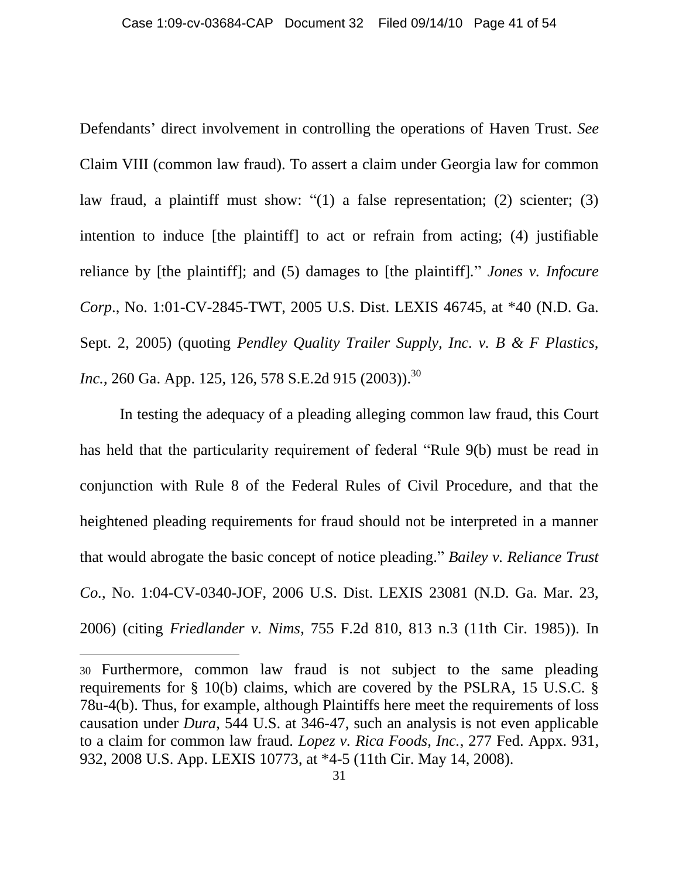Defendants' direct involvement in controlling the operations of Haven Trust. *See* Claim VIII (common law fraud). To assert a claim under Georgia law for common law fraud, a plaintiff must show: "(1) a false representation; (2) scienter; (3) intention to induce [the plaintiff] to act or refrain from acting; (4) justifiable reliance by [the plaintiff]; and (5) damages to [the plaintiff]." *Jones v. Infocure Corp*., No. 1:01-CV-2845-TWT, 2005 U.S. Dist. LEXIS 46745, at *40 (N.D. Ga. Sept. 2, 2005) (quoting *Pendley Quality Trailer Supply, Inc. v. B & F Plastics, Inc.*, 260 Ga. App. 125, 126, 578 S.E.2d 915 (2003)).[30]

In testing the adequacy of a pleading alleging common law fraud, this Court has held that the particularity requirement of federal "Rule 9(b) must be read in conjunction with Rule 8 of the Federal Rules of Civil Procedure, and that the heightened pleading requirements for fraud should not be interpreted in a manner that would abrogate the basic concept of notice pleading." *Bailey v. Reliance Trust Co.*, No. 1:04-CV-0340-JOF, 2006 U.S. Dist. LEXIS 23081 (N.D. Ga. Mar. 23, 2006) (citing *Friedlander v. Nims*, 755 F.2d 810, 813 n.3 (11th Cir. 1985)). In

---

[30] Furthermore, common law fraud is not subject to the same pleading requirements for § 10(b) claims, which are covered by the PSLRA, 15 U.S.C. § 78u-4(b). Thus, for example, although Plaintiffs here meet the requirements of loss causation under *Dura*, 544 U.S. at 346-47, such an analysis is not even applicable to a claim for common law fraud. *Lopez v. Rica Foods, Inc.*, 277 Fed. Appx. 931, 932, 2008 U.S. App. LEXIS 10773, at *4-5 (11th Cir. May 14, 2008).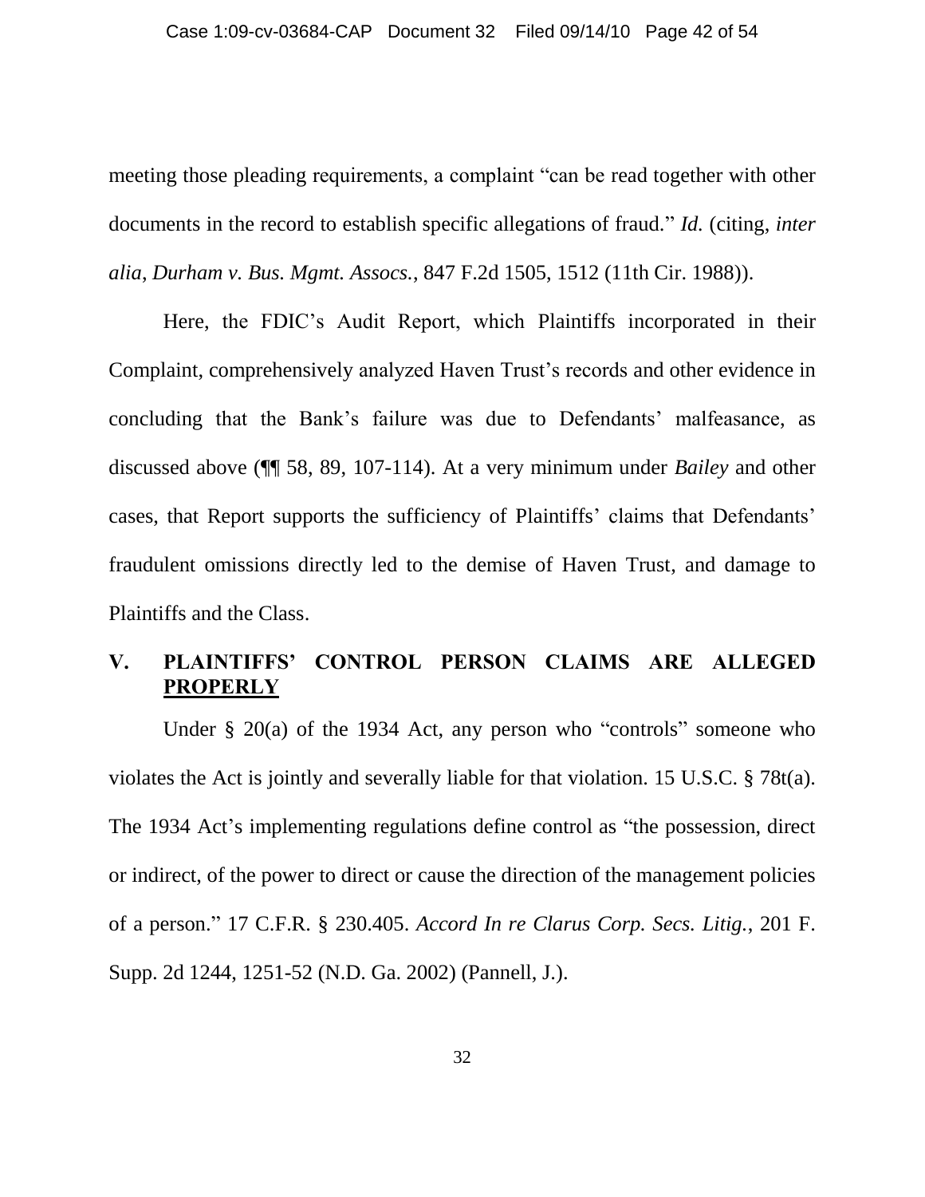meeting those pleading requirements, a complaint "can be read together with other documents in the record to establish specific allegations of fraud." *Id.* (citing, *inter alia*, *Durham v. Bus. Mgmt. Assocs.*, 847 F.2d 1505, 1512 (11th Cir. 1988)).

Here, the FDIC's Audit Report, which Plaintiffs incorporated in their Complaint, comprehensively analyzed Haven Trust's records and other evidence in concluding that the Bank's failure was due to Defendants' malfeasance, as discussed above (¶¶ 58, 89, 107-114). At a very minimum under *Bailey* and other cases, that Report supports the sufficiency of Plaintiffs' claims that Defendants' fraudulent omissions directly led to the demise of Haven Trust, and damage to Plaintiffs and the Class.

## V. PLAINTIFFS' CONTROL PERSON CLAIMS ARE ALLEGED PROPERLY

Under § 20(a) of the 1934 Act, any person who "controls" someone who violates the Act is jointly and severally liable for that violation. 15 U.S.C. § 78t(a). The 1934 Act's implementing regulations define control as "the possession, direct or indirect, of the power to direct or cause the direction of the management policies of a person." 17 C.F.R. § 230.405. *Accord In re Clarus Corp. Secs. Litig.*, 201 F. Supp. 2d 1244, 1251-52 (N.D. Ga. 2002) (Pannell, J.).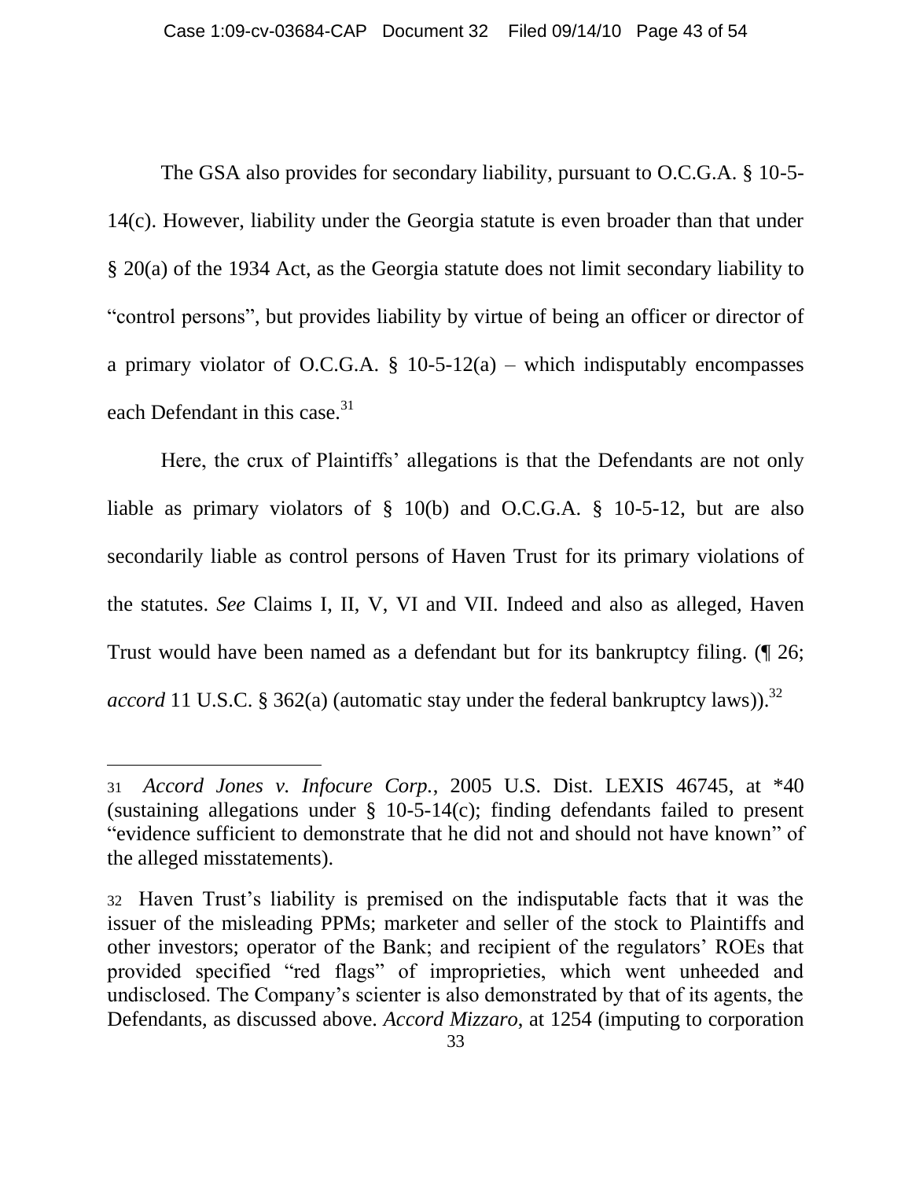The GSA also provides for secondary liability, pursuant to O.C.G.A. § 10-5-14(c). However, liability under the Georgia statute is even broader than that under § 20(a) of the 1934 Act, as the Georgia statute does not limit secondary liability to "control persons", but provides liability by virtue of being an officer or director of a primary violator of O.C.G.A. § 10-5-12(a) – which indisputably encompasses each Defendant in this case.[31]

Here, the crux of Plaintiffs' allegations is that the Defendants are not only liable as primary violators of § 10(b) and O.C.G.A. § 10-5-12, but are also secondarily liable as control persons of Haven Trust for its primary violations of the statutes. *See* Claims I, II, V, VI and VII. Indeed and also as alleged, Haven Trust would have been named as a defendant but for its bankruptcy filing. (¶ 26; *accord* 11 U.S.C. § 362(a) (automatic stay under the federal bankruptcy laws)).[32]

---

[31] *Accord Jones v. Infocure Corp.*, 2005 U.S. Dist. LEXIS 46745, at \*40 (sustaining allegations under § 10-5-14(c); finding defendants failed to present "evidence sufficient to demonstrate that he did not and should not have known" of the alleged misstatements).

[32] Haven Trust's liability is premised on the indisputable facts that it was the issuer of the misleading PPMs; marketer and seller of the stock to Plaintiffs and other investors; operator of the Bank; and recipient of the regulators' ROEs that provided specified "red flags" of improprieties, which went unheeded and undisclosed. The Company's scienter is also demonstrated by that of its agents, the Defendants, as discussed above. *Accord Mizzaro*, at 1254 (imputing to corporation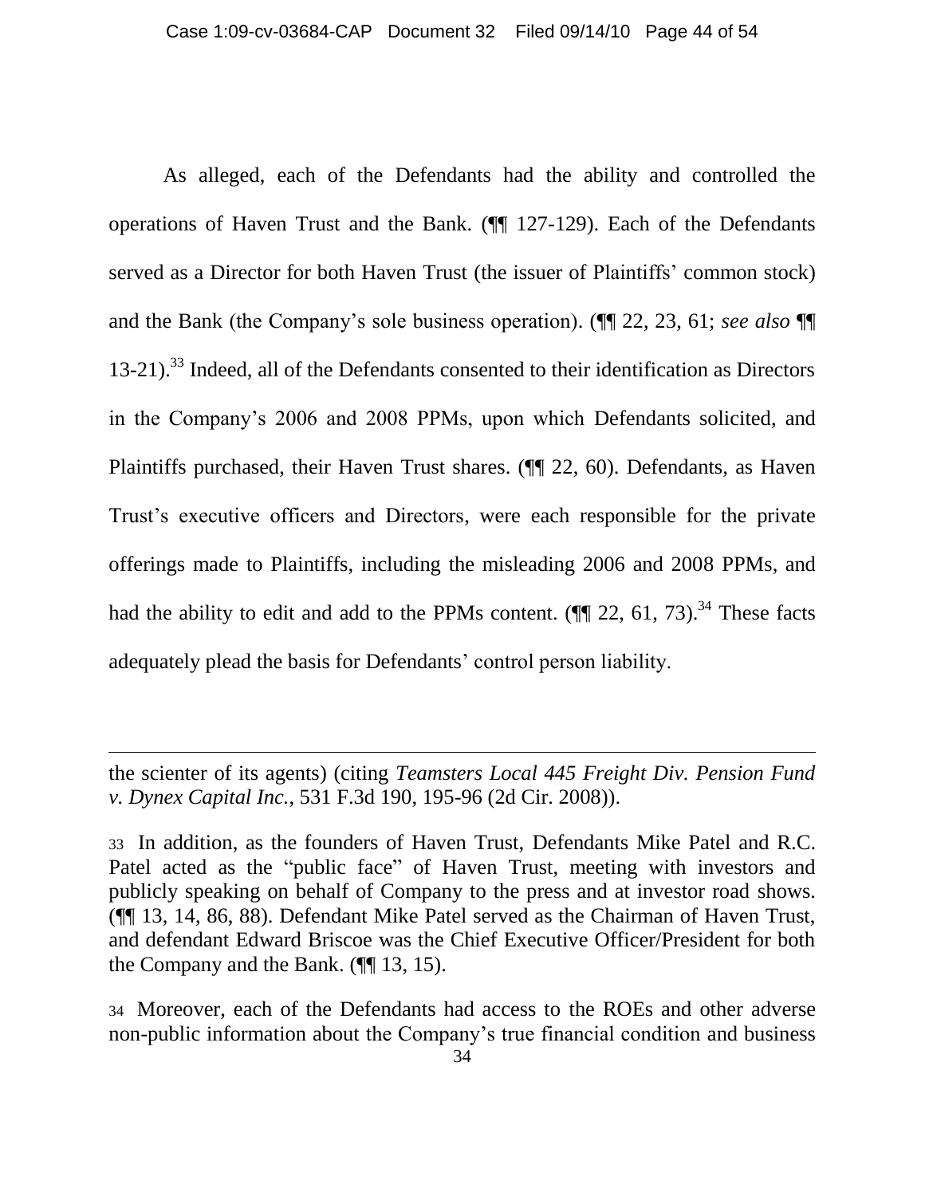As alleged, each of the Defendants had the ability and controlled the operations of Haven Trust and the Bank. (¶¶ 127-129). Each of the Defendants served as a Director for both Haven Trust (the issuer of Plaintiffs' common stock) and the Bank (the Company's sole business operation). (¶¶ 22, 23, 61; *see also* ¶¶ 13-21).[33] Indeed, all of the Defendants consented to their identification as Directors in the Company's 2006 and 2008 PPMs, upon which Defendants solicited, and Plaintiffs purchased, their Haven Trust shares. (¶¶ 22, 60). Defendants, as Haven Trust's executive officers and Directors, were each responsible for the private offerings made to Plaintiffs, including the misleading 2006 and 2008 PPMs, and had the ability to edit and add to the PPMs content. (¶¶ 22, 61, 73).[34] These facts adequately plead the basis for Defendants' control person liability.

---

the scienter of its agents) (citing *Teamsters Local 445 Freight Div. Pension Fund v. Dynex Capital Inc.*, 531 F.3d 190, 195-96 (2d Cir. 2008)).

[33] In addition, as the founders of Haven Trust, Defendants Mike Patel and R.C. Patel acted as the "public face" of Haven Trust, meeting with investors and publicly speaking on behalf of Company to the press and at investor road shows. (¶¶ 13, 14, 86, 88). Defendant Mike Patel served as the Chairman of Haven Trust, and defendant Edward Briscoe was the Chief Executive Officer/President for both the Company and the Bank. (¶¶ 13, 15).

[34] Moreover, each of the Defendants had access to the ROEs and other adverse non-public information about the Company's true financial condition and business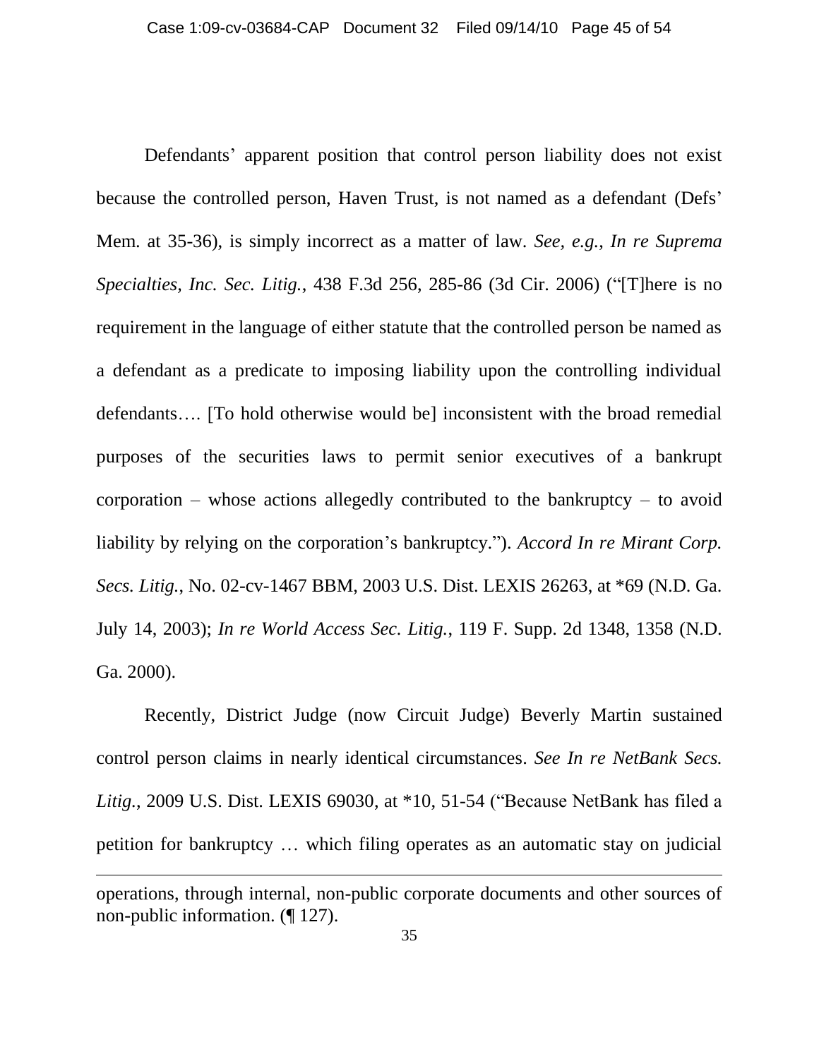Defendants' apparent position that control person liability does not exist because the controlled person, Haven Trust, is not named as a defendant (Defs' Mem. at 35-36), is simply incorrect as a matter of law. *See, e.g., In re Suprema Specialties, Inc. Sec. Litig.*, 438 F.3d 256, 285-86 (3d Cir. 2006) ("[T]here is no requirement in the language of either statute that the controlled person be named as a defendant as a predicate to imposing liability upon the controlling individual defendants…. [To hold otherwise would be] inconsistent with the broad remedial purposes of the securities laws to permit senior executives of a bankrupt corporation – whose actions allegedly contributed to the bankruptcy – to avoid liability by relying on the corporation's bankruptcy."). *Accord In re Mirant Corp. Secs. Litig.*, No. 02-cv-1467 BBM, 2003 U.S. Dist. LEXIS 26263, at *69 (N.D. Ga. July 14, 2003); *In re World Access Sec. Litig.*, 119 F. Supp. 2d 1348, 1358 (N.D. Ga. 2000).

Recently, District Judge (now Circuit Judge) Beverly Martin sustained control person claims in nearly identical circumstances. *See In re NetBank Secs. Litig.*, 2009 U.S. Dist. LEXIS 69030, at *10, 51-54 ("Because NetBank has filed a petition for bankruptcy … which filing operates as an automatic stay on judicial

---

operations, through internal, non-public corporate documents and other sources of non-public information. (¶ 127).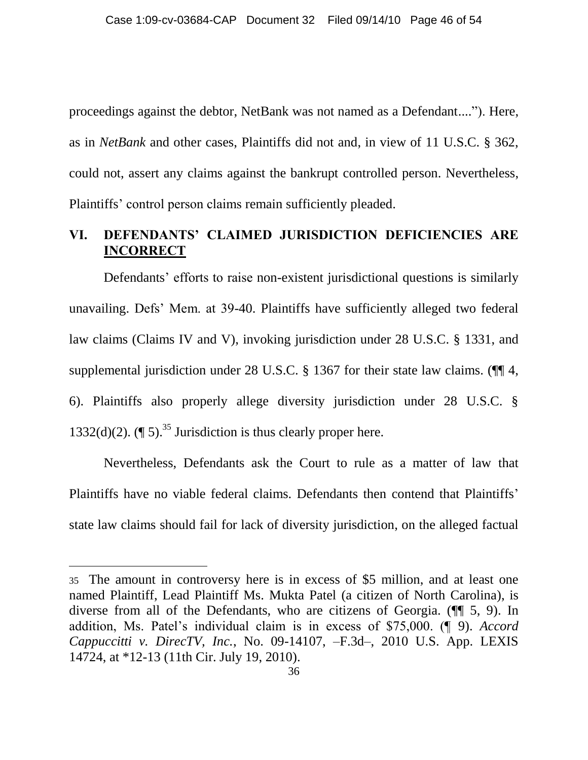proceedings against the debtor, NetBank was not named as a Defendant...."). Here, as in *NetBank* and other cases, Plaintiffs did not and, in view of 11 U.S.C. § 362, could not, assert any claims against the bankrupt controlled person. Nevertheless, Plaintiffs' control person claims remain sufficiently pleaded.

## VI. DEFENDANTS' CLAIMED JURISDICTION DEFICIENCIES ARE INCORRECT

Defendants' efforts to raise non-existent jurisdictional questions is similarly unavailing. Defs' Mem. at 39-40. Plaintiffs have sufficiently alleged two federal law claims (Claims IV and V), invoking jurisdiction under 28 U.S.C. § 1331, and supplemental jurisdiction under 28 U.S.C. § 1367 for their state law claims. (¶¶ 4, 6). Plaintiffs also properly allege diversity jurisdiction under 28 U.S.C. § 1332(d)(2). (¶ 5).[35] Jurisdiction is thus clearly proper here.

Nevertheless, Defendants ask the Court to rule as a matter of law that Plaintiffs have no viable federal claims. Defendants then contend that Plaintiffs' state law claims should fail for lack of diversity jurisdiction, on the alleged factual

---

35 The amount in controversy here is in excess of $5 million, and at least one named Plaintiff, Lead Plaintiff Ms. Mukta Patel (a citizen of North Carolina), is diverse from all of the Defendants, who are citizens of Georgia. (¶¶ 5, 9). In addition, Ms. Patel's individual claim is in excess of $75,000. (¶ 9). *Accord Cappuccitti v. DirecTV, Inc.*, No. 09-14107, –F.3d–, 2010 U.S. App. LEXIS 14724, at *12-13 (11th Cir. July 19, 2010).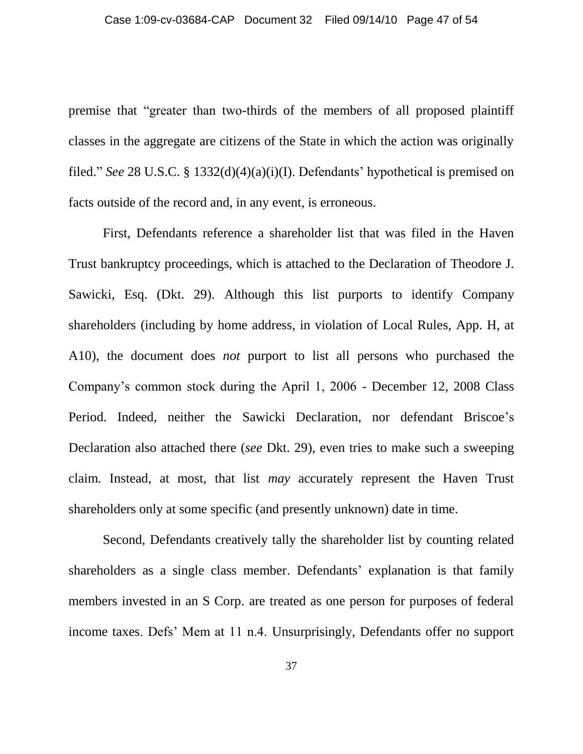premise that "greater than two-thirds of the members of all proposed plaintiff classes in the aggregate are citizens of the State in which the action was originally filed." *See* 28 U.S.C. § 1332(d)(4)(a)(i)(I). Defendants' hypothetical is premised on facts outside of the record and, in any event, is erroneous.

First, Defendants reference a shareholder list that was filed in the Haven Trust bankruptcy proceedings, which is attached to the Declaration of Theodore J. Sawicki, Esq. (Dkt. 29). Although this list purports to identify Company shareholders (including by home address, in violation of Local Rules, App. H, at A10), the document does *not* purport to list all persons who purchased the Company's common stock during the April 1, 2006 - December 12, 2008 Class Period. Indeed, neither the Sawicki Declaration, nor defendant Briscoe's Declaration also attached there (*see* Dkt. 29), even tries to make such a sweeping claim. Instead, at most, that list *may* accurately represent the Haven Trust shareholders only at some specific (and presently unknown) date in time.

Second, Defendants creatively tally the shareholder list by counting related shareholders as a single class member. Defendants' explanation is that family members invested in an S Corp. are treated as one person for purposes of federal income taxes. Defs' Mem at 11 n.4. Unsurprisingly, Defendants offer no support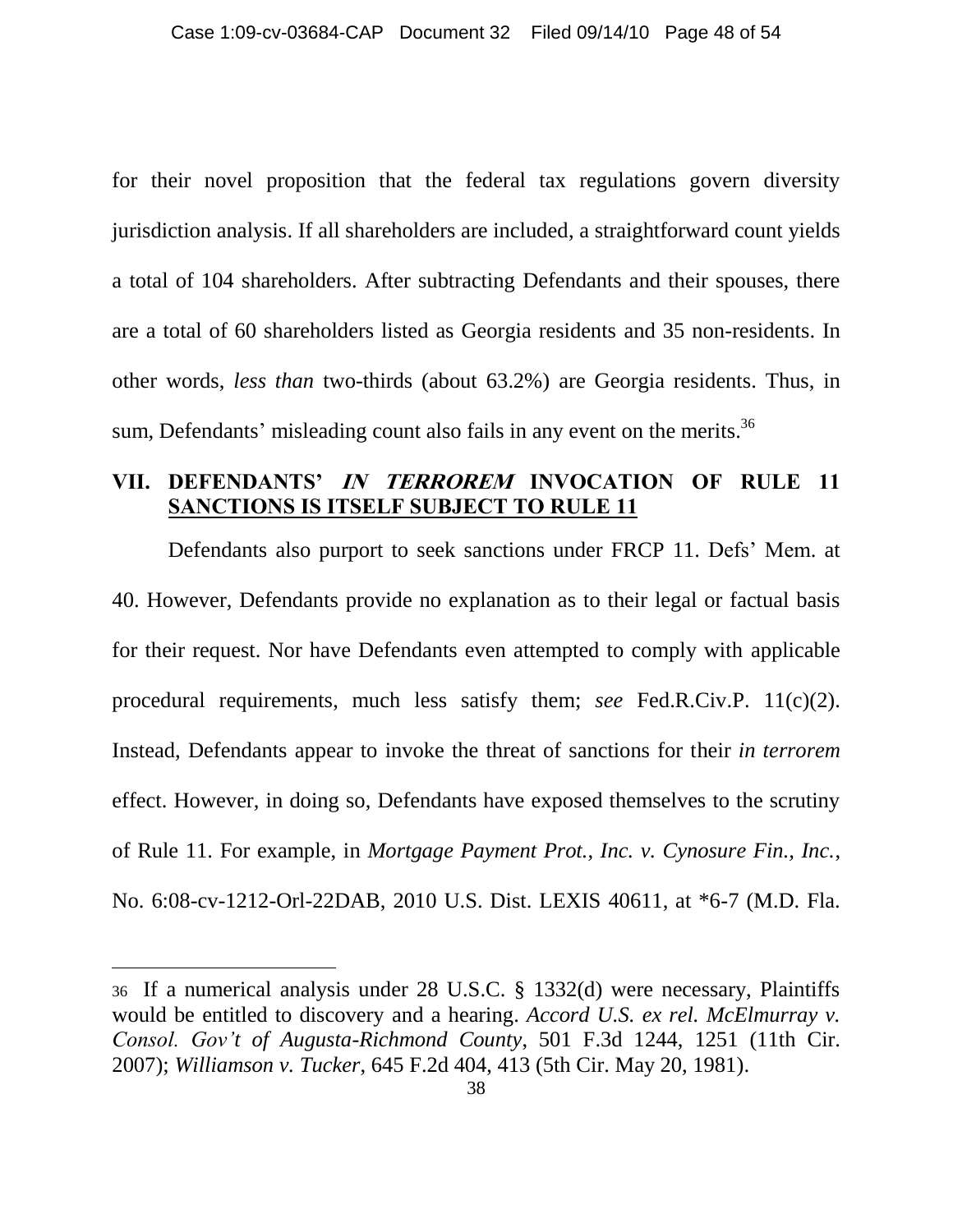for their novel proposition that the federal tax regulations govern diversity jurisdiction analysis. If all shareholders are included, a straightforward count yields a total of 104 shareholders. After subtracting Defendants and their spouses, there are a total of 60 shareholders listed as Georgia residents and 35 non-residents. In other words, *less than* two-thirds (about 63.2%) are Georgia residents. Thus, in sum, Defendants' misleading count also fails in any event on the merits.[36]

## VII. DEFENDANTS' *IN TERROREM* INVOCATION OF RULE 11 SANCTIONS IS ITSELF SUBJECT TO RULE 11

Defendants also purport to seek sanctions under FRCP 11. Defs' Mem. at 40. However, Defendants provide no explanation as to their legal or factual basis for their request. Nor have Defendants even attempted to comply with applicable procedural requirements, much less satisfy them; *see* Fed.R.Civ.P. 11(c)(2). Instead, Defendants appear to invoke the threat of sanctions for their *in terrorem* effect. However, in doing so, Defendants have exposed themselves to the scrutiny of Rule 11. For example, in *Mortgage Payment Prot., Inc. v. Cynosure Fin., Inc.*, No. 6:08-cv-1212-Orl-22DAB, 2010 U.S. Dist. LEXIS 40611, at *6-7 (M.D. Fla.

---

36 If a numerical analysis under 28 U.S.C. § 1332(d) were necessary, Plaintiffs would be entitled to discovery and a hearing. *Accord U.S. ex rel. McElmurray v. Consol. Gov't of Augusta-Richmond County*, 501 F.3d 1244, 1251 (11th Cir. 2007); *Williamson v. Tucker*, 645 F.2d 404, 413 (5th Cir. May 20, 1981).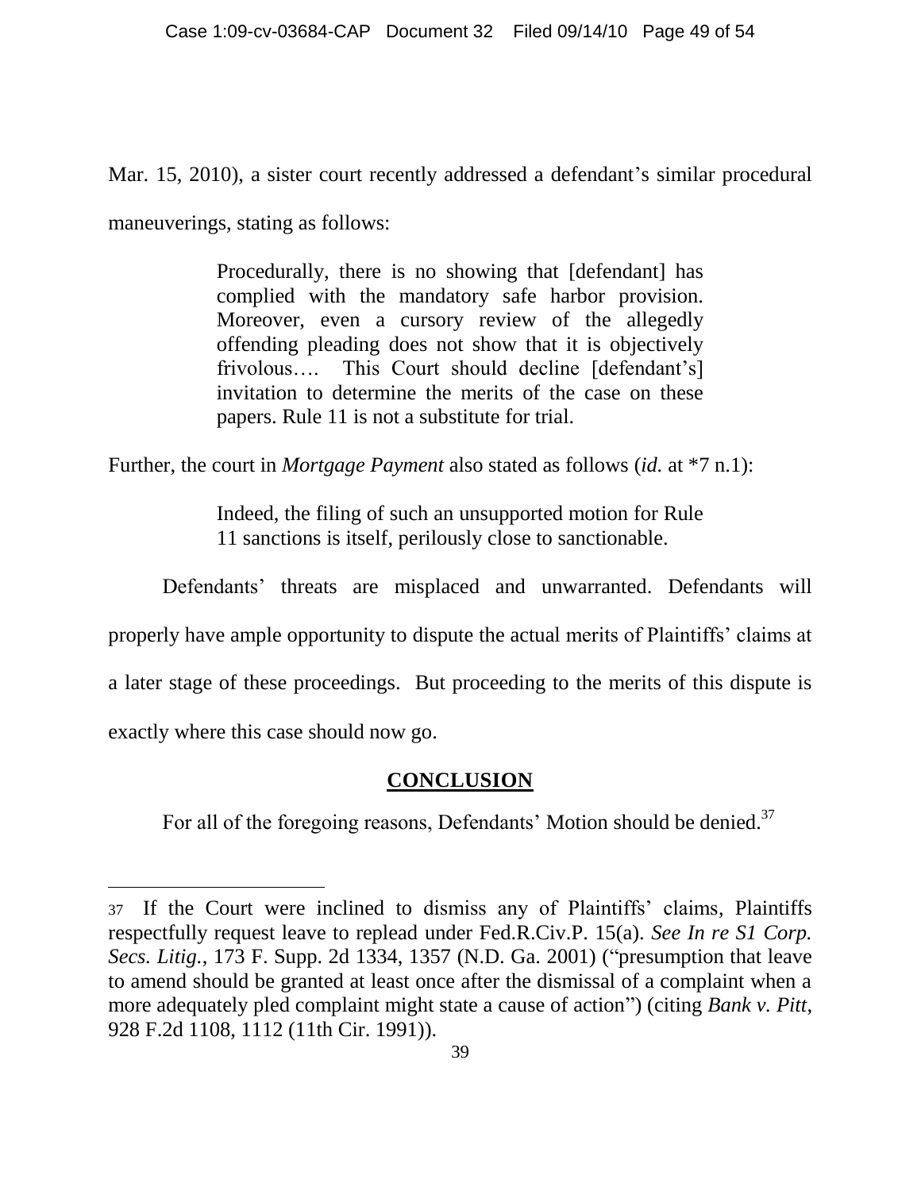Mar. 15, 2010), a sister court recently addressed a defendant's similar procedural maneuverings, stating as follows:

> Procedurally, there is no showing that [defendant] has complied with the mandatory safe harbor provision. Moreover, even a cursory review of the allegedly offending pleading does not show that it is objectively frivolous…. This Court should decline [defendant's] invitation to determine the merits of the case on these papers. Rule 11 is not a substitute for trial.

Further, the court in *Mortgage Payment* also stated as follows (*id.* at *7 n.1):

> Indeed, the filing of such an unsupported motion for Rule 11 sanctions is itself, perilously close to sanctionable.

Defendants' threats are misplaced and unwarranted. Defendants will properly have ample opportunity to dispute the actual merits of Plaintiffs' claims at a later stage of these proceedings. But proceeding to the merits of this dispute is exactly where this case should now go.

## **CONCLUSION**

For all of the foregoing reasons, Defendants' Motion should be denied.[37]

---

[37] If the Court were inclined to dismiss any of Plaintiffs' claims, Plaintiffs respectfully request leave to replead under Fed.R.Civ.P. 15(a). *See In re S1 Corp. Secs. Litig.*, 173 F. Supp. 2d 1334, 1357 (N.D. Ga. 2001) ("presumption that leave to amend should be granted at least once after the dismissal of a complaint when a more adequately pled complaint might state a cause of action") (citing *Bank v. Pitt*, 928 F.2d 1108, 1112 (11th Cir. 1991)).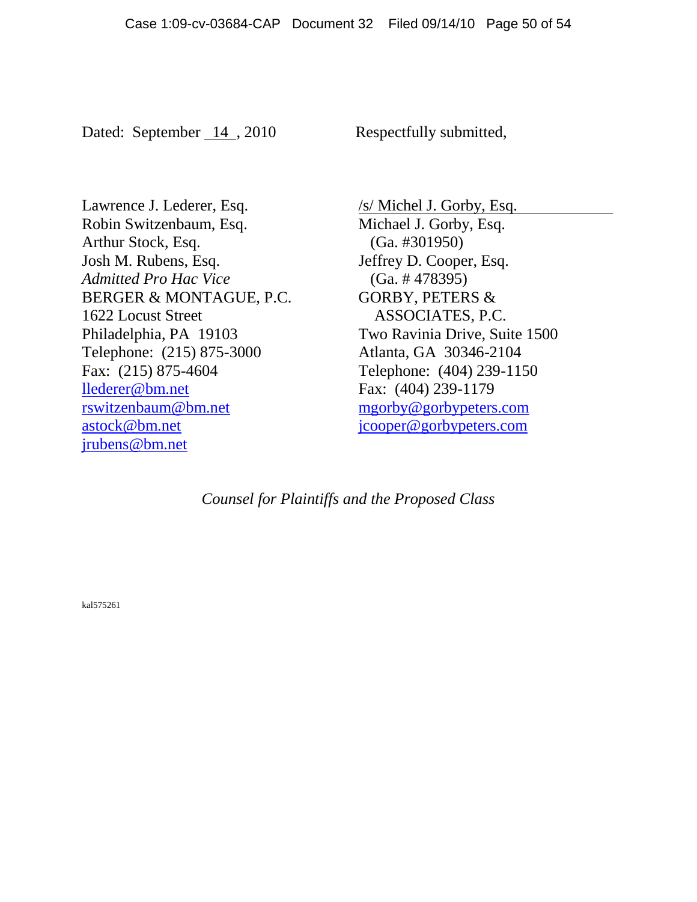Dated: September 14 , 2010

Respectfully submitted,

/s/ Michel J. Gorby, Esq.
Michael J. Gorby, Esq.
(Ga. #301950)
Jeffrey D. Cooper, Esq.
(Ga. # 478395)
GORBY, PETERS & ASSOCIATES, P.C.
Two Ravinia Drive, Suite 1500
Atlanta, GA 30346-2104
Telephone: (404) 239-1150
Fax: (404) 239-1179
mgorby@gorbypeters.com
jcooper@gorbypeters.com

Lawrence J. Lederer, Esq.
Robin Switzenbaum, Esq.
Arthur Stock, Esq.
Josh M. Rubens, Esq.
*Admitted Pro Hac Vice*
BERGER & MONTAGUE, P.C.
1622 Locust Street
Philadelphia, PA 19103
Telephone: (215) 875-3000
Fax: (215) 875-4604
llederer@bm.net
rswitzenbaum@bm.net
astock@bm.net
jrubens@bm.net

*Counsel for Plaintiffs and the Proposed Class*

kal575261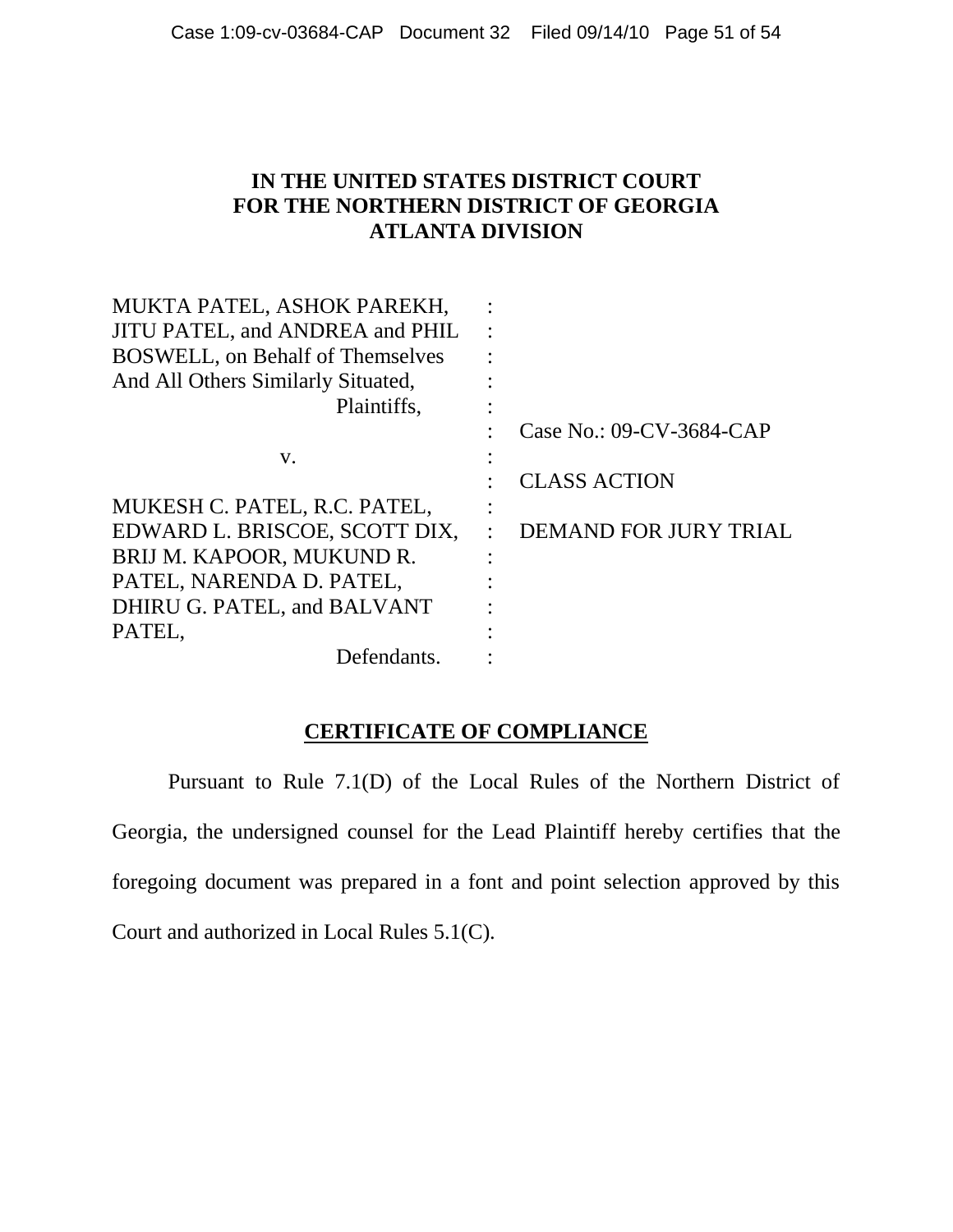**IN THE UNITED STATES DISTRICT COURT**
**FOR THE NORTHERN DISTRICT OF GEORGIA**
**ATLANTA DIVISION**

| | | |
|---|---|---|
| MUKTA PATEL, ASHOK PAREKH, JITU PATEL, and ANDREA and PHIL BOSWELL, on Behalf of Themselves And All Others Similarly Situated, | : | |
| Plaintiffs, | : | Case No.: 09-CV-3684-CAP |
| v. | : | CLASS ACTION |
| MUKESH C. PATEL, R.C. PATEL, EDWARD L. BRISCOE, SCOTT DIX, BRIJ M. KAPOOR, MUKUND R. PATEL, NARENDA D. PATEL, DHIRU G. PATEL, and BALVANT PATEL, | : | DEMAND FOR JURY TRIAL |
| Defendants. | : | |

**CERTIFICATE OF COMPLIANCE**

Pursuant to Rule 7.1(D) of the Local Rules of the Northern District of Georgia, the undersigned counsel for the Lead Plaintiff hereby certifies that the foregoing document was prepared in a font and point selection approved by this Court and authorized in Local Rules 5.1(C).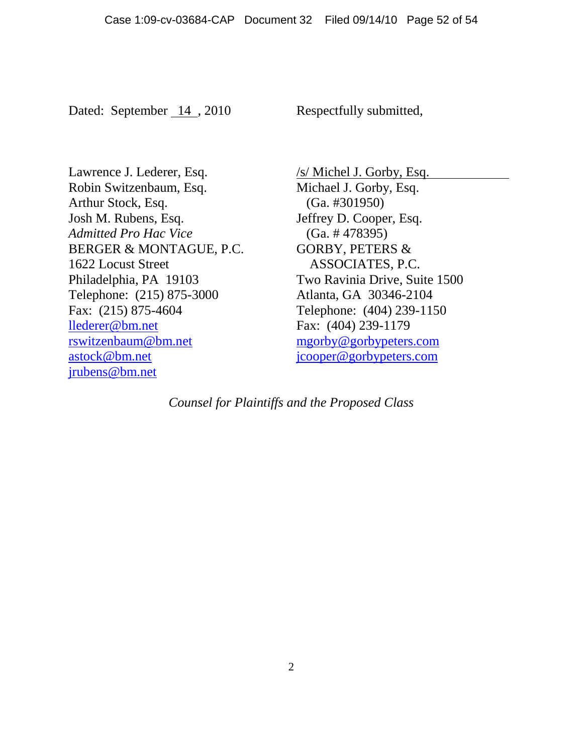Dated: September 14 , 2010

Respectfully submitted,

/s/ Michel J. Gorby, Esq.
Michael J. Gorby, Esq.
(Ga. #301950)
Jeffrey D. Cooper, Esq.
(Ga. # 478395)
GORBY, PETERS & ASSOCIATES, P.C.
Two Ravinia Drive, Suite 1500
Atlanta, GA 30346-2104
Telephone: (404) 239-1150
Fax: (404) 239-1179
mgorby@gorbypeters.com
jcooper@gorbypeters.com

Lawrence J. Lederer, Esq.
Robin Switzenbaum, Esq.
Arthur Stock, Esq.
Josh M. Rubens, Esq.
*Admitted Pro Hac Vice*
BERGER & MONTAGUE, P.C.
1622 Locust Street
Philadelphia, PA 19103
Telephone: (215) 875-3000
Fax: (215) 875-4604
llederer@bm.net
rswitzenbaum@bm.net
astock@bm.net
jrubens@bm.net

*Counsel for Plaintiffs and the Proposed Class*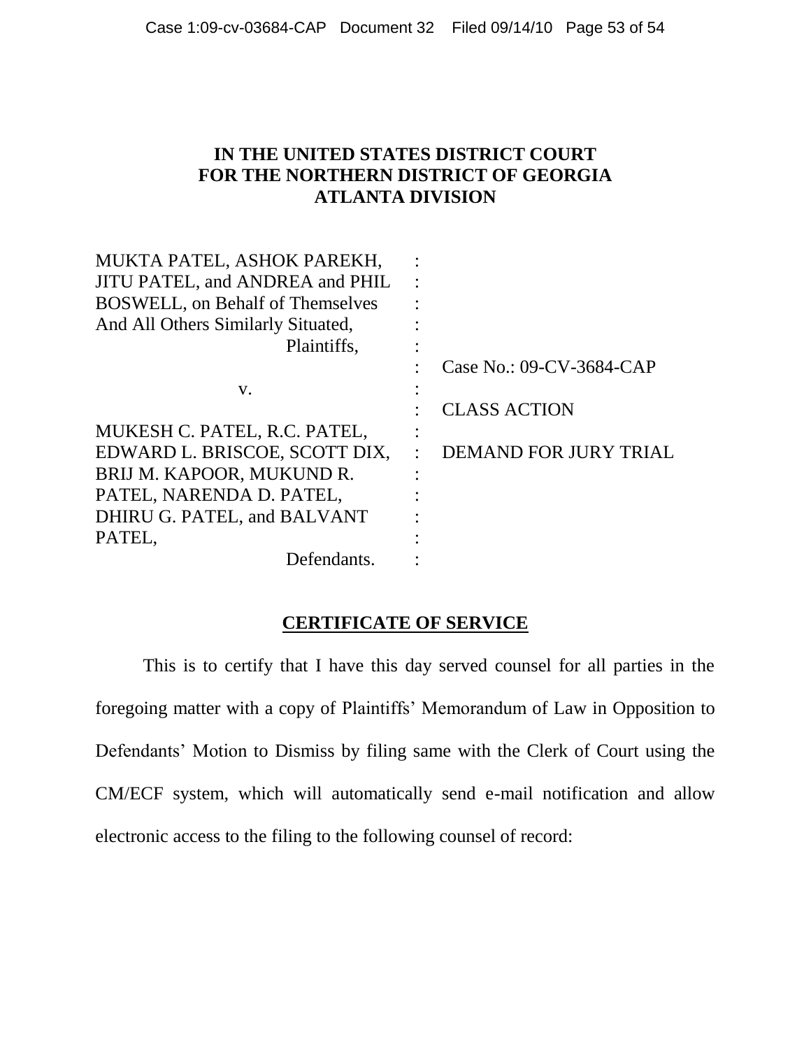**IN THE UNITED STATES DISTRICT COURT**
**FOR THE NORTHERN DISTRICT OF GEORGIA**
**ATLANTA DIVISION**

| | | |
|---|---|---|
| MUKTA PATEL, ASHOK PAREKH, JITU PATEL, and ANDREA and PHIL BOSWELL, on Behalf of Themselves And All Others Similarly Situated, | : | |
| Plaintiffs, | : | |
| | : | Case No.: 09-CV-3684-CAP |
| v. | : | |
| | : | CLASS ACTION |
| MUKESH C. PATEL, R.C. PATEL, EDWARD L. BRISCOE, SCOTT DIX, BRIJ M. KAPOOR, MUKUND R. PATEL, NARENDA D. PATEL, DHIRU G. PATEL, and BALVANT PATEL, | : | DEMAND FOR JURY TRIAL |
| Defendants. | : | |

**CERTIFICATE OF SERVICE**

This is to certify that I have this day served counsel for all parties in the foregoing matter with a copy of Plaintiffs' Memorandum of Law in Opposition to Defendants' Motion to Dismiss by filing same with the Clerk of Court using the CM/ECF system, which will automatically send e-mail notification and allow electronic access to the filing to the following counsel of record: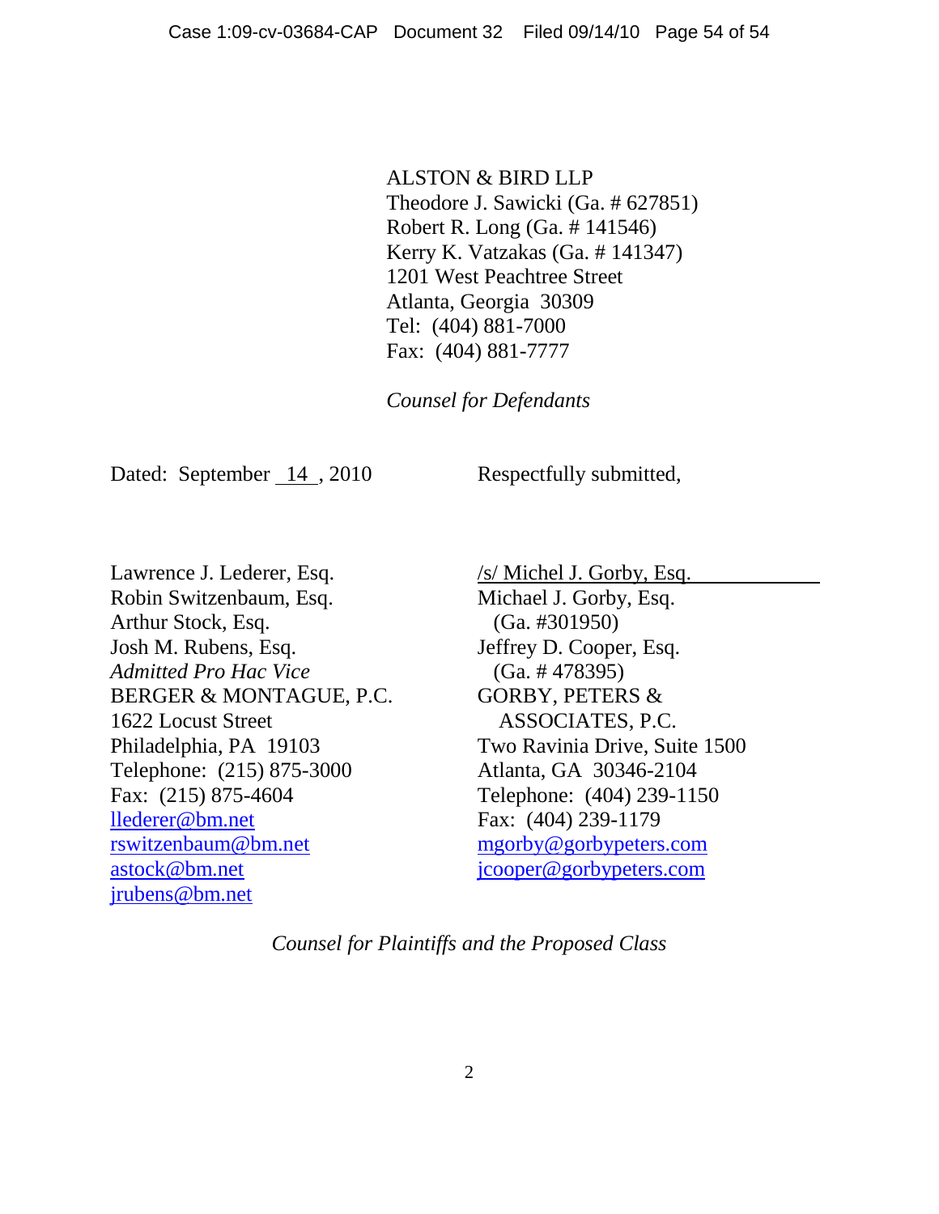ALSTON & BIRD LLP
Theodore J. Sawicki (Ga. # 627851)
Robert R. Long (Ga. # 141546)
Kerry K. Vatzakas (Ga. # 141347)
1201 West Peachtree Street
Atlanta, Georgia 30309
Tel: (404) 881-7000
Fax: (404) 881-7777

*Counsel for Defendants*

Dated: September 14 , 2010

Respectfully submitted,

Lawrence J. Lederer, Esq.
Robin Switzenbaum, Esq.
Arthur Stock, Esq.
Josh M. Rubens, Esq.
*Admitted Pro Hac Vice*
BERGER & MONTAGUE, P.C.
1622 Locust Street
Philadelphia, PA 19103
Telephone: (215) 875-3000
Fax: (215) 875-4604
llederer@bm.net
rswitzenbaum@bm.net
astock@bm.net
jrubens@bm.net

/s/ Michel J. Gorby, Esq.
Michael J. Gorby, Esq.
(Ga. #301950)
Jeffrey D. Cooper, Esq.
(Ga. # 478395)
GORBY, PETERS & ASSOCIATES, P.C.
Two Ravinia Drive, Suite 1500
Atlanta, GA 30346-2104
Telephone: (404) 239-1150
Fax: (404) 239-1179
mgorby@gorbypeters.com
jcooper@gorbypeters.com

*Counsel for Plaintiffs and the Proposed Class*